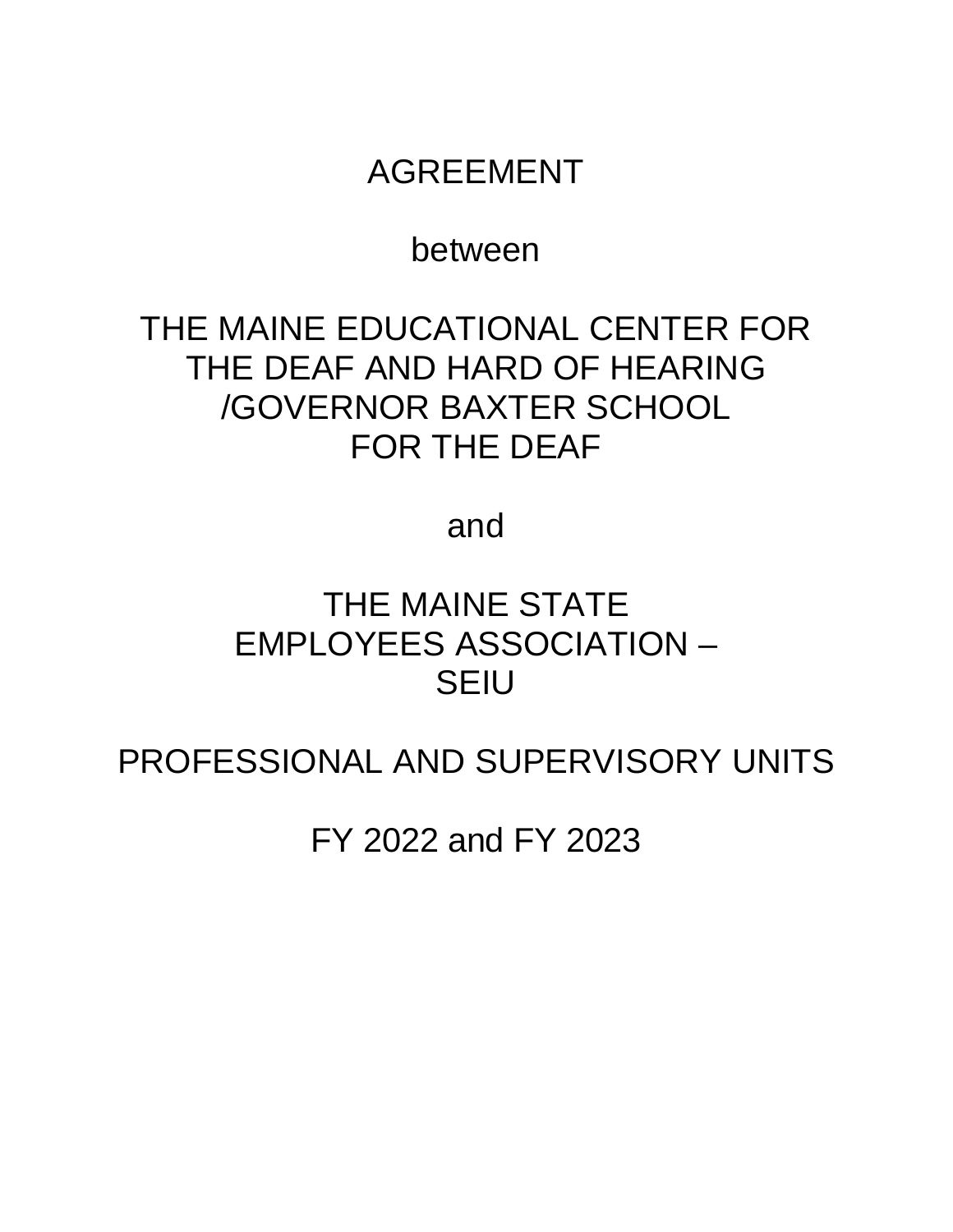# AGREEMENT

between

# THE MAINE EDUCATIONAL CENTER FOR THE DEAF AND HARD OF HEARING /GOVERNOR BAXTER SCHOOL FOR THE DEAF

and

# THE MAINE STATE EMPLOYEES ASSOCIATION – SEIU

## PROFESSIONAL AND SUPERVISORY UNITS

## FY 2022 and FY 2023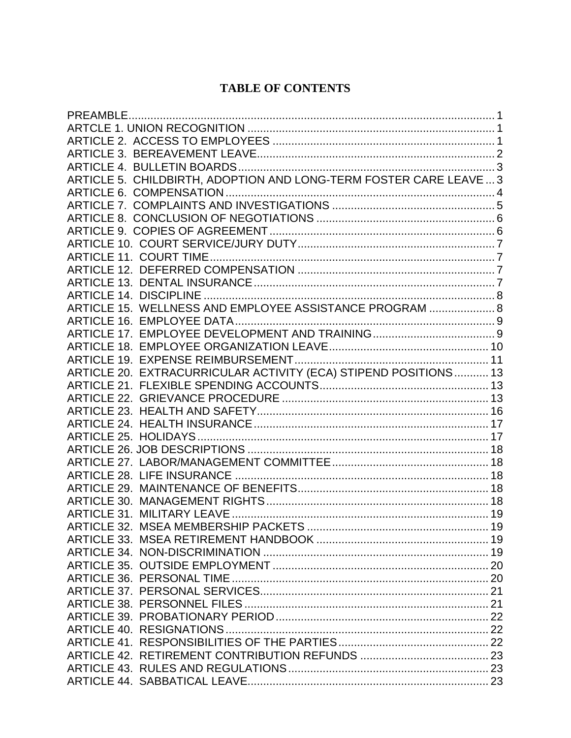# TABLE OF CONTENTS

PREAMBLE....................................................................................................................1
ARTCLE 1. UNION RECOGNITION ...............................................................................1
ARTICLE 2. ACCESS TO EMPLOYEES .......................................................................1
ARTICLE 3. BEREAVEMENT LEAVE............................................................................2
ARTICLE 4. BULLETIN BOARDS..................................................................................3
ARTICLE 5. CHILDBIRTH, ADOPTION AND LONG-TERM FOSTER CARE LEAVE ...3
ARTICLE 6. COMPENSATION......................................................................................4
ARTICLE 7. COMPLAINTS AND INVESTIGATIONS ....................................................5
ARTICLE 8. CONCLUSION OF NEGOTIATIONS ..........................................................6
ARTICLE 9. COPIES OF AGREEMENT........................................................................6
ARTICLE 10. COURT SERVICE/JURY DUTY...............................................................7
ARTICLE 11. COURT TIME............................................................................................7
ARTICLE 12. DEFERRED COMPENSATION ...............................................................7
ARTICLE 13. DENTAL INSURANCE.............................................................................7
ARTICLE 14. DISCIPLINE ..............................................................................................8
ARTICLE 15. WELLNESS AND EMPLOYEE ASSISTANCE PROGRAM .....................8
ARTICLE 16. EMPLOYEE DATA...................................................................................9
ARTICLE 17. EMPLOYEE DEVELOPMENT AND TRAINING.......................................9
ARTICLE 18. EMPLOYEE ORGANIZATION LEAVE...................................................10
ARTICLE 19. EXPENSE REIMBURSEMENT...............................................................11
ARTICLE 20. EXTRACURRICULAR ACTIVITY (ECA) STIPEND POSITIONS...........13
ARTICLE 21. FLEXIBLE SPENDING ACCOUNTS.......................................................13
ARTICLE 22. GRIEVANCE PROCEDURE ...................................................................13
ARTICLE 23. HEALTH AND SAFETY...........................................................................16
ARTICLE 24. HEALTH INSURANCE............................................................................17
ARTICLE 25. HOLIDAYS..............................................................................................17
ARTICLE 26. JOB DESCRIPTIONS .............................................................................18
ARTICLE 27. LABOR/MANAGEMENT COMMITTEE...................................................18
ARTICLE 28. LIFE INSURANCE ..................................................................................18
ARTICLE 29. MAINTENANCE OF BENEFITS..............................................................18
ARTICLE 30. MANAGEMENT RIGHTS........................................................................18
ARTICLE 31. MILITARY LEAVE...................................................................................19
ARTICLE 32. MSEA MEMBERSHIP PACKETS ...........................................................19
ARTICLE 33. MSEA RETIREMENT HANDBOOK ........................................................19
ARTICLE 34. NON-DISCRIMINATION ..........................................................................19
ARTICLE 35. OUTSIDE EMPLOYMENT ......................................................................20
ARTICLE 36. PERSONAL TIME...................................................................................20
ARTICLE 37. PERSONAL SERVICES..........................................................................21
ARTICLE 38. PERSONNEL FILES...............................................................................21
ARTICLE 39. PROBATIONARY PERIOD.....................................................................22
ARTICLE 40. RESIGNATIONS.....................................................................................22
ARTICLE 41. RESPONSIBILITIES OF THE PARTIES.................................................22
ARTICLE 42. RETIREMENT CONTRIBUTION REFUNDS ..........................................23
ARTICLE 43. RULES AND REGULATIONS.................................................................23
ARTICLE 44. SABBATICAL LEAVE.............................................................................23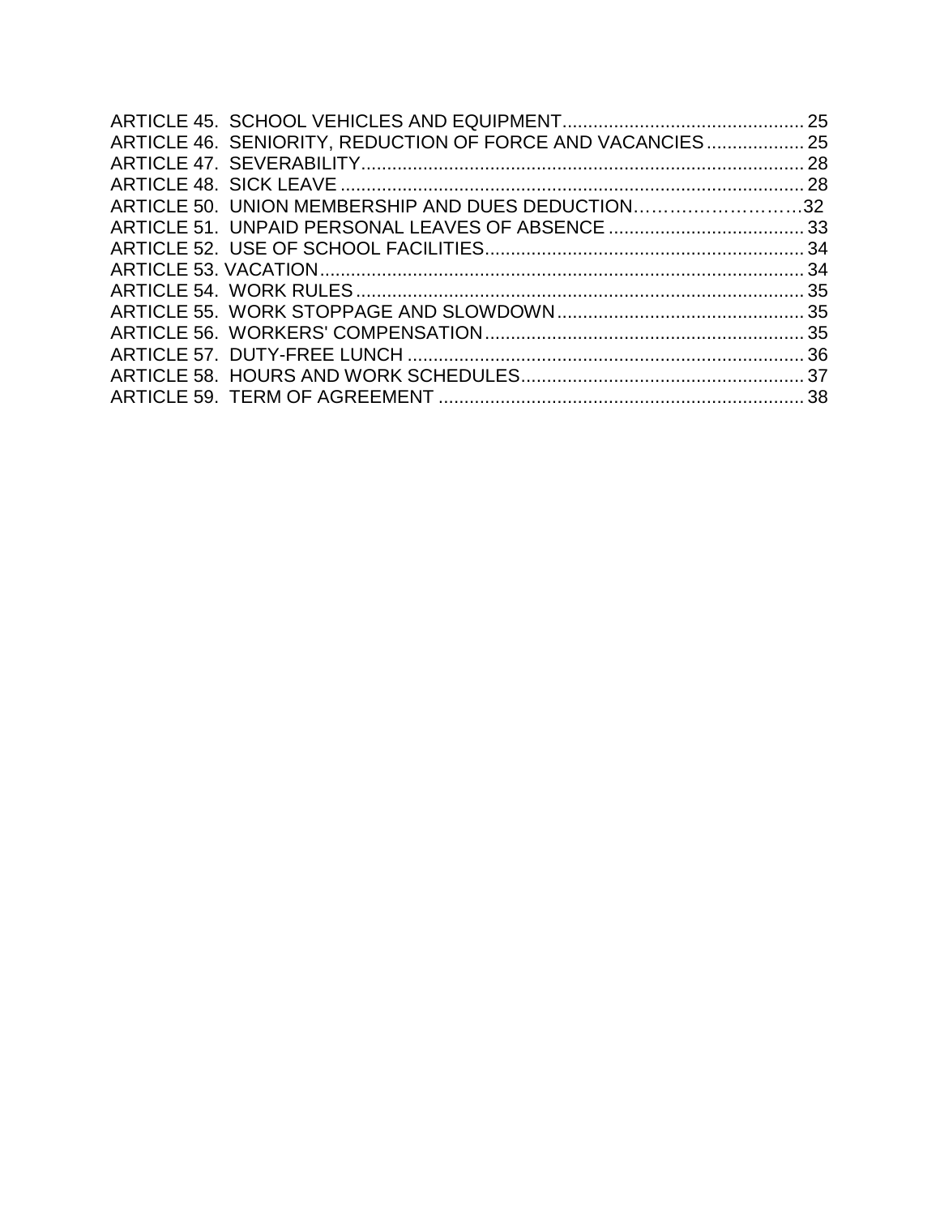ARTICLE 45. SCHOOL VEHICLES AND EQUIPMENT............................................... 25
ARTICLE 46. SENIORITY, REDUCTION OF FORCE AND VACANCIES ................... 25
ARTICLE 47. SEVERABILITY...................................................................................... 28
ARTICLE 48. SICK LEAVE .......................................................................................... 28
ARTICLE 50. UNION MEMBERSHIP AND DUES DEDUCTION……………………..32
ARTICLE 51. UNPAID PERSONAL LEAVES OF ABSENCE ...................................... 33
ARTICLE 52. USE OF SCHOOL FACILITIES.............................................................. 34
ARTICLE 53. VACATION.............................................................................................. 34
ARTICLE 54. WORK RULES ....................................................................................... 35
ARTICLE 55. WORK STOPPAGE AND SLOWDOWN ................................................ 35
ARTICLE 56. WORKERS' COMPENSATION .............................................................. 35
ARTICLE 57. DUTY-FREE LUNCH ............................................................................. 36
ARTICLE 58. HOURS AND WORK SCHEDULES....................................................... 37
ARTICLE 59. TERM OF AGREEMENT ....................................................................... 38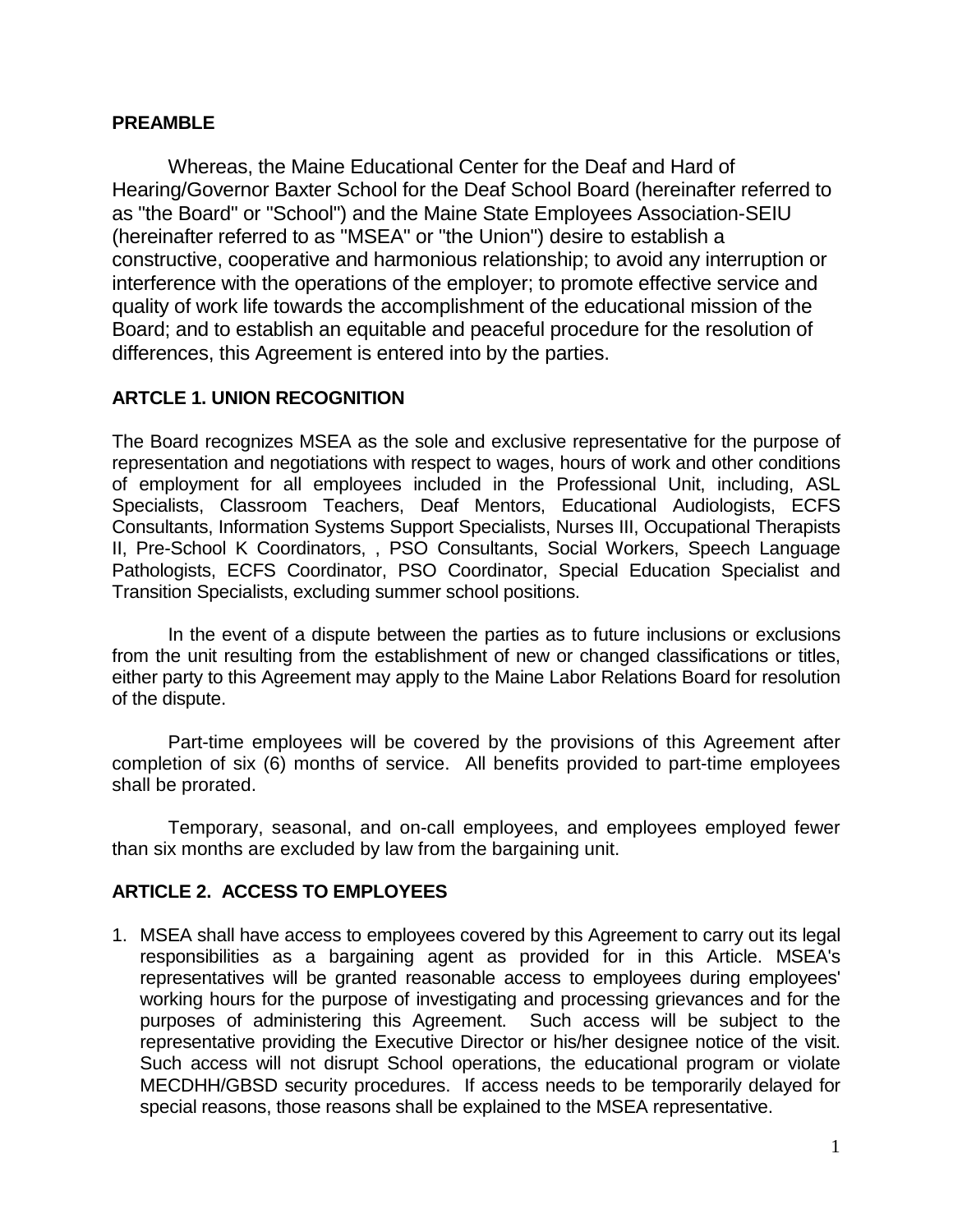## PREAMBLE

Whereas, the Maine Educational Center for the Deaf and Hard of Hearing/Governor Baxter School for the Deaf School Board (hereinafter referred to as "the Board" or "School") and the Maine State Employees Association-SEIU (hereinafter referred to as "MSEA" or "the Union") desire to establish a constructive, cooperative and harmonious relationship; to avoid any interruption or interference with the operations of the employer; to promote effective service and quality of work life towards the accomplishment of the educational mission of the Board; and to establish an equitable and peaceful procedure for the resolution of differences, this Agreement is entered into by the parties.

## ARTCLE 1. UNION RECOGNITION

The Board recognizes MSEA as the sole and exclusive representative for the purpose of representation and negotiations with respect to wages, hours of work and other conditions of employment for all employees included in the Professional Unit, including, ASL Specialists, Classroom Teachers, Deaf Mentors, Educational Audiologists, ECFS Consultants, Information Systems Support Specialists, Nurses III, Occupational Therapists II, Pre-School K Coordinators, , PSO Consultants, Social Workers, Speech Language Pathologists, ECFS Coordinator, PSO Coordinator, Special Education Specialist and Transition Specialists, excluding summer school positions.

In the event of a dispute between the parties as to future inclusions or exclusions from the unit resulting from the establishment of new or changed classifications or titles, either party to this Agreement may apply to the Maine Labor Relations Board for resolution of the dispute.

Part-time employees will be covered by the provisions of this Agreement after completion of six (6) months of service. All benefits provided to part-time employees shall be prorated.

Temporary, seasonal, and on-call employees, and employees employed fewer than six months are excluded by law from the bargaining unit.

## ARTICLE 2. ACCESS TO EMPLOYEES

1. MSEA shall have access to employees covered by this Agreement to carry out its legal responsibilities as a bargaining agent as provided for in this Article. MSEA's representatives will be granted reasonable access to employees during employees' working hours for the purpose of investigating and processing grievances and for the purposes of administering this Agreement. Such access will be subject to the representative providing the Executive Director or his/her designee notice of the visit. Such access will not disrupt School operations, the educational program or violate MECDHH/GBSD security procedures. If access needs to be temporarily delayed for special reasons, those reasons shall be explained to the MSEA representative.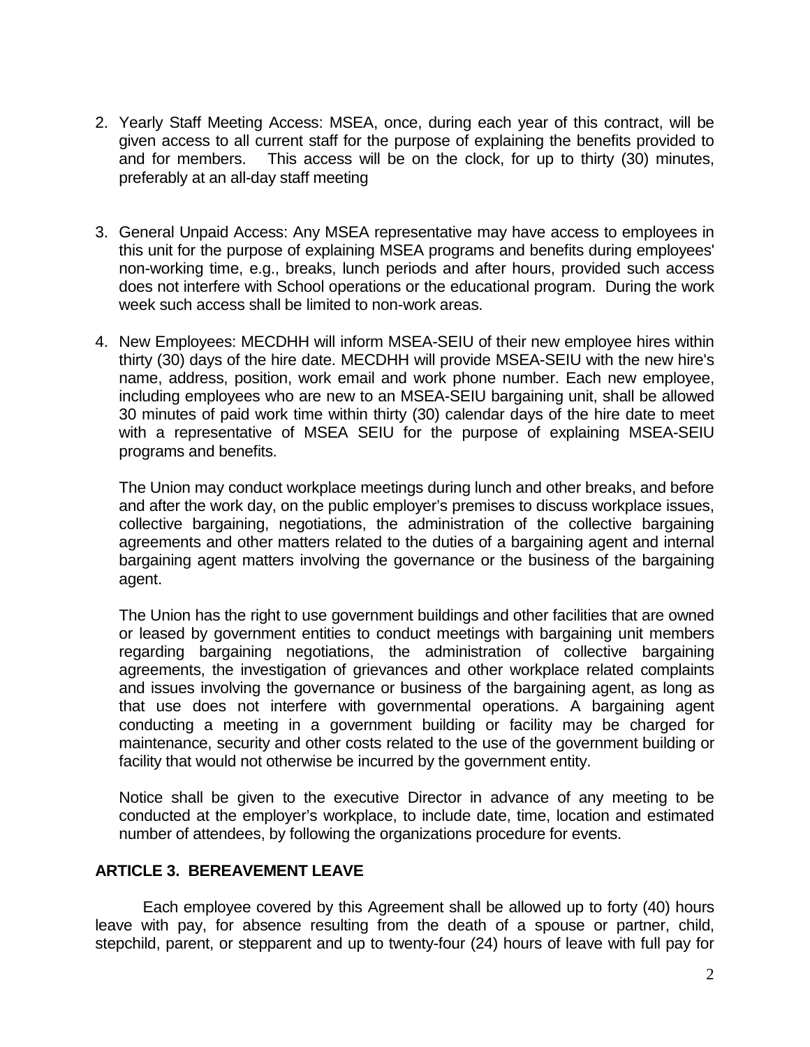2. Yearly Staff Meeting Access: MSEA, once, during each year of this contract, will be given access to all current staff for the purpose of explaining the benefits provided to and for members. This access will be on the clock, for up to thirty (30) minutes, preferably at an all-day staff meeting

3. General Unpaid Access: Any MSEA representative may have access to employees in this unit for the purpose of explaining MSEA programs and benefits during employees' non-working time, e.g., breaks, lunch periods and after hours, provided such access does not interfere with School operations or the educational program. During the work week such access shall be limited to non-work areas.

4. New Employees: MECDHH will inform MSEA-SEIU of their new employee hires within thirty (30) days of the hire date. MECDHH will provide MSEA-SEIU with the new hire's name, address, position, work email and work phone number. Each new employee, including employees who are new to an MSEA-SEIU bargaining unit, shall be allowed 30 minutes of paid work time within thirty (30) calendar days of the hire date to meet with a representative of MSEA SEIU for the purpose of explaining MSEA-SEIU programs and benefits.

   The Union may conduct workplace meetings during lunch and other breaks, and before and after the work day, on the public employer's premises to discuss workplace issues, collective bargaining, negotiations, the administration of the collective bargaining agreements and other matters related to the duties of a bargaining agent and internal bargaining agent matters involving the governance or the business of the bargaining agent.

   The Union has the right to use government buildings and other facilities that are owned or leased by government entities to conduct meetings with bargaining unit members regarding bargaining negotiations, the administration of collective bargaining agreements, the investigation of grievances and other workplace related complaints and issues involving the governance or business of the bargaining agent, as long as that use does not interfere with governmental operations. A bargaining agent conducting a meeting in a government building or facility may be charged for maintenance, security and other costs related to the use of the government building or facility that would not otherwise be incurred by the government entity.

   Notice shall be given to the executive Director in advance of any meeting to be conducted at the employer's workplace, to include date, time, location and estimated number of attendees, by following the organizations procedure for events.

## ARTICLE 3. BEREAVEMENT LEAVE

Each employee covered by this Agreement shall be allowed up to forty (40) hours leave with pay, for absence resulting from the death of a spouse or partner, child, stepchild, parent, or stepparent and up to twenty-four (24) hours of leave with full pay for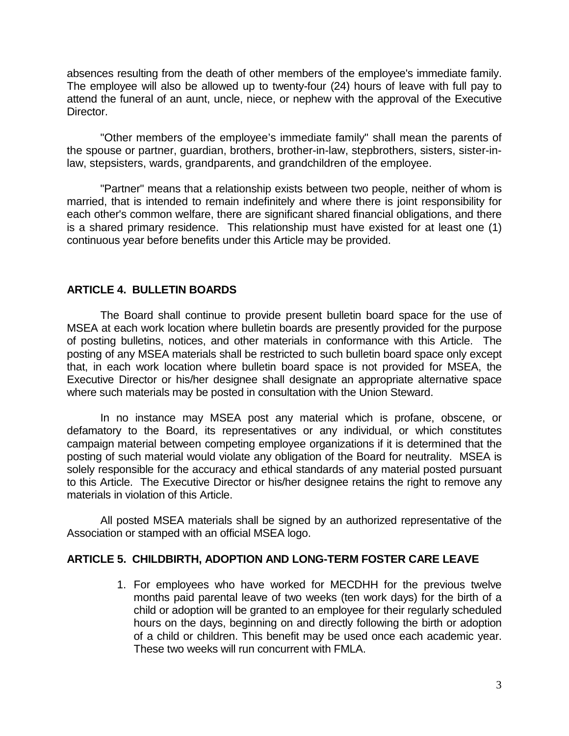absences resulting from the death of other members of the employee's immediate family. The employee will also be allowed up to twenty-four (24) hours of leave with full pay to attend the funeral of an aunt, uncle, niece, or nephew with the approval of the Executive Director.

"Other members of the employee's immediate family" shall mean the parents of the spouse or partner, guardian, brothers, brother-in-law, stepbrothers, sisters, sister-in-law, stepsisters, wards, grandparents, and grandchildren of the employee.

"Partner" means that a relationship exists between two people, neither of whom is married, that is intended to remain indefinitely and where there is joint responsibility for each other's common welfare, there are significant shared financial obligations, and there is a shared primary residence. This relationship must have existed for at least one (1) continuous year before benefits under this Article may be provided.

## ARTICLE 4. BULLETIN BOARDS

The Board shall continue to provide present bulletin board space for the use of MSEA at each work location where bulletin boards are presently provided for the purpose of posting bulletins, notices, and other materials in conformance with this Article. The posting of any MSEA materials shall be restricted to such bulletin board space only except that, in each work location where bulletin board space is not provided for MSEA, the Executive Director or his/her designee shall designate an appropriate alternative space where such materials may be posted in consultation with the Union Steward.

In no instance may MSEA post any material which is profane, obscene, or defamatory to the Board, its representatives or any individual, or which constitutes campaign material between competing employee organizations if it is determined that the posting of such material would violate any obligation of the Board for neutrality. MSEA is solely responsible for the accuracy and ethical standards of any material posted pursuant to this Article. The Executive Director or his/her designee retains the right to remove any materials in violation of this Article.

All posted MSEA materials shall be signed by an authorized representative of the Association or stamped with an official MSEA logo.

## ARTICLE 5. CHILDBIRTH, ADOPTION AND LONG-TERM FOSTER CARE LEAVE

1. For employees who have worked for MECDHH for the previous twelve months paid parental leave of two weeks (ten work days) for the birth of a child or adoption will be granted to an employee for their regularly scheduled hours on the days, beginning on and directly following the birth or adoption of a child or children. This benefit may be used once each academic year. These two weeks will run concurrent with FMLA.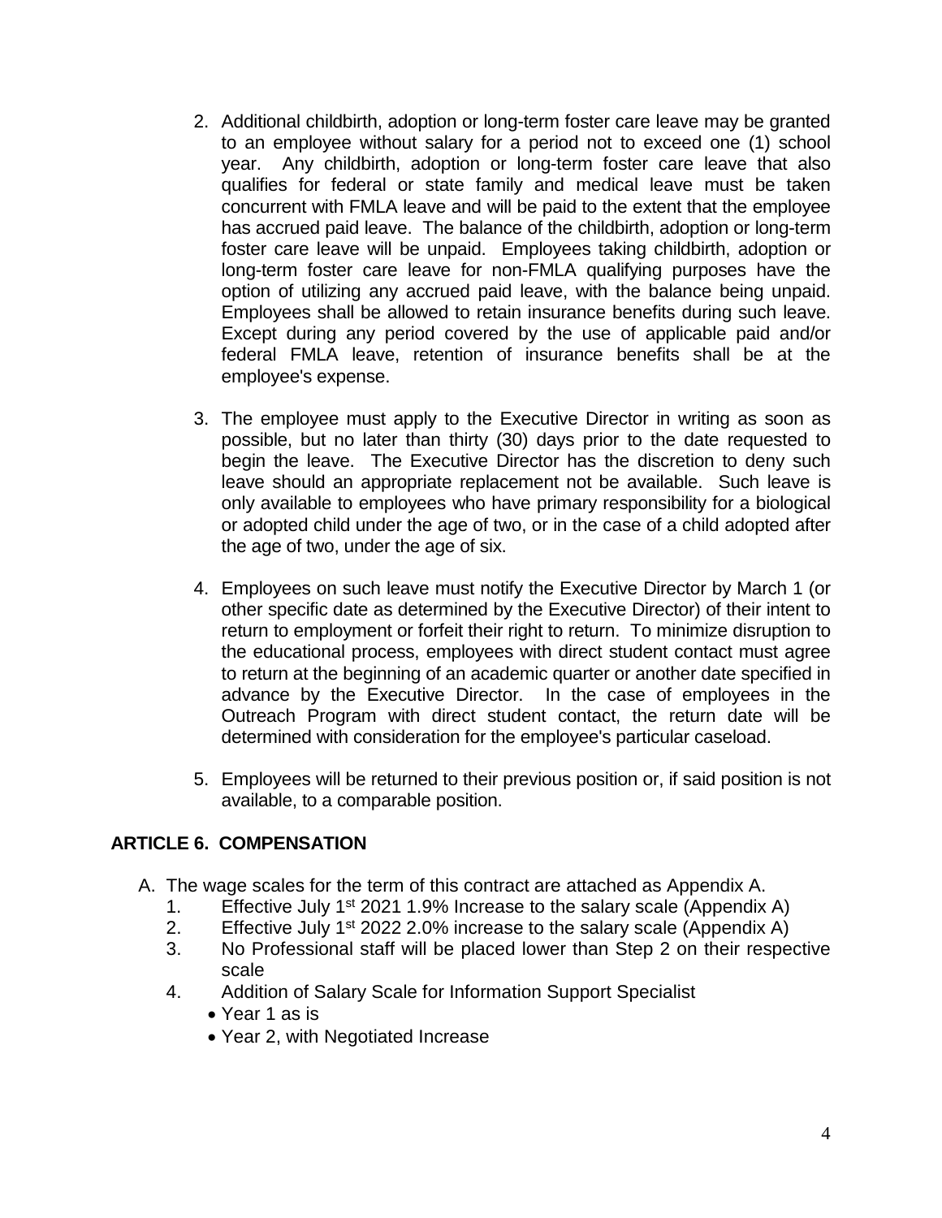2. Additional childbirth, adoption or long-term foster care leave may be granted to an employee without salary for a period not to exceed one (1) school year. Any childbirth, adoption or long-term foster care leave that also qualifies for federal or state family and medical leave must be taken concurrent with FMLA leave and will be paid to the extent that the employee has accrued paid leave. The balance of the childbirth, adoption or long-term foster care leave will be unpaid. Employees taking childbirth, adoption or long-term foster care leave for non-FMLA qualifying purposes have the option of utilizing any accrued paid leave, with the balance being unpaid. Employees shall be allowed to retain insurance benefits during such leave. Except during any period covered by the use of applicable paid and/or federal FMLA leave, retention of insurance benefits shall be at the employee's expense.

3. The employee must apply to the Executive Director in writing as soon as possible, but no later than thirty (30) days prior to the date requested to begin the leave. The Executive Director has the discretion to deny such leave should an appropriate replacement not be available. Such leave is only available to employees who have primary responsibility for a biological or adopted child under the age of two, or in the case of a child adopted after the age of two, under the age of six.

4. Employees on such leave must notify the Executive Director by March 1 (or other specific date as determined by the Executive Director) of their intent to return to employment or forfeit their right to return. To minimize disruption to the educational process, employees with direct student contact must agree to return at the beginning of an academic quarter or another date specified in advance by the Executive Director. In the case of employees in the Outreach Program with direct student contact, the return date will be determined with consideration for the employee's particular caseload.

5. Employees will be returned to their previous position or, if said position is not available, to a comparable position.

## ARTICLE 6. COMPENSATION

A. The wage scales for the term of this contract are attached as Appendix A.
   1. Effective July 1st 2021 1.9% Increase to the salary scale (Appendix A)
   2. Effective July 1st 2022 2.0% increase to the salary scale (Appendix A)
   3. No Professional staff will be placed lower than Step 2 on their respective scale
   4. Addition of Salary Scale for Information Support Specialist
      - Year 1 as is
      - Year 2, with Negotiated Increase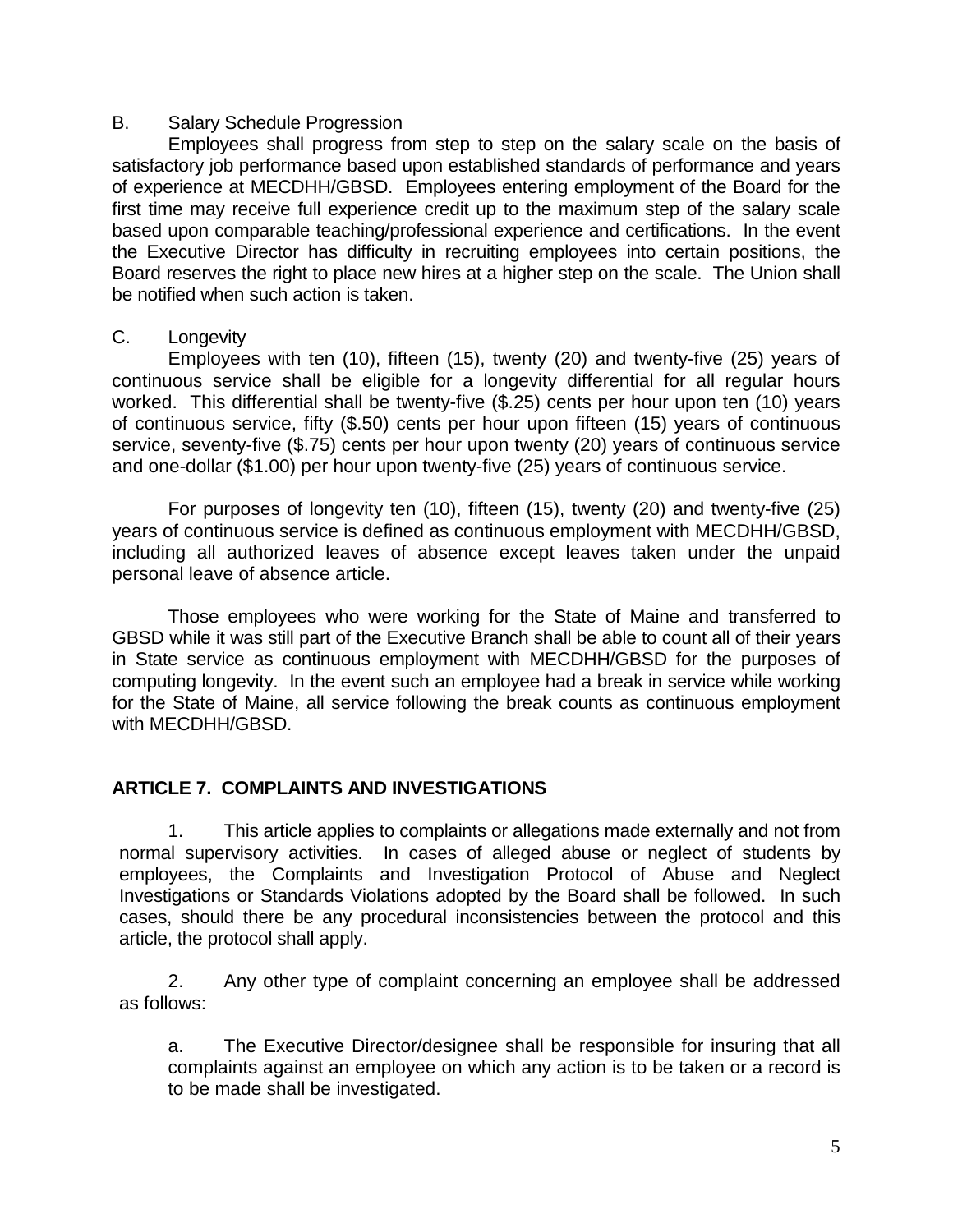B. Salary Schedule Progression

Employees shall progress from step to step on the salary scale on the basis of satisfactory job performance based upon established standards of performance and years of experience at MECDHH/GBSD. Employees entering employment of the Board for the first time may receive full experience credit up to the maximum step of the salary scale based upon comparable teaching/professional experience and certifications. In the event the Executive Director has difficulty in recruiting employees into certain positions, the Board reserves the right to place new hires at a higher step on the scale. The Union shall be notified when such action is taken.

C. Longevity

Employees with ten (10), fifteen (15), twenty (20) and twenty-five (25) years of continuous service shall be eligible for a longevity differential for all regular hours worked. This differential shall be twenty-five ($.25) cents per hour upon ten (10) years of continuous service, fifty ($.50) cents per hour upon fifteen (15) years of continuous service, seventy-five ($.75) cents per hour upon twenty (20) years of continuous service and one-dollar ($1.00) per hour upon twenty-five (25) years of continuous service.

For purposes of longevity ten (10), fifteen (15), twenty (20) and twenty-five (25) years of continuous service is defined as continuous employment with MECDHH/GBSD, including all authorized leaves of absence except leaves taken under the unpaid personal leave of absence article.

Those employees who were working for the State of Maine and transferred to GBSD while it was still part of the Executive Branch shall be able to count all of their years in State service as continuous employment with MECDHH/GBSD for the purposes of computing longevity. In the event such an employee had a break in service while working for the State of Maine, all service following the break counts as continuous employment with MECDHH/GBSD.

## ARTICLE 7. COMPLAINTS AND INVESTIGATIONS

1. This article applies to complaints or allegations made externally and not from normal supervisory activities. In cases of alleged abuse or neglect of students by employees, the Complaints and Investigation Protocol of Abuse and Neglect Investigations or Standards Violations adopted by the Board shall be followed. In such cases, should there be any procedural inconsistencies between the protocol and this article, the protocol shall apply.

2. Any other type of complaint concerning an employee shall be addressed as follows:

a. The Executive Director/designee shall be responsible for insuring that all complaints against an employee on which any action is to be taken or a record is to be made shall be investigated.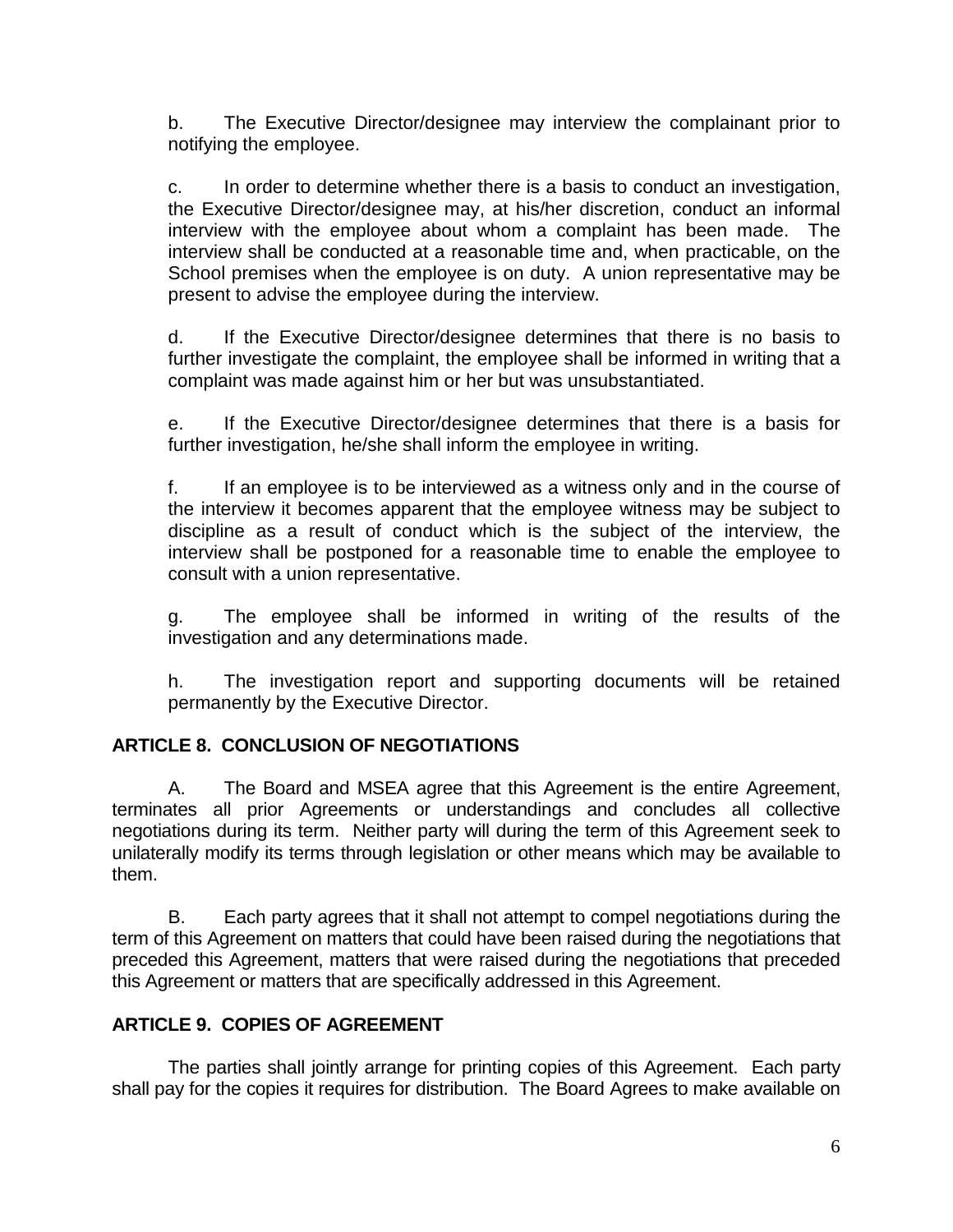b. The Executive Director/designee may interview the complainant prior to notifying the employee.

c. In order to determine whether there is a basis to conduct an investigation, the Executive Director/designee may, at his/her discretion, conduct an informal interview with the employee about whom a complaint has been made. The interview shall be conducted at a reasonable time and, when practicable, on the School premises when the employee is on duty. A union representative may be present to advise the employee during the interview.

d. If the Executive Director/designee determines that there is no basis to further investigate the complaint, the employee shall be informed in writing that a complaint was made against him or her but was unsubstantiated.

e. If the Executive Director/designee determines that there is a basis for further investigation, he/she shall inform the employee in writing.

f. If an employee is to be interviewed as a witness only and in the course of the interview it becomes apparent that the employee witness may be subject to discipline as a result of conduct which is the subject of the interview, the interview shall be postponed for a reasonable time to enable the employee to consult with a union representative.

g. The employee shall be informed in writing of the results of the investigation and any determinations made.

h. The investigation report and supporting documents will be retained permanently by the Executive Director.

## ARTICLE 8. CONCLUSION OF NEGOTIATIONS

A. The Board and MSEA agree that this Agreement is the entire Agreement, terminates all prior Agreements or understandings and concludes all collective negotiations during its term. Neither party will during the term of this Agreement seek to unilaterally modify its terms through legislation or other means which may be available to them.

B. Each party agrees that it shall not attempt to compel negotiations during the term of this Agreement on matters that could have been raised during the negotiations that preceded this Agreement, matters that were raised during the negotiations that preceded this Agreement or matters that are specifically addressed in this Agreement.

## ARTICLE 9. COPIES OF AGREEMENT

The parties shall jointly arrange for printing copies of this Agreement. Each party shall pay for the copies it requires for distribution. The Board Agrees to make available on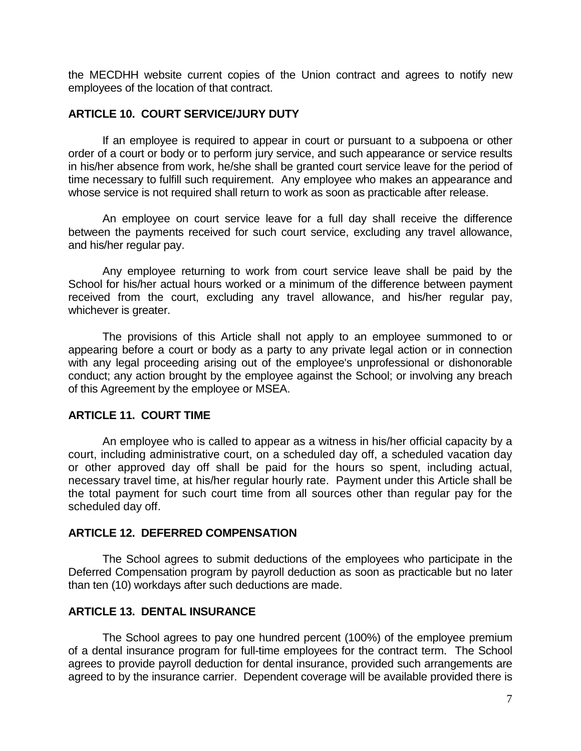the MECDHH website current copies of the Union contract and agrees to notify new employees of the location of that contract.

## ARTICLE 10. COURT SERVICE/JURY DUTY

If an employee is required to appear in court or pursuant to a subpoena or other order of a court or body or to perform jury service, and such appearance or service results in his/her absence from work, he/she shall be granted court service leave for the period of time necessary to fulfill such requirement. Any employee who makes an appearance and whose service is not required shall return to work as soon as practicable after release.

An employee on court service leave for a full day shall receive the difference between the payments received for such court service, excluding any travel allowance, and his/her regular pay.

Any employee returning to work from court service leave shall be paid by the School for his/her actual hours worked or a minimum of the difference between payment received from the court, excluding any travel allowance, and his/her regular pay, whichever is greater.

The provisions of this Article shall not apply to an employee summoned to or appearing before a court or body as a party to any private legal action or in connection with any legal proceeding arising out of the employee's unprofessional or dishonorable conduct; any action brought by the employee against the School; or involving any breach of this Agreement by the employee or MSEA.

## ARTICLE 11. COURT TIME

An employee who is called to appear as a witness in his/her official capacity by a court, including administrative court, on a scheduled day off, a scheduled vacation day or other approved day off shall be paid for the hours so spent, including actual, necessary travel time, at his/her regular hourly rate. Payment under this Article shall be the total payment for such court time from all sources other than regular pay for the scheduled day off.

## ARTICLE 12. DEFERRED COMPENSATION

The School agrees to submit deductions of the employees who participate in the Deferred Compensation program by payroll deduction as soon as practicable but no later than ten (10) workdays after such deductions are made.

## ARTICLE 13. DENTAL INSURANCE

The School agrees to pay one hundred percent (100%) of the employee premium of a dental insurance program for full-time employees for the contract term. The School agrees to provide payroll deduction for dental insurance, provided such arrangements are agreed to by the insurance carrier. Dependent coverage will be available provided there is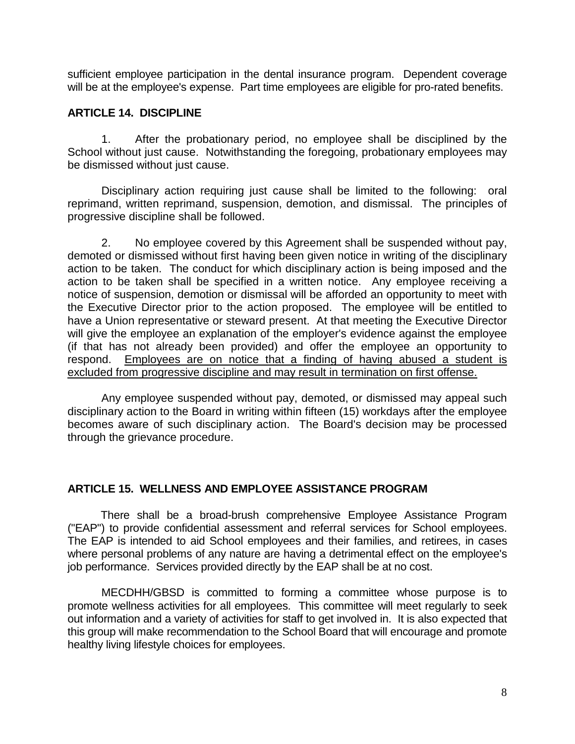sufficient employee participation in the dental insurance program. Dependent coverage will be at the employee's expense. Part time employees are eligible for pro-rated benefits.

## ARTICLE 14. DISCIPLINE

1. After the probationary period, no employee shall be disciplined by the School without just cause. Notwithstanding the foregoing, probationary employees may be dismissed without just cause.

Disciplinary action requiring just cause shall be limited to the following: oral reprimand, written reprimand, suspension, demotion, and dismissal. The principles of progressive discipline shall be followed.

2. No employee covered by this Agreement shall be suspended without pay, demoted or dismissed without first having been given notice in writing of the disciplinary action to be taken. The conduct for which disciplinary action is being imposed and the action to be taken shall be specified in a written notice. Any employee receiving a notice of suspension, demotion or dismissal will be afforded an opportunity to meet with the Executive Director prior to the action proposed. The employee will be entitled to have a Union representative or steward present. At that meeting the Executive Director will give the employee an explanation of the employer's evidence against the employee (if that has not already been provided) and offer the employee an opportunity to respond. <u>Employees are on notice that a finding of having abused a student is excluded from progressive discipline and may result in termination on first offense.</u>

Any employee suspended without pay, demoted, or dismissed may appeal such disciplinary action to the Board in writing within fifteen (15) workdays after the employee becomes aware of such disciplinary action. The Board's decision may be processed through the grievance procedure.

## ARTICLE 15. WELLNESS AND EMPLOYEE ASSISTANCE PROGRAM

There shall be a broad-brush comprehensive Employee Assistance Program ("EAP") to provide confidential assessment and referral services for School employees. The EAP is intended to aid School employees and their families, and retirees, in cases where personal problems of any nature are having a detrimental effect on the employee's job performance. Services provided directly by the EAP shall be at no cost.

MECDHH/GBSD is committed to forming a committee whose purpose is to promote wellness activities for all employees. This committee will meet regularly to seek out information and a variety of activities for staff to get involved in. It is also expected that this group will make recommendation to the School Board that will encourage and promote healthy living lifestyle choices for employees.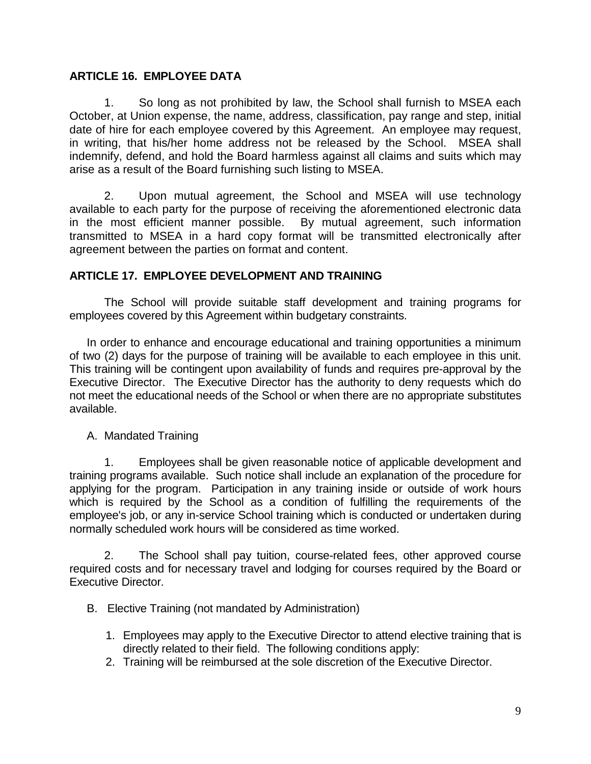**ARTICLE 16. EMPLOYEE DATA**

1. So long as not prohibited by law, the School shall furnish to MSEA each October, at Union expense, the name, address, classification, pay range and step, initial date of hire for each employee covered by this Agreement. An employee may request, in writing, that his/her home address not be released by the School. MSEA shall indemnify, defend, and hold the Board harmless against all claims and suits which may arise as a result of the Board furnishing such listing to MSEA.

2. Upon mutual agreement, the School and MSEA will use technology available to each party for the purpose of receiving the aforementioned electronic data in the most efficient manner possible. By mutual agreement, such information transmitted to MSEA in a hard copy format will be transmitted electronically after agreement between the parties on format and content.

**ARTICLE 17. EMPLOYEE DEVELOPMENT AND TRAINING**

The School will provide suitable staff development and training programs for employees covered by this Agreement within budgetary constraints.

In order to enhance and encourage educational and training opportunities a minimum of two (2) days for the purpose of training will be available to each employee in this unit. This training will be contingent upon availability of funds and requires pre-approval by the Executive Director. The Executive Director has the authority to deny requests which do not meet the educational needs of the School or when there are no appropriate substitutes available.

A. Mandated Training

1. Employees shall be given reasonable notice of applicable development and training programs available. Such notice shall include an explanation of the procedure for applying for the program. Participation in any training inside or outside of work hours which is required by the School as a condition of fulfilling the requirements of the employee's job, or any in-service School training which is conducted or undertaken during normally scheduled work hours will be considered as time worked.

2. The School shall pay tuition, course-related fees, other approved course required costs and for necessary travel and lodging for courses required by the Board or Executive Director.

B. Elective Training (not mandated by Administration)

1. Employees may apply to the Executive Director to attend elective training that is directly related to their field. The following conditions apply:
2. Training will be reimbursed at the sole discretion of the Executive Director.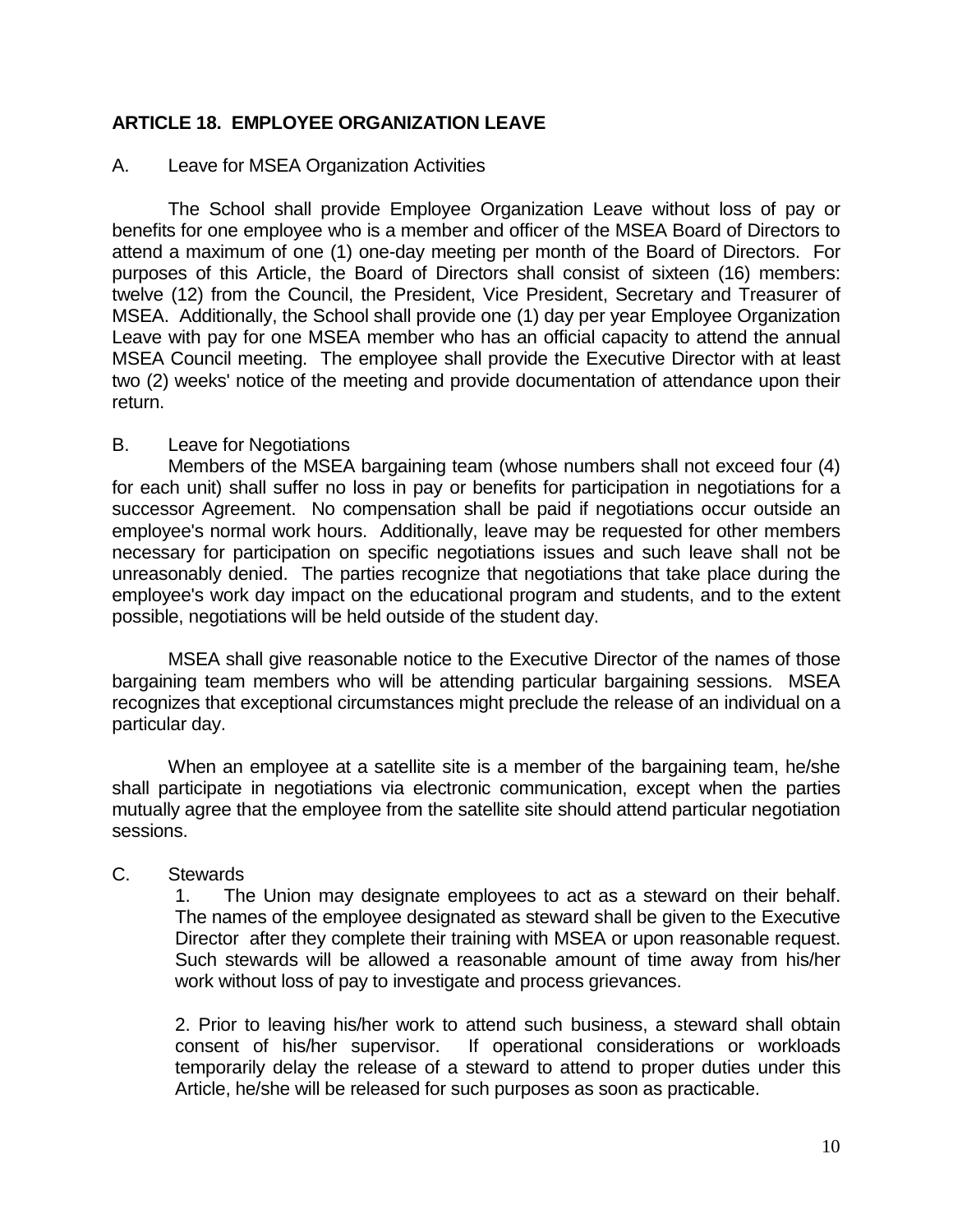## ARTICLE 18. EMPLOYEE ORGANIZATION LEAVE

A. Leave for MSEA Organization Activities

The School shall provide Employee Organization Leave without loss of pay or benefits for one employee who is a member and officer of the MSEA Board of Directors to attend a maximum of one (1) one-day meeting per month of the Board of Directors. For purposes of this Article, the Board of Directors shall consist of sixteen (16) members: twelve (12) from the Council, the President, Vice President, Secretary and Treasurer of MSEA. Additionally, the School shall provide one (1) day per year Employee Organization Leave with pay for one MSEA member who has an official capacity to attend the annual MSEA Council meeting. The employee shall provide the Executive Director with at least two (2) weeks' notice of the meeting and provide documentation of attendance upon their return.

B. Leave for Negotiations

Members of the MSEA bargaining team (whose numbers shall not exceed four (4) for each unit) shall suffer no loss in pay or benefits for participation in negotiations for a successor Agreement. No compensation shall be paid if negotiations occur outside an employee's normal work hours. Additionally, leave may be requested for other members necessary for participation on specific negotiations issues and such leave shall not be unreasonably denied. The parties recognize that negotiations that take place during the employee's work day impact on the educational program and students, and to the extent possible, negotiations will be held outside of the student day.

MSEA shall give reasonable notice to the Executive Director of the names of those bargaining team members who will be attending particular bargaining sessions. MSEA recognizes that exceptional circumstances might preclude the release of an individual on a particular day.

When an employee at a satellite site is a member of the bargaining team, he/she shall participate in negotiations via electronic communication, except when the parties mutually agree that the employee from the satellite site should attend particular negotiation sessions.

C. Stewards

1. The Union may designate employees to act as a steward on their behalf. The names of the employee designated as steward shall be given to the Executive Director after they complete their training with MSEA or upon reasonable request. Such stewards will be allowed a reasonable amount of time away from his/her work without loss of pay to investigate and process grievances.

2. Prior to leaving his/her work to attend such business, a steward shall obtain consent of his/her supervisor. If operational considerations or workloads temporarily delay the release of a steward to attend to proper duties under this Article, he/she will be released for such purposes as soon as practicable.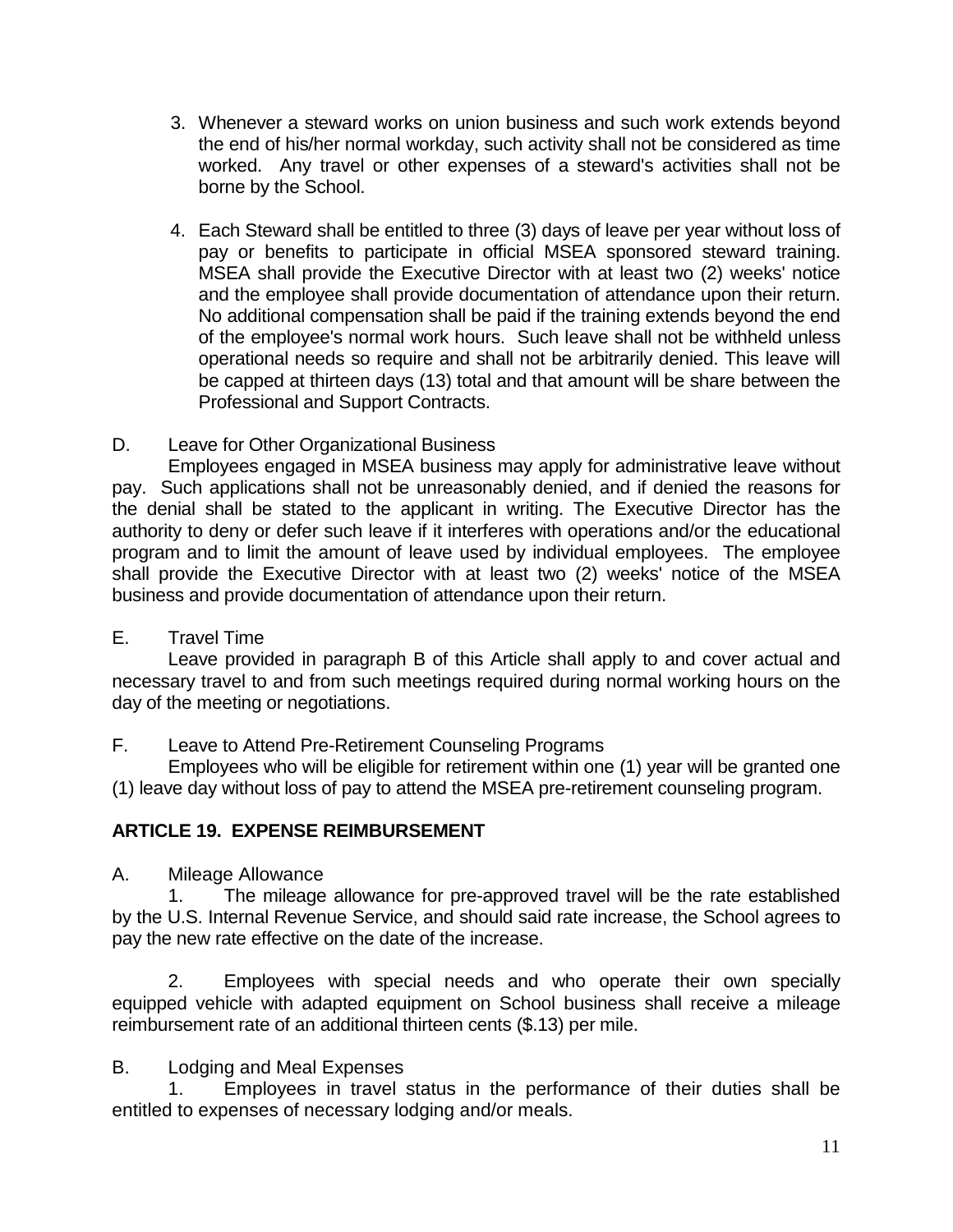3. Whenever a steward works on union business and such work extends beyond the end of his/her normal workday, such activity shall not be considered as time worked. Any travel or other expenses of a steward's activities shall not be borne by the School.

4. Each Steward shall be entitled to three (3) days of leave per year without loss of pay or benefits to participate in official MSEA sponsored steward training. MSEA shall provide the Executive Director with at least two (2) weeks' notice and the employee shall provide documentation of attendance upon their return. No additional compensation shall be paid if the training extends beyond the end of the employee's normal work hours. Such leave shall not be withheld unless operational needs so require and shall not be arbitrarily denied. This leave will be capped at thirteen days (13) total and that amount will be share between the Professional and Support Contracts.

D. Leave for Other Organizational Business

Employees engaged in MSEA business may apply for administrative leave without pay. Such applications shall not be unreasonably denied, and if denied the reasons for the denial shall be stated to the applicant in writing. The Executive Director has the authority to deny or defer such leave if it interferes with operations and/or the educational program and to limit the amount of leave used by individual employees. The employee shall provide the Executive Director with at least two (2) weeks' notice of the MSEA business and provide documentation of attendance upon their return.

E. Travel Time

Leave provided in paragraph B of this Article shall apply to and cover actual and necessary travel to and from such meetings required during normal working hours on the day of the meeting or negotiations.

F. Leave to Attend Pre-Retirement Counseling Programs

Employees who will be eligible for retirement within one (1) year will be granted one (1) leave day without loss of pay to attend the MSEA pre-retirement counseling program.

## ARTICLE 19. EXPENSE REIMBURSEMENT

A. Mileage Allowance

1. The mileage allowance for pre-approved travel will be the rate established by the U.S. Internal Revenue Service, and should said rate increase, the School agrees to pay the new rate effective on the date of the increase.

2. Employees with special needs and who operate their own specially equipped vehicle with adapted equipment on School business shall receive a mileage reimbursement rate of an additional thirteen cents ($.13) per mile.

B. Lodging and Meal Expenses

1. Employees in travel status in the performance of their duties shall be entitled to expenses of necessary lodging and/or meals.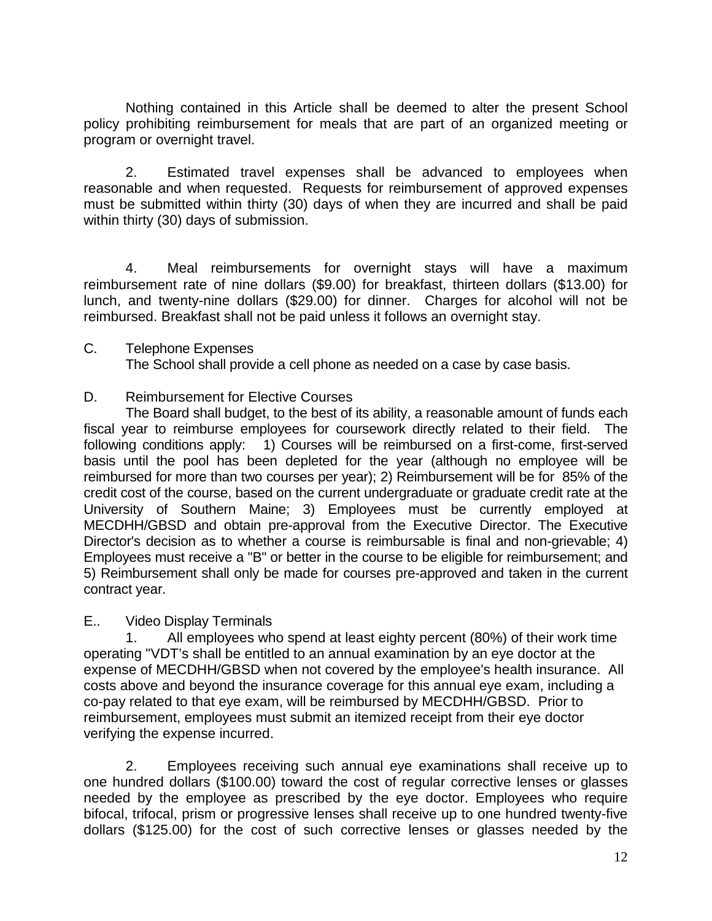Nothing contained in this Article shall be deemed to alter the present School policy prohibiting reimbursement for meals that are part of an organized meeting or program or overnight travel.

2. Estimated travel expenses shall be advanced to employees when reasonable and when requested. Requests for reimbursement of approved expenses must be submitted within thirty (30) days of when they are incurred and shall be paid within thirty (30) days of submission.

4. Meal reimbursements for overnight stays will have a maximum reimbursement rate of nine dollars ($9.00) for breakfast, thirteen dollars ($13.00) for lunch, and twenty-nine dollars ($29.00) for dinner. Charges for alcohol will not be reimbursed. Breakfast shall not be paid unless it follows an overnight stay.

C. Telephone Expenses

The School shall provide a cell phone as needed on a case by case basis.

D. Reimbursement for Elective Courses

The Board shall budget, to the best of its ability, a reasonable amount of funds each fiscal year to reimburse employees for coursework directly related to their field. The following conditions apply: 1) Courses will be reimbursed on a first-come, first-served basis until the pool has been depleted for the year (although no employee will be reimbursed for more than two courses per year); 2) Reimbursement will be for 85% of the credit cost of the course, based on the current undergraduate or graduate credit rate at the University of Southern Maine; 3) Employees must be currently employed at MECDHH/GBSD and obtain pre-approval from the Executive Director. The Executive Director's decision as to whether a course is reimbursable is final and non-grievable; 4) Employees must receive a "B" or better in the course to be eligible for reimbursement; and 5) Reimbursement shall only be made for courses pre-approved and taken in the current contract year.

E.. Video Display Terminals

1. All employees who spend at least eighty percent (80%) of their work time operating "VDT's shall be entitled to an annual examination by an eye doctor at the expense of MECDHH/GBSD when not covered by the employee's health insurance. All costs above and beyond the insurance coverage for this annual eye exam, including a co-pay related to that eye exam, will be reimbursed by MECDHH/GBSD. Prior to reimbursement, employees must submit an itemized receipt from their eye doctor verifying the expense incurred.

2. Employees receiving such annual eye examinations shall receive up to one hundred dollars ($100.00) toward the cost of regular corrective lenses or glasses needed by the employee as prescribed by the eye doctor. Employees who require bifocal, trifocal, prism or progressive lenses shall receive up to one hundred twenty-five dollars ($125.00) for the cost of such corrective lenses or glasses needed by the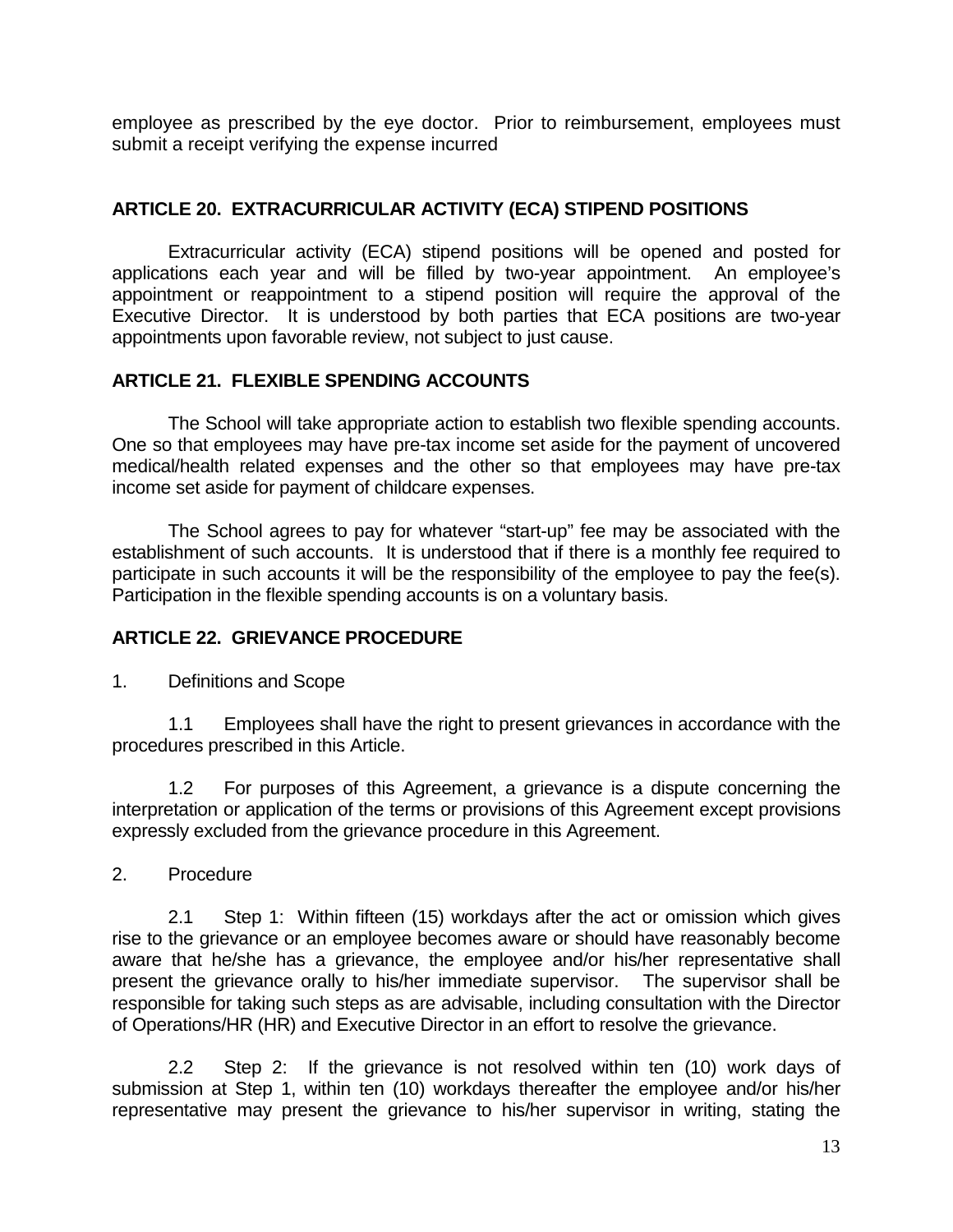employee as prescribed by the eye doctor. Prior to reimbursement, employees must submit a receipt verifying the expense incurred

## ARTICLE 20. EXTRACURRICULAR ACTIVITY (ECA) STIPEND POSITIONS

Extracurricular activity (ECA) stipend positions will be opened and posted for applications each year and will be filled by two-year appointment. An employee's appointment or reappointment to a stipend position will require the approval of the Executive Director. It is understood by both parties that ECA positions are two-year appointments upon favorable review, not subject to just cause.

## ARTICLE 21. FLEXIBLE SPENDING ACCOUNTS

The School will take appropriate action to establish two flexible spending accounts. One so that employees may have pre-tax income set aside for the payment of uncovered medical/health related expenses and the other so that employees may have pre-tax income set aside for payment of childcare expenses.

The School agrees to pay for whatever "start-up" fee may be associated with the establishment of such accounts. It is understood that if there is a monthly fee required to participate in such accounts it will be the responsibility of the employee to pay the fee(s). Participation in the flexible spending accounts is on a voluntary basis.

## ARTICLE 22. GRIEVANCE PROCEDURE

1. Definitions and Scope

1.1 Employees shall have the right to present grievances in accordance with the procedures prescribed in this Article.

1.2 For purposes of this Agreement, a grievance is a dispute concerning the interpretation or application of the terms or provisions of this Agreement except provisions expressly excluded from the grievance procedure in this Agreement.

2. Procedure

2.1 Step 1: Within fifteen (15) workdays after the act or omission which gives rise to the grievance or an employee becomes aware or should have reasonably become aware that he/she has a grievance, the employee and/or his/her representative shall present the grievance orally to his/her immediate supervisor. The supervisor shall be responsible for taking such steps as are advisable, including consultation with the Director of Operations/HR (HR) and Executive Director in an effort to resolve the grievance.

2.2 Step 2: If the grievance is not resolved within ten (10) work days of submission at Step 1, within ten (10) workdays thereafter the employee and/or his/her representative may present the grievance to his/her supervisor in writing, stating the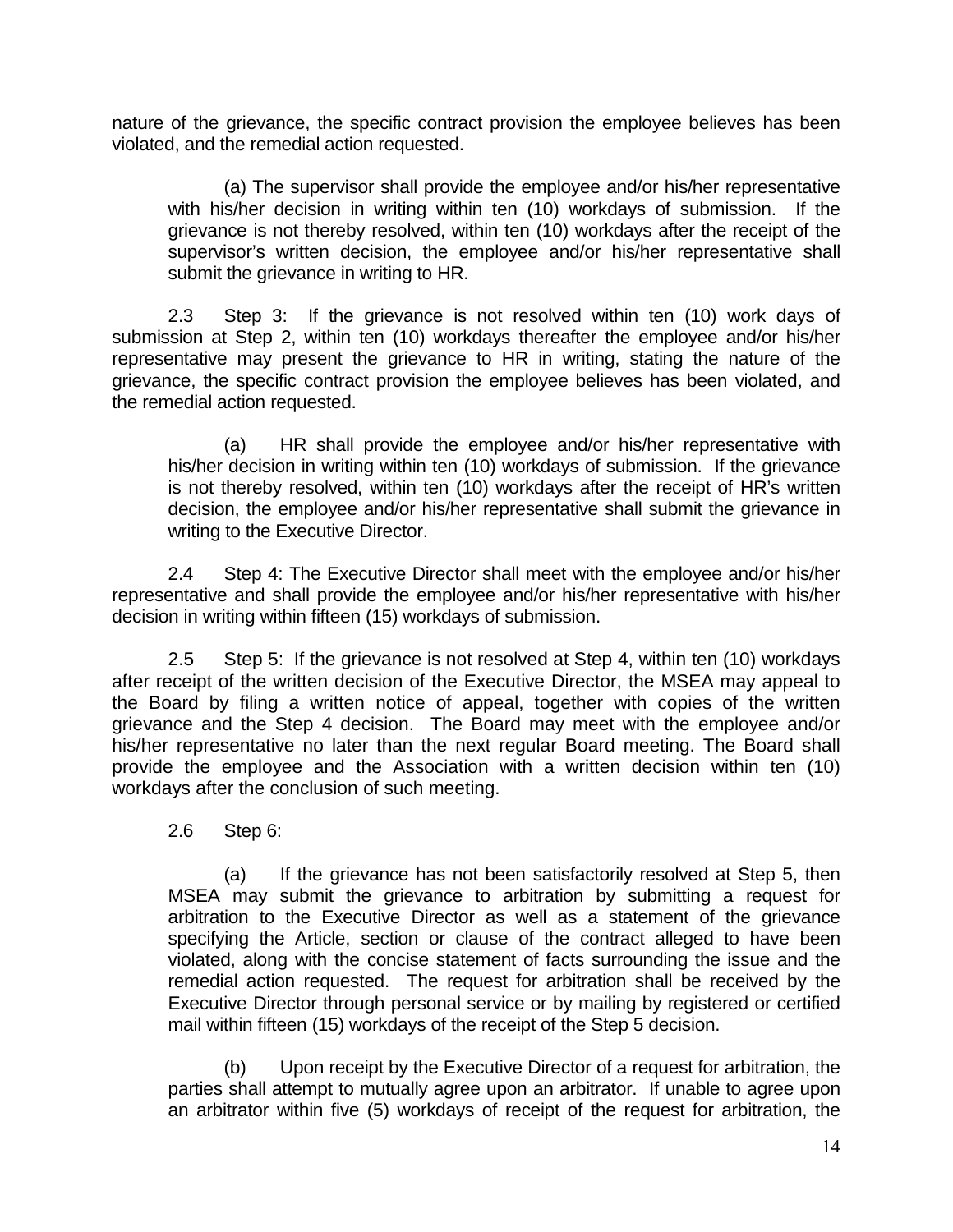nature of the grievance, the specific contract provision the employee believes has been violated, and the remedial action requested.

(a) The supervisor shall provide the employee and/or his/her representative with his/her decision in writing within ten (10) workdays of submission. If the grievance is not thereby resolved, within ten (10) workdays after the receipt of the supervisor's written decision, the employee and/or his/her representative shall submit the grievance in writing to HR.

2.3 Step 3: If the grievance is not resolved within ten (10) work days of submission at Step 2, within ten (10) workdays thereafter the employee and/or his/her representative may present the grievance to HR in writing, stating the nature of the grievance, the specific contract provision the employee believes has been violated, and the remedial action requested.

(a) HR shall provide the employee and/or his/her representative with his/her decision in writing within ten (10) workdays of submission. If the grievance is not thereby resolved, within ten (10) workdays after the receipt of HR's written decision, the employee and/or his/her representative shall submit the grievance in writing to the Executive Director.

2.4 Step 4: The Executive Director shall meet with the employee and/or his/her representative and shall provide the employee and/or his/her representative with his/her decision in writing within fifteen (15) workdays of submission.

2.5 Step 5: If the grievance is not resolved at Step 4, within ten (10) workdays after receipt of the written decision of the Executive Director, the MSEA may appeal to the Board by filing a written notice of appeal, together with copies of the written grievance and the Step 4 decision. The Board may meet with the employee and/or his/her representative no later than the next regular Board meeting. The Board shall provide the employee and the Association with a written decision within ten (10) workdays after the conclusion of such meeting.

2.6 Step 6:

(a) If the grievance has not been satisfactorily resolved at Step 5, then MSEA may submit the grievance to arbitration by submitting a request for arbitration to the Executive Director as well as a statement of the grievance specifying the Article, section or clause of the contract alleged to have been violated, along with the concise statement of facts surrounding the issue and the remedial action requested. The request for arbitration shall be received by the Executive Director through personal service or by mailing by registered or certified mail within fifteen (15) workdays of the receipt of the Step 5 decision.

(b) Upon receipt by the Executive Director of a request for arbitration, the parties shall attempt to mutually agree upon an arbitrator. If unable to agree upon an arbitrator within five (5) workdays of receipt of the request for arbitration, the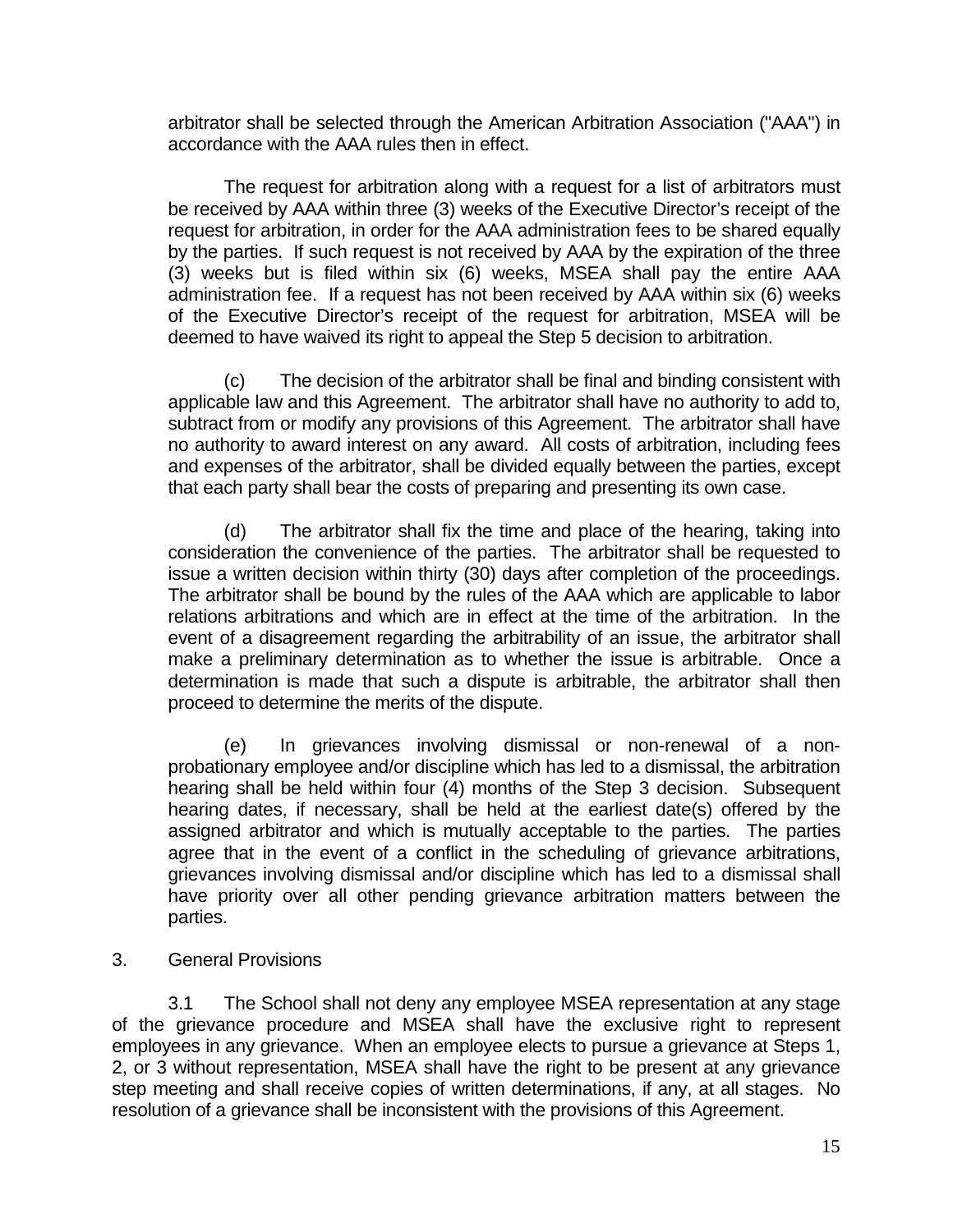arbitrator shall be selected through the American Arbitration Association ("AAA") in accordance with the AAA rules then in effect.

The request for arbitration along with a request for a list of arbitrators must be received by AAA within three (3) weeks of the Executive Director's receipt of the request for arbitration, in order for the AAA administration fees to be shared equally by the parties. If such request is not received by AAA by the expiration of the three (3) weeks but is filed within six (6) weeks, MSEA shall pay the entire AAA administration fee. If a request has not been received by AAA within six (6) weeks of the Executive Director's receipt of the request for arbitration, MSEA will be deemed to have waived its right to appeal the Step 5 decision to arbitration.

(c) The decision of the arbitrator shall be final and binding consistent with applicable law and this Agreement. The arbitrator shall have no authority to add to, subtract from or modify any provisions of this Agreement. The arbitrator shall have no authority to award interest on any award. All costs of arbitration, including fees and expenses of the arbitrator, shall be divided equally between the parties, except that each party shall bear the costs of preparing and presenting its own case.

(d) The arbitrator shall fix the time and place of the hearing, taking into consideration the convenience of the parties. The arbitrator shall be requested to issue a written decision within thirty (30) days after completion of the proceedings. The arbitrator shall be bound by the rules of the AAA which are applicable to labor relations arbitrations and which are in effect at the time of the arbitration. In the event of a disagreement regarding the arbitrability of an issue, the arbitrator shall make a preliminary determination as to whether the issue is arbitrable. Once a determination is made that such a dispute is arbitrable, the arbitrator shall then proceed to determine the merits of the dispute.

(e) In grievances involving dismissal or non-renewal of a non-probationary employee and/or discipline which has led to a dismissal, the arbitration hearing shall be held within four (4) months of the Step 3 decision. Subsequent hearing dates, if necessary, shall be held at the earliest date(s) offered by the assigned arbitrator and which is mutually acceptable to the parties. The parties agree that in the event of a conflict in the scheduling of grievance arbitrations, grievances involving dismissal and/or discipline which has led to a dismissal shall have priority over all other pending grievance arbitration matters between the parties.

3. General Provisions

3.1 The School shall not deny any employee MSEA representation at any stage of the grievance procedure and MSEA shall have the exclusive right to represent employees in any grievance. When an employee elects to pursue a grievance at Steps 1, 2, or 3 without representation, MSEA shall have the right to be present at any grievance step meeting and shall receive copies of written determinations, if any, at all stages. No resolution of a grievance shall be inconsistent with the provisions of this Agreement.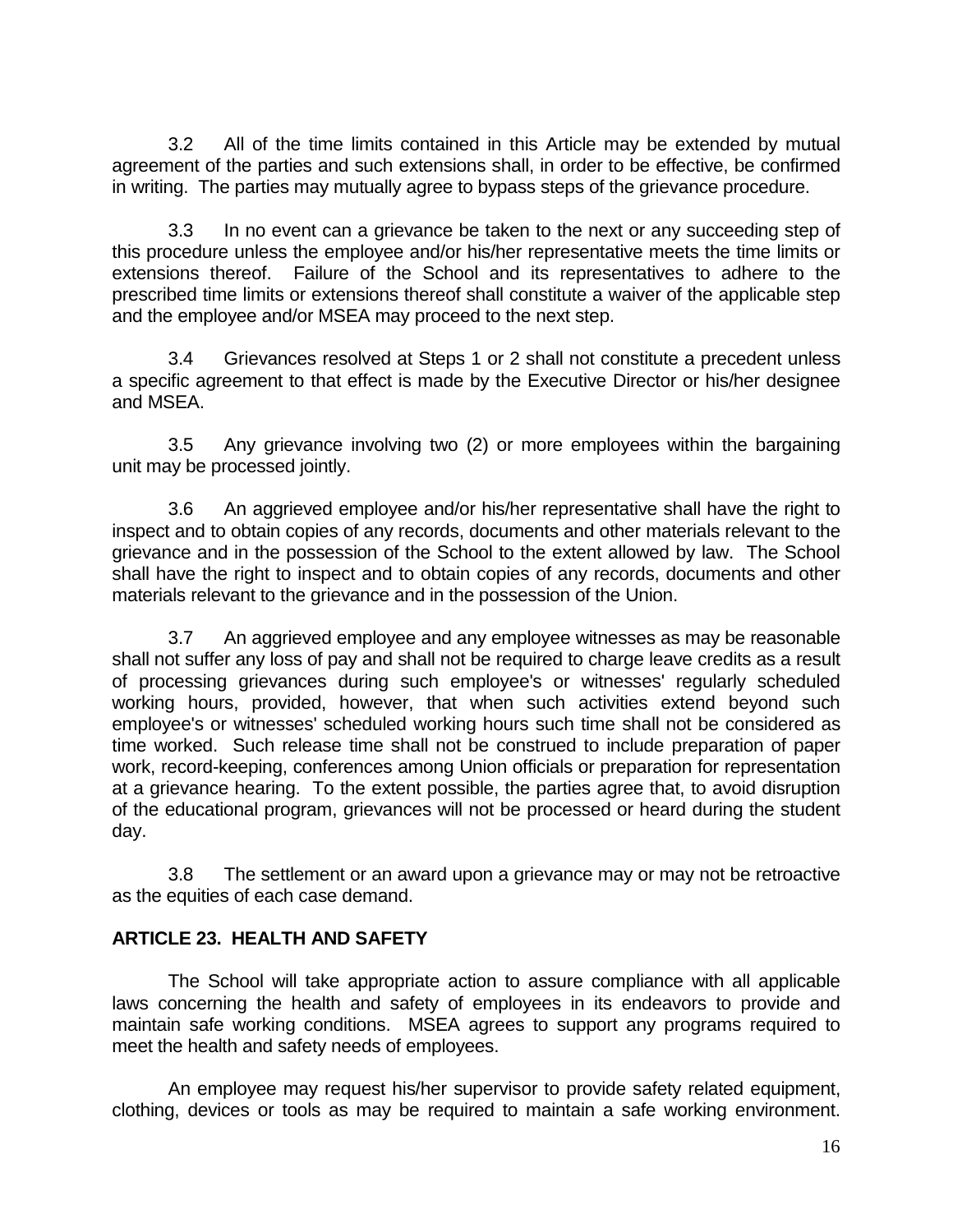3.2 All of the time limits contained in this Article may be extended by mutual agreement of the parties and such extensions shall, in order to be effective, be confirmed in writing. The parties may mutually agree to bypass steps of the grievance procedure.

3.3 In no event can a grievance be taken to the next or any succeeding step of this procedure unless the employee and/or his/her representative meets the time limits or extensions thereof. Failure of the School and its representatives to adhere to the prescribed time limits or extensions thereof shall constitute a waiver of the applicable step and the employee and/or MSEA may proceed to the next step.

3.4 Grievances resolved at Steps 1 or 2 shall not constitute a precedent unless a specific agreement to that effect is made by the Executive Director or his/her designee and MSEA.

3.5 Any grievance involving two (2) or more employees within the bargaining unit may be processed jointly.

3.6 An aggrieved employee and/or his/her representative shall have the right to inspect and to obtain copies of any records, documents and other materials relevant to the grievance and in the possession of the School to the extent allowed by law. The School shall have the right to inspect and to obtain copies of any records, documents and other materials relevant to the grievance and in the possession of the Union.

3.7 An aggrieved employee and any employee witnesses as may be reasonable shall not suffer any loss of pay and shall not be required to charge leave credits as a result of processing grievances during such employee's or witnesses' regularly scheduled working hours, provided, however, that when such activities extend beyond such employee's or witnesses' scheduled working hours such time shall not be considered as time worked. Such release time shall not be construed to include preparation of paper work, record-keeping, conferences among Union officials or preparation for representation at a grievance hearing. To the extent possible, the parties agree that, to avoid disruption of the educational program, grievances will not be processed or heard during the student day.

3.8 The settlement or an award upon a grievance may or may not be retroactive as the equities of each case demand.

## ARTICLE 23. HEALTH AND SAFETY

The School will take appropriate action to assure compliance with all applicable laws concerning the health and safety of employees in its endeavors to provide and maintain safe working conditions. MSEA agrees to support any programs required to meet the health and safety needs of employees.

An employee may request his/her supervisor to provide safety related equipment, clothing, devices or tools as may be required to maintain a safe working environment.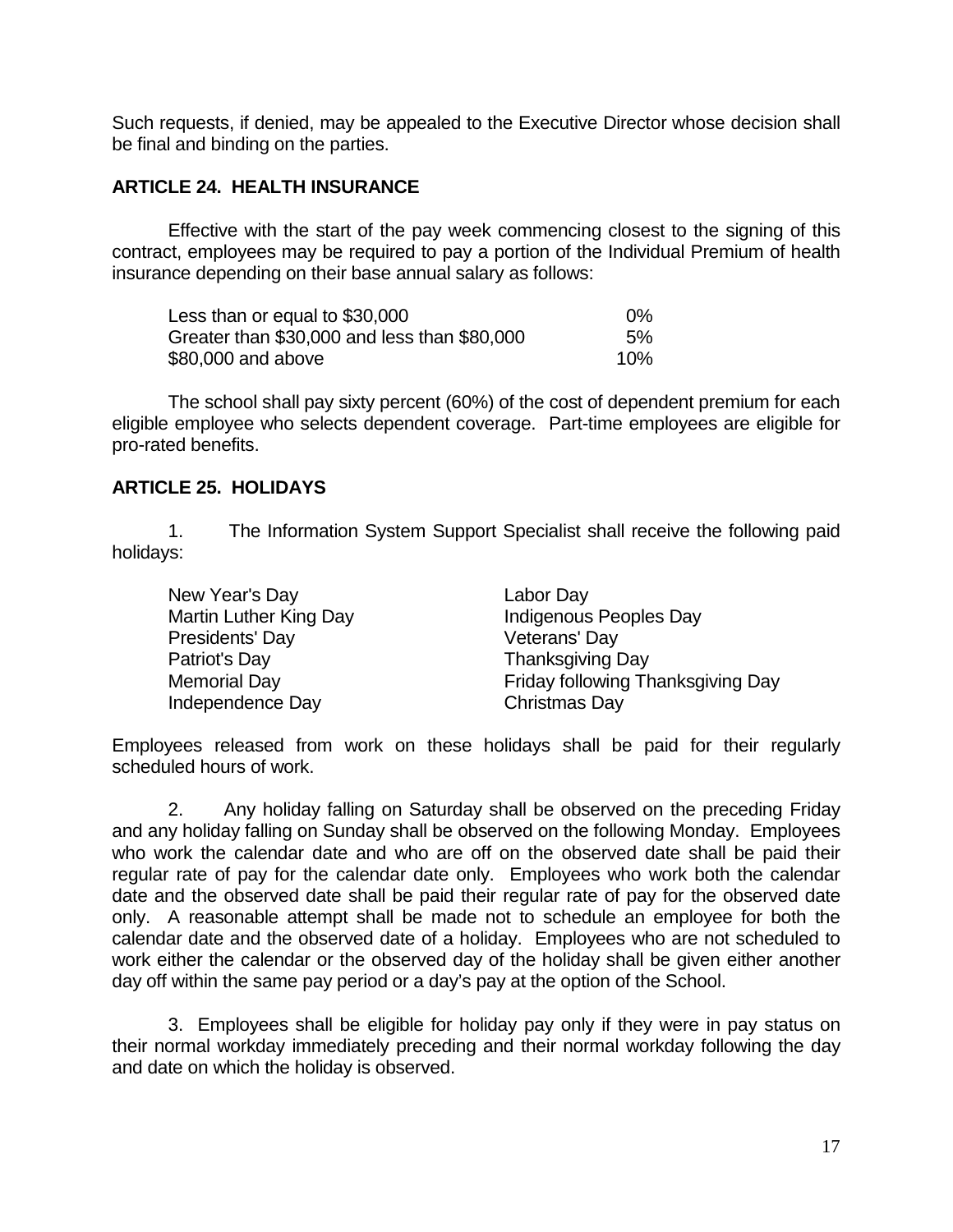Such requests, if denied, may be appealed to the Executive Director whose decision shall be final and binding on the parties.

## ARTICLE 24. HEALTH INSURANCE

Effective with the start of the pay week commencing closest to the signing of this contract, employees may be required to pay a portion of the Individual Premium of health insurance depending on their base annual salary as follows:

| | |
|---|---|
| Less than or equal to $30,000 | 0% |
| Greater than $30,000 and less than $80,000 | 5% |
| $80,000 and above | 10% |

The school shall pay sixty percent (60%) of the cost of dependent premium for each eligible employee who selects dependent coverage. Part-time employees are eligible for pro-rated benefits.

## ARTICLE 25. HOLIDAYS

1. The Information System Support Specialist shall receive the following paid holidays:

| | |
|---|---|
| New Year's Day | Labor Day |
| Martin Luther King Day | Indigenous Peoples Day |
| Presidents' Day | Veterans' Day |
| Patriot's Day | Thanksgiving Day |
| Memorial Day | Friday following Thanksgiving Day |
| Independence Day | Christmas Day |

Employees released from work on these holidays shall be paid for their regularly scheduled hours of work.

2. Any holiday falling on Saturday shall be observed on the preceding Friday and any holiday falling on Sunday shall be observed on the following Monday. Employees who work the calendar date and who are off on the observed date shall be paid their regular rate of pay for the calendar date only. Employees who work both the calendar date and the observed date shall be paid their regular rate of pay for the observed date only. A reasonable attempt shall be made not to schedule an employee for both the calendar date and the observed date of a holiday. Employees who are not scheduled to work either the calendar or the observed day of the holiday shall be given either another day off within the same pay period or a day's pay at the option of the School.

3. Employees shall be eligible for holiday pay only if they were in pay status on their normal workday immediately preceding and their normal workday following the day and date on which the holiday is observed.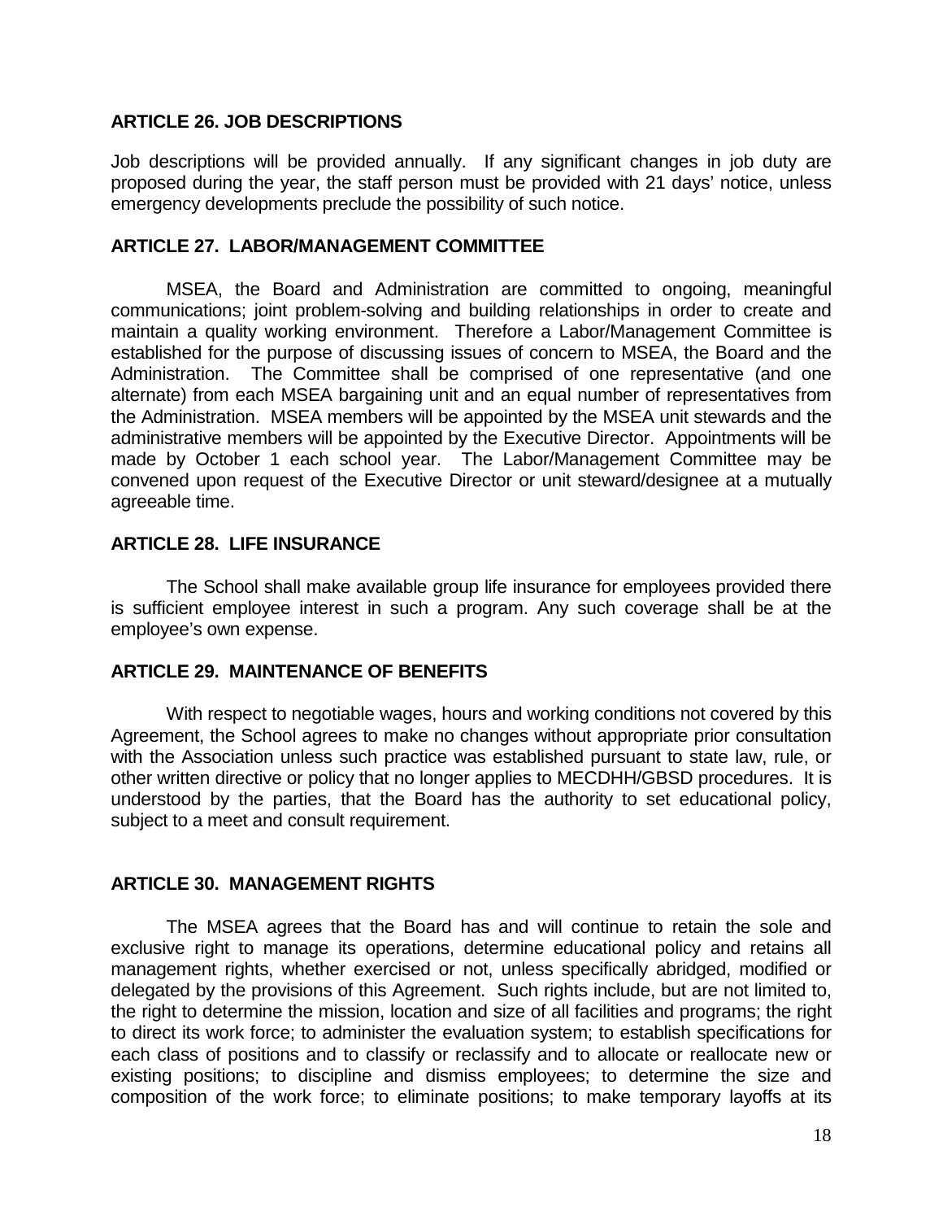## ARTICLE 26. JOB DESCRIPTIONS

Job descriptions will be provided annually. If any significant changes in job duty are proposed during the year, the staff person must be provided with 21 days' notice, unless emergency developments preclude the possibility of such notice.

## ARTICLE 27. LABOR/MANAGEMENT COMMITTEE

MSEA, the Board and Administration are committed to ongoing, meaningful communications; joint problem-solving and building relationships in order to create and maintain a quality working environment. Therefore a Labor/Management Committee is established for the purpose of discussing issues of concern to MSEA, the Board and the Administration. The Committee shall be comprised of one representative (and one alternate) from each MSEA bargaining unit and an equal number of representatives from the Administration. MSEA members will be appointed by the MSEA unit stewards and the administrative members will be appointed by the Executive Director. Appointments will be made by October 1 each school year. The Labor/Management Committee may be convened upon request of the Executive Director or unit steward/designee at a mutually agreeable time.

## ARTICLE 28. LIFE INSURANCE

The School shall make available group life insurance for employees provided there is sufficient employee interest in such a program. Any such coverage shall be at the employee's own expense.

## ARTICLE 29. MAINTENANCE OF BENEFITS

With respect to negotiable wages, hours and working conditions not covered by this Agreement, the School agrees to make no changes without appropriate prior consultation with the Association unless such practice was established pursuant to state law, rule, or other written directive or policy that no longer applies to MECDHH/GBSD procedures. It is understood by the parties, that the Board has the authority to set educational policy, subject to a meet and consult requirement.

## ARTICLE 30. MANAGEMENT RIGHTS

The MSEA agrees that the Board has and will continue to retain the sole and exclusive right to manage its operations, determine educational policy and retains all management rights, whether exercised or not, unless specifically abridged, modified or delegated by the provisions of this Agreement. Such rights include, but are not limited to, the right to determine the mission, location and size of all facilities and programs; the right to direct its work force; to administer the evaluation system; to establish specifications for each class of positions and to classify or reclassify and to allocate or reallocate new or existing positions; to discipline and dismiss employees; to determine the size and composition of the work force; to eliminate positions; to make temporary layoffs at its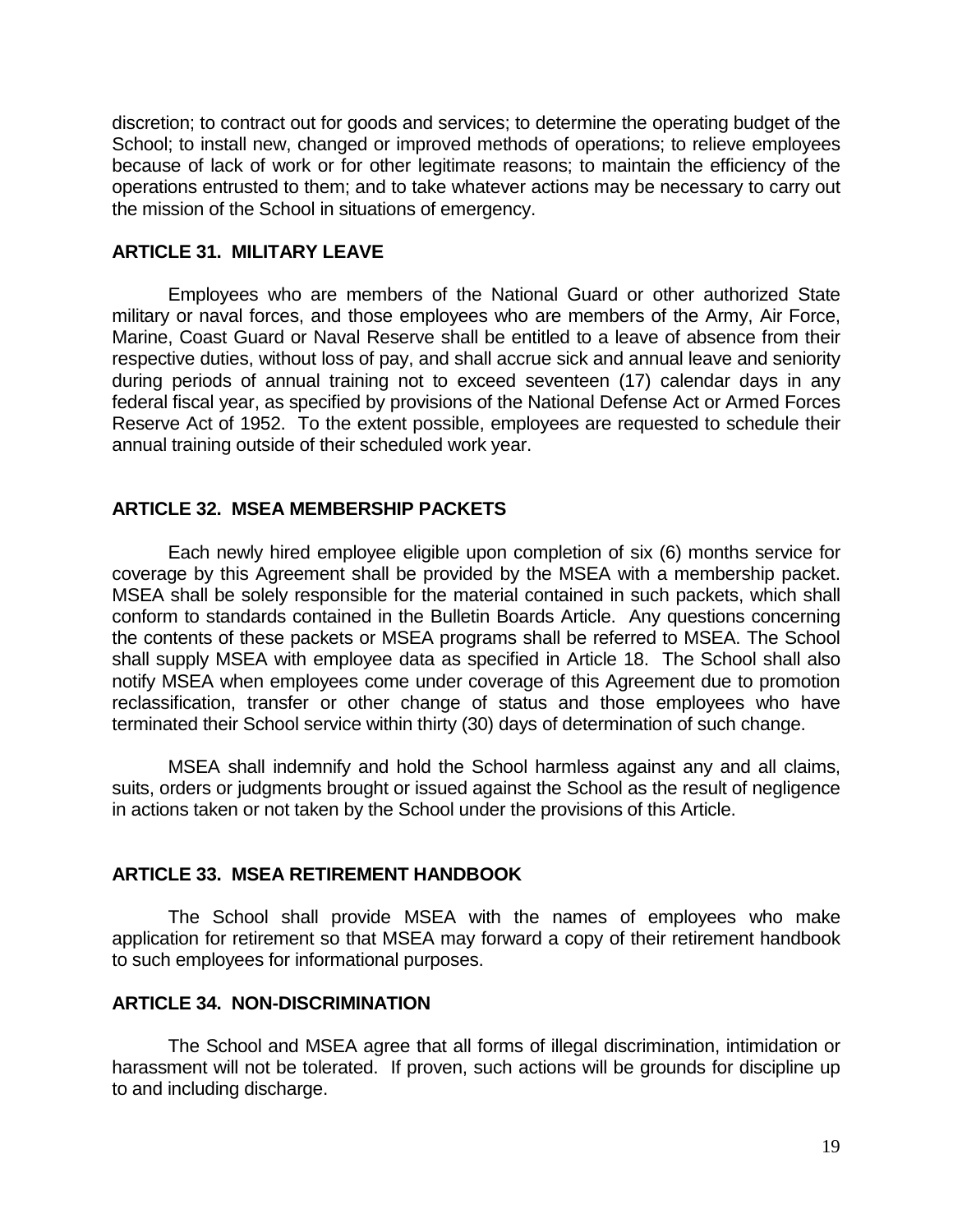discretion; to contract out for goods and services; to determine the operating budget of the School; to install new, changed or improved methods of operations; to relieve employees because of lack of work or for other legitimate reasons; to maintain the efficiency of the operations entrusted to them; and to take whatever actions may be necessary to carry out the mission of the School in situations of emergency.

## ARTICLE 31. MILITARY LEAVE

Employees who are members of the National Guard or other authorized State military or naval forces, and those employees who are members of the Army, Air Force, Marine, Coast Guard or Naval Reserve shall be entitled to a leave of absence from their respective duties, without loss of pay, and shall accrue sick and annual leave and seniority during periods of annual training not to exceed seventeen (17) calendar days in any federal fiscal year, as specified by provisions of the National Defense Act or Armed Forces Reserve Act of 1952. To the extent possible, employees are requested to schedule their annual training outside of their scheduled work year.

## ARTICLE 32. MSEA MEMBERSHIP PACKETS

Each newly hired employee eligible upon completion of six (6) months service for coverage by this Agreement shall be provided by the MSEA with a membership packet. MSEA shall be solely responsible for the material contained in such packets, which shall conform to standards contained in the Bulletin Boards Article. Any questions concerning the contents of these packets or MSEA programs shall be referred to MSEA. The School shall supply MSEA with employee data as specified in Article 18. The School shall also notify MSEA when employees come under coverage of this Agreement due to promotion reclassification, transfer or other change of status and those employees who have terminated their School service within thirty (30) days of determination of such change.

MSEA shall indemnify and hold the School harmless against any and all claims, suits, orders or judgments brought or issued against the School as the result of negligence in actions taken or not taken by the School under the provisions of this Article.

## ARTICLE 33. MSEA RETIREMENT HANDBOOK

The School shall provide MSEA with the names of employees who make application for retirement so that MSEA may forward a copy of their retirement handbook to such employees for informational purposes.

## ARTICLE 34. NON-DISCRIMINATION

The School and MSEA agree that all forms of illegal discrimination, intimidation or harassment will not be tolerated. If proven, such actions will be grounds for discipline up to and including discharge.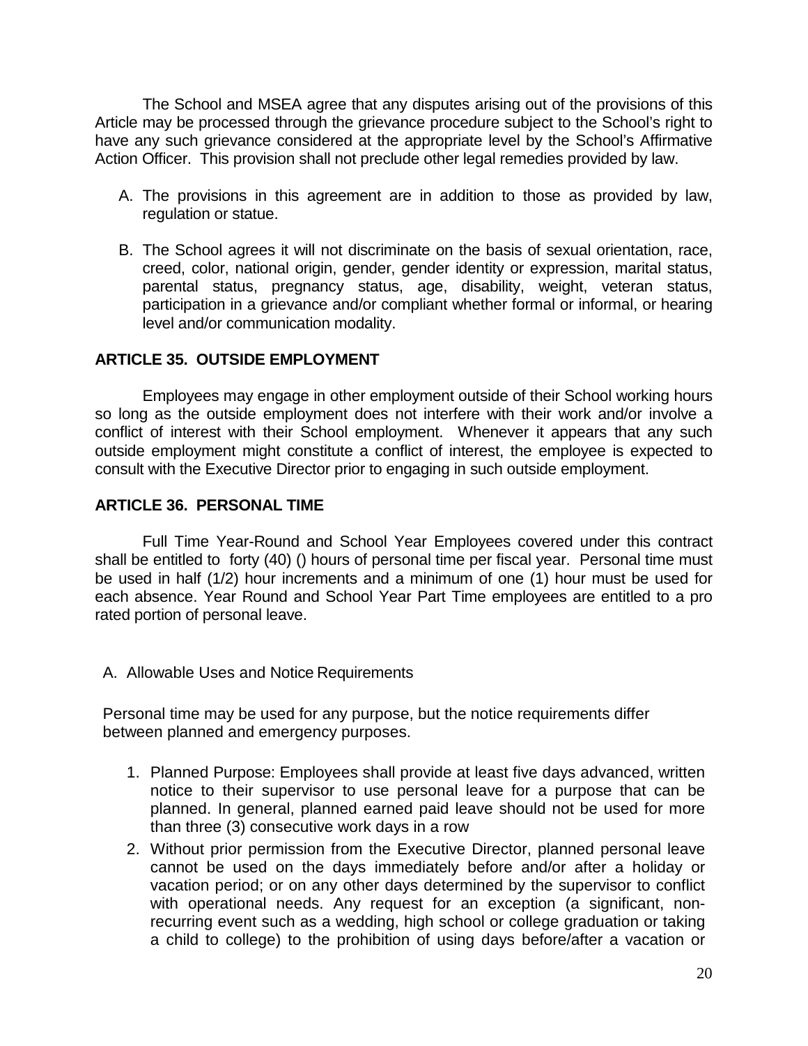The School and MSEA agree that any disputes arising out of the provisions of this Article may be processed through the grievance procedure subject to the School's right to have any such grievance considered at the appropriate level by the School's Affirmative Action Officer. This provision shall not preclude other legal remedies provided by law.

A. The provisions in this agreement are in addition to those as provided by law, regulation or statue.

B. The School agrees it will not discriminate on the basis of sexual orientation, race, creed, color, national origin, gender, gender identity or expression, marital status, parental status, pregnancy status, age, disability, weight, veteran status, participation in a grievance and/or compliant whether formal or informal, or hearing level and/or communication modality.

## ARTICLE 35. OUTSIDE EMPLOYMENT

Employees may engage in other employment outside of their School working hours so long as the outside employment does not interfere with their work and/or involve a conflict of interest with their School employment. Whenever it appears that any such outside employment might constitute a conflict of interest, the employee is expected to consult with the Executive Director prior to engaging in such outside employment.

## ARTICLE 36. PERSONAL TIME

Full Time Year-Round and School Year Employees covered under this contract shall be entitled to forty (40) () hours of personal time per fiscal year. Personal time must be used in half (1/2) hour increments and a minimum of one (1) hour must be used for each absence. Year Round and School Year Part Time employees are entitled to a pro rated portion of personal leave.

A. Allowable Uses and Notice Requirements

Personal time may be used for any purpose, but the notice requirements differ between planned and emergency purposes.

1. Planned Purpose: Employees shall provide at least five days advanced, written notice to their supervisor to use personal leave for a purpose that can be planned. In general, planned earned paid leave should not be used for more than three (3) consecutive work days in a row
2. Without prior permission from the Executive Director, planned personal leave cannot be used on the days immediately before and/or after a holiday or vacation period; or on any other days determined by the supervisor to conflict with operational needs. Any request for an exception (a significant, non-recurring event such as a wedding, high school or college graduation or taking a child to college) to the prohibition of using days before/after a vacation or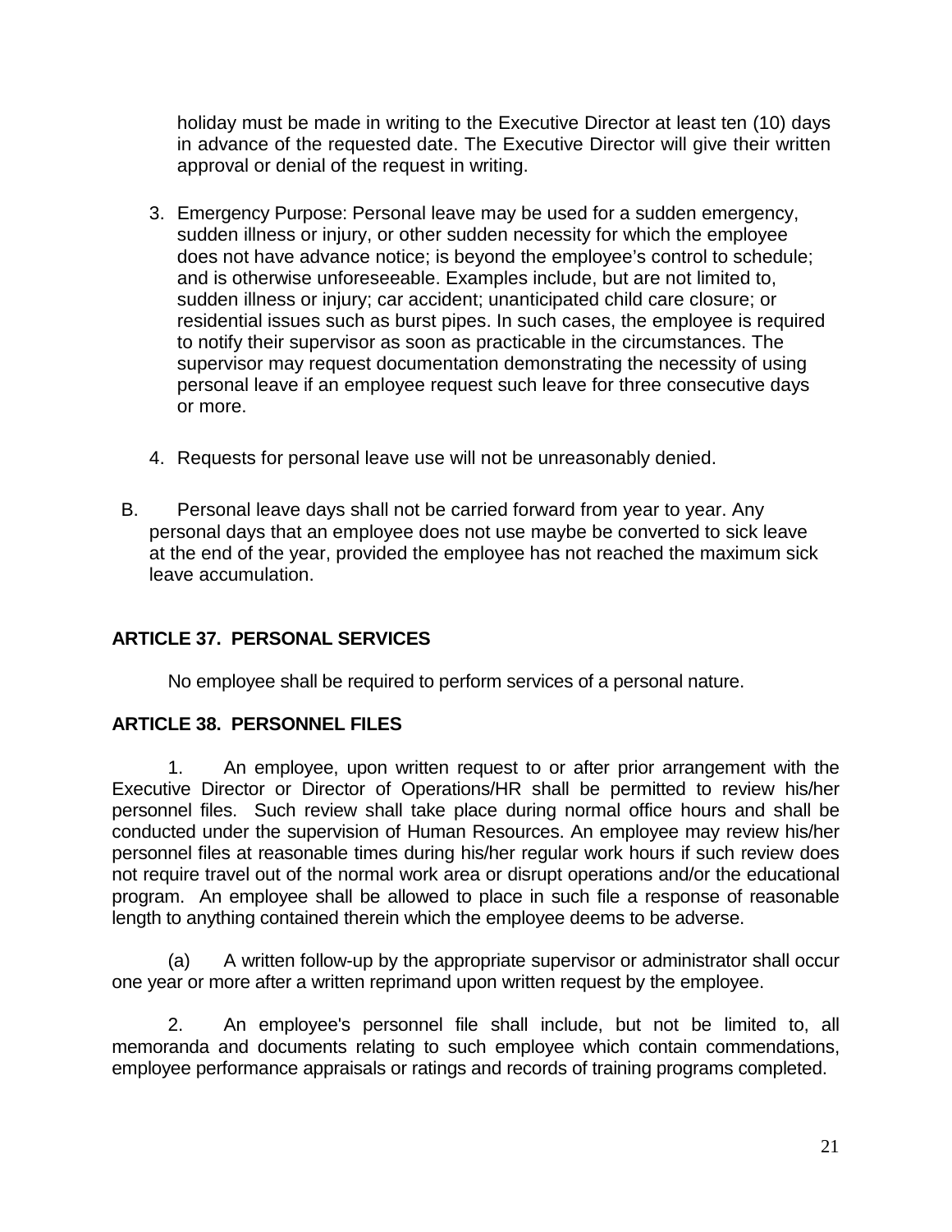holiday must be made in writing to the Executive Director at least ten (10) days in advance of the requested date. The Executive Director will give their written approval or denial of the request in writing.

3. Emergency Purpose: Personal leave may be used for a sudden emergency, sudden illness or injury, or other sudden necessity for which the employee does not have advance notice; is beyond the employee's control to schedule; and is otherwise unforeseeable. Examples include, but are not limited to, sudden illness or injury; car accident; unanticipated child care closure; or residential issues such as burst pipes. In such cases, the employee is required to notify their supervisor as soon as practicable in the circumstances. The supervisor may request documentation demonstrating the necessity of using personal leave if an employee request such leave for three consecutive days or more.

4. Requests for personal leave use will not be unreasonably denied.

B. Personal leave days shall not be carried forward from year to year. Any personal days that an employee does not use maybe be converted to sick leave at the end of the year, provided the employee has not reached the maximum sick leave accumulation.

## ARTICLE 37. PERSONAL SERVICES

No employee shall be required to perform services of a personal nature.

## ARTICLE 38. PERSONNEL FILES

1. An employee, upon written request to or after prior arrangement with the Executive Director or Director of Operations/HR shall be permitted to review his/her personnel files. Such review shall take place during normal office hours and shall be conducted under the supervision of Human Resources. An employee may review his/her personnel files at reasonable times during his/her regular work hours if such review does not require travel out of the normal work area or disrupt operations and/or the educational program. An employee shall be allowed to place in such file a response of reasonable length to anything contained therein which the employee deems to be adverse.

(a) A written follow-up by the appropriate supervisor or administrator shall occur one year or more after a written reprimand upon written request by the employee.

2. An employee's personnel file shall include, but not be limited to, all memoranda and documents relating to such employee which contain commendations, employee performance appraisals or ratings and records of training programs completed.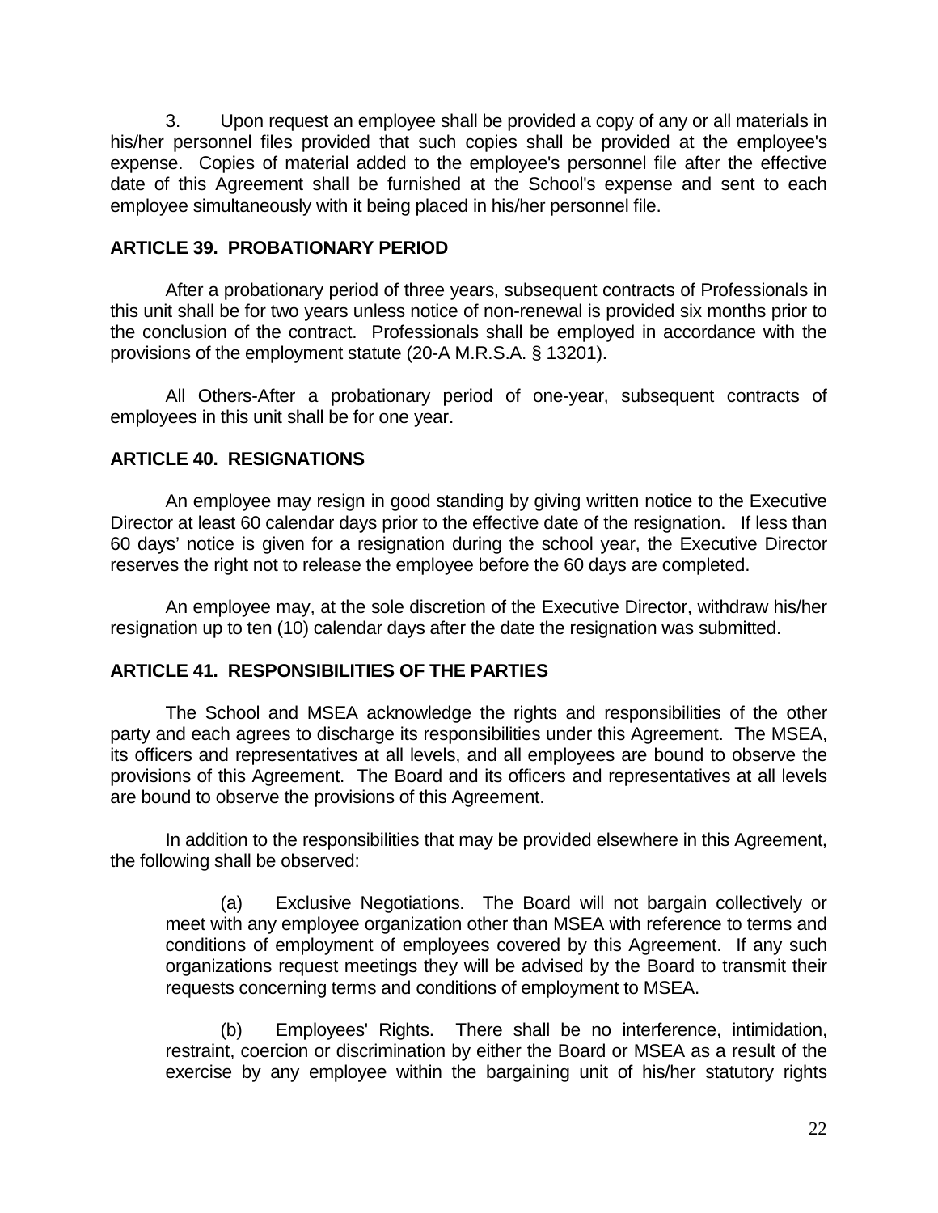3. Upon request an employee shall be provided a copy of any or all materials in his/her personnel files provided that such copies shall be provided at the employee's expense. Copies of material added to the employee's personnel file after the effective date of this Agreement shall be furnished at the School's expense and sent to each employee simultaneously with it being placed in his/her personnel file.

## ARTICLE 39. PROBATIONARY PERIOD

After a probationary period of three years, subsequent contracts of Professionals in this unit shall be for two years unless notice of non-renewal is provided six months prior to the conclusion of the contract. Professionals shall be employed in accordance with the provisions of the employment statute (20-A M.R.S.A. § 13201).

All Others-After a probationary period of one-year, subsequent contracts of employees in this unit shall be for one year.

## ARTICLE 40. RESIGNATIONS

An employee may resign in good standing by giving written notice to the Executive Director at least 60 calendar days prior to the effective date of the resignation. If less than 60 days' notice is given for a resignation during the school year, the Executive Director reserves the right not to release the employee before the 60 days are completed.

An employee may, at the sole discretion of the Executive Director, withdraw his/her resignation up to ten (10) calendar days after the date the resignation was submitted.

## ARTICLE 41. RESPONSIBILITIES OF THE PARTIES

The School and MSEA acknowledge the rights and responsibilities of the other party and each agrees to discharge its responsibilities under this Agreement. The MSEA, its officers and representatives at all levels, and all employees are bound to observe the provisions of this Agreement. The Board and its officers and representatives at all levels are bound to observe the provisions of this Agreement.

In addition to the responsibilities that may be provided elsewhere in this Agreement, the following shall be observed:

(a) Exclusive Negotiations. The Board will not bargain collectively or meet with any employee organization other than MSEA with reference to terms and conditions of employment of employees covered by this Agreement. If any such organizations request meetings they will be advised by the Board to transmit their requests concerning terms and conditions of employment to MSEA.

(b) Employees' Rights. There shall be no interference, intimidation, restraint, coercion or discrimination by either the Board or MSEA as a result of the exercise by any employee within the bargaining unit of his/her statutory rights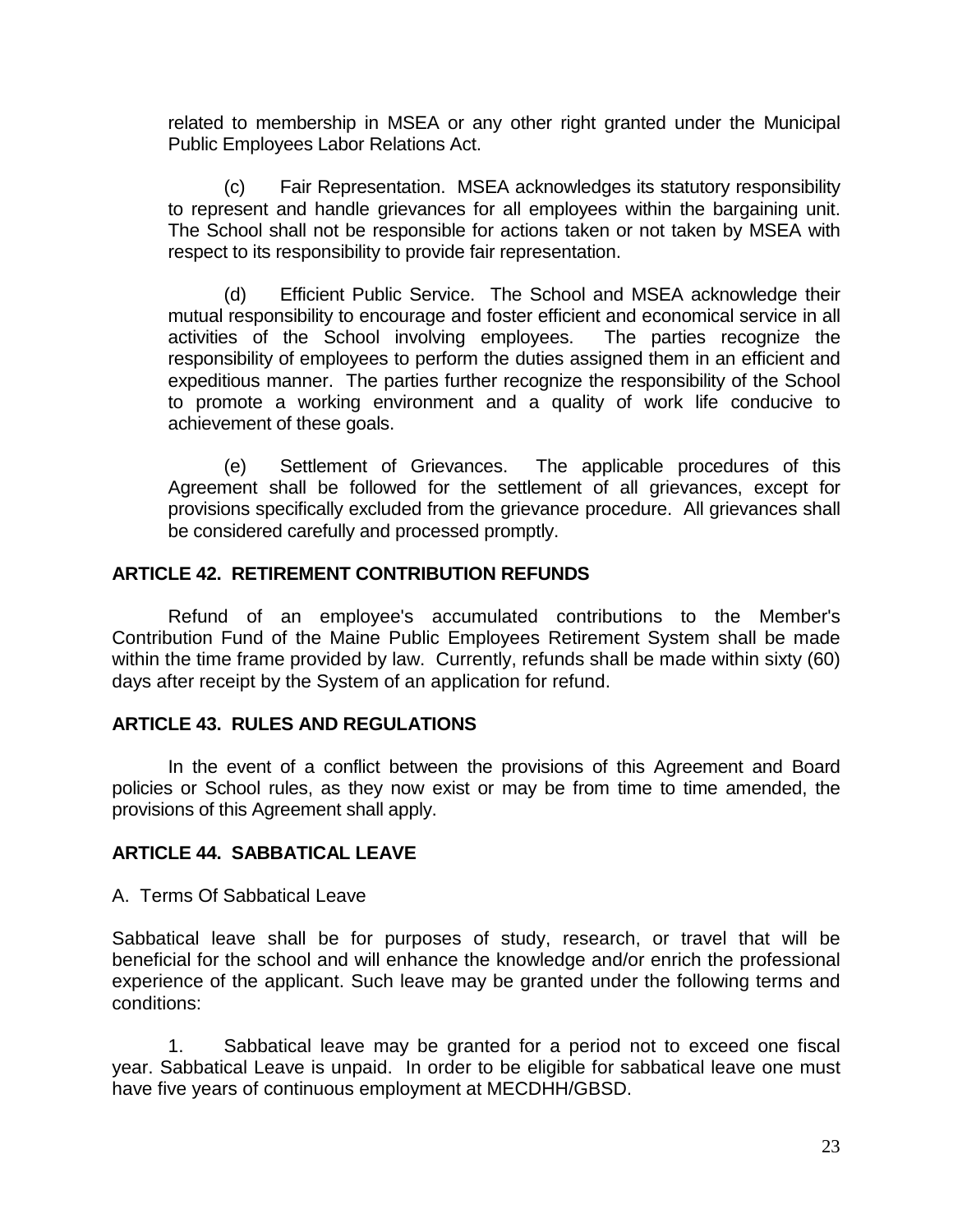related to membership in MSEA or any other right granted under the Municipal Public Employees Labor Relations Act.

(c) Fair Representation. MSEA acknowledges its statutory responsibility to represent and handle grievances for all employees within the bargaining unit. The School shall not be responsible for actions taken or not taken by MSEA with respect to its responsibility to provide fair representation.

(d) Efficient Public Service. The School and MSEA acknowledge their mutual responsibility to encourage and foster efficient and economical service in all activities of the School involving employees. The parties recognize the responsibility of employees to perform the duties assigned them in an efficient and expeditious manner. The parties further recognize the responsibility of the School to promote a working environment and a quality of work life conducive to achievement of these goals.

(e) Settlement of Grievances. The applicable procedures of this Agreement shall be followed for the settlement of all grievances, except for provisions specifically excluded from the grievance procedure. All grievances shall be considered carefully and processed promptly.

**ARTICLE 42. RETIREMENT CONTRIBUTION REFUNDS**

Refund of an employee's accumulated contributions to the Member's Contribution Fund of the Maine Public Employees Retirement System shall be made within the time frame provided by law. Currently, refunds shall be made within sixty (60) days after receipt by the System of an application for refund.

**ARTICLE 43. RULES AND REGULATIONS**

In the event of a conflict between the provisions of this Agreement and Board policies or School rules, as they now exist or may be from time to time amended, the provisions of this Agreement shall apply.

**ARTICLE 44. SABBATICAL LEAVE**

A. Terms Of Sabbatical Leave

Sabbatical leave shall be for purposes of study, research, or travel that will be beneficial for the school and will enhance the knowledge and/or enrich the professional experience of the applicant. Such leave may be granted under the following terms and conditions:

1. Sabbatical leave may be granted for a period not to exceed one fiscal year. Sabbatical Leave is unpaid. In order to be eligible for sabbatical leave one must have five years of continuous employment at MECDHH/GBSD.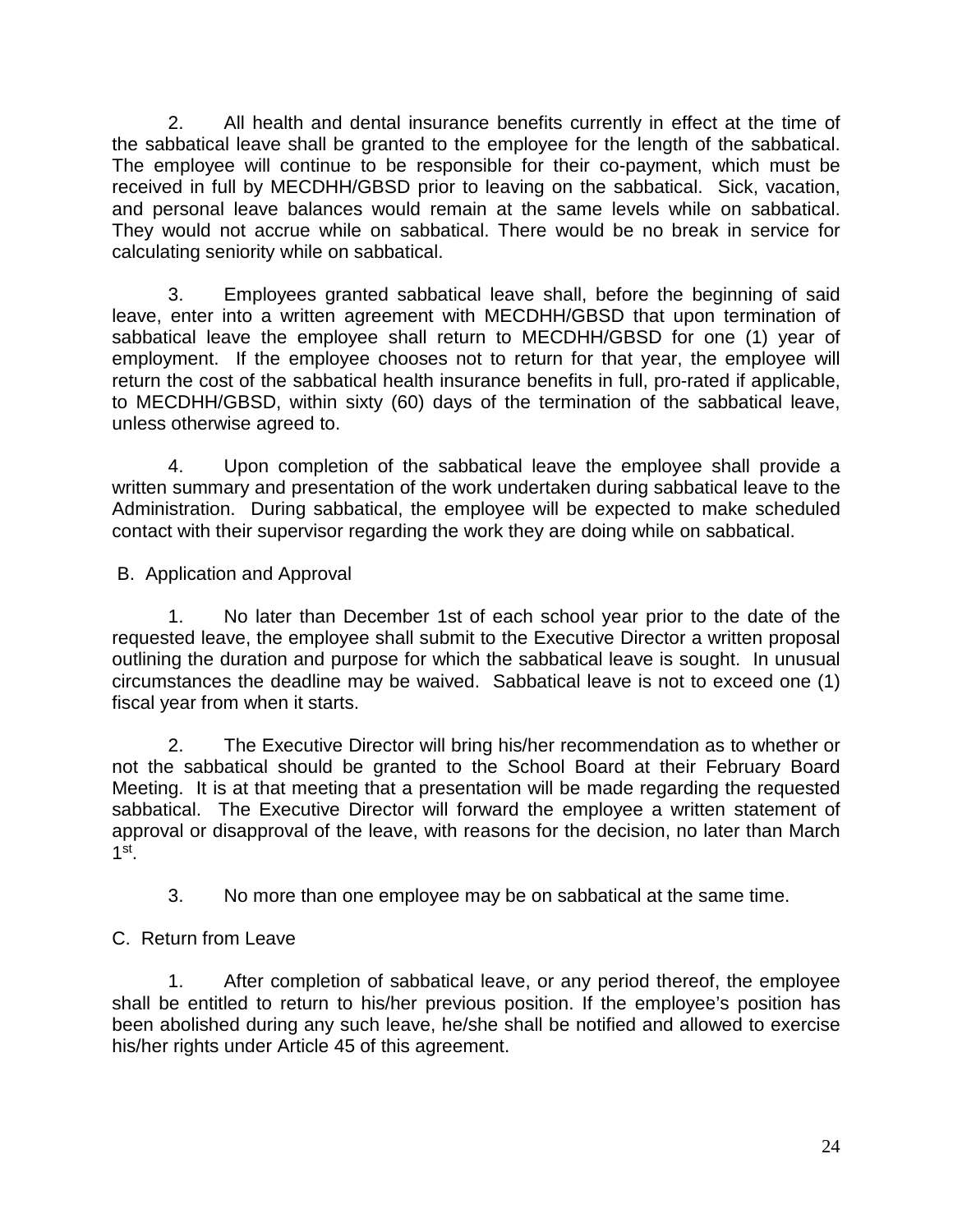2. All health and dental insurance benefits currently in effect at the time of the sabbatical leave shall be granted to the employee for the length of the sabbatical. The employee will continue to be responsible for their co-payment, which must be received in full by MECDHH/GBSD prior to leaving on the sabbatical. Sick, vacation, and personal leave balances would remain at the same levels while on sabbatical. They would not accrue while on sabbatical. There would be no break in service for calculating seniority while on sabbatical.

3. Employees granted sabbatical leave shall, before the beginning of said leave, enter into a written agreement with MECDHH/GBSD that upon termination of sabbatical leave the employee shall return to MECDHH/GBSD for one (1) year of employment. If the employee chooses not to return for that year, the employee will return the cost of the sabbatical health insurance benefits in full, pro-rated if applicable, to MECDHH/GBSD, within sixty (60) days of the termination of the sabbatical leave, unless otherwise agreed to.

4. Upon completion of the sabbatical leave the employee shall provide a written summary and presentation of the work undertaken during sabbatical leave to the Administration. During sabbatical, the employee will be expected to make scheduled contact with their supervisor regarding the work they are doing while on sabbatical.

B. Application and Approval

1. No later than December 1st of each school year prior to the date of the requested leave, the employee shall submit to the Executive Director a written proposal outlining the duration and purpose for which the sabbatical leave is sought. In unusual circumstances the deadline may be waived. Sabbatical leave is not to exceed one (1) fiscal year from when it starts.

2. The Executive Director will bring his/her recommendation as to whether or not the sabbatical should be granted to the School Board at their February Board Meeting. It is at that meeting that a presentation will be made regarding the requested sabbatical. The Executive Director will forward the employee a written statement of approval or disapproval of the leave, with reasons for the decision, no later than March 1st.

3. No more than one employee may be on sabbatical at the same time.

C. Return from Leave

1. After completion of sabbatical leave, or any period thereof, the employee shall be entitled to return to his/her previous position. If the employee's position has been abolished during any such leave, he/she shall be notified and allowed to exercise his/her rights under Article 45 of this agreement.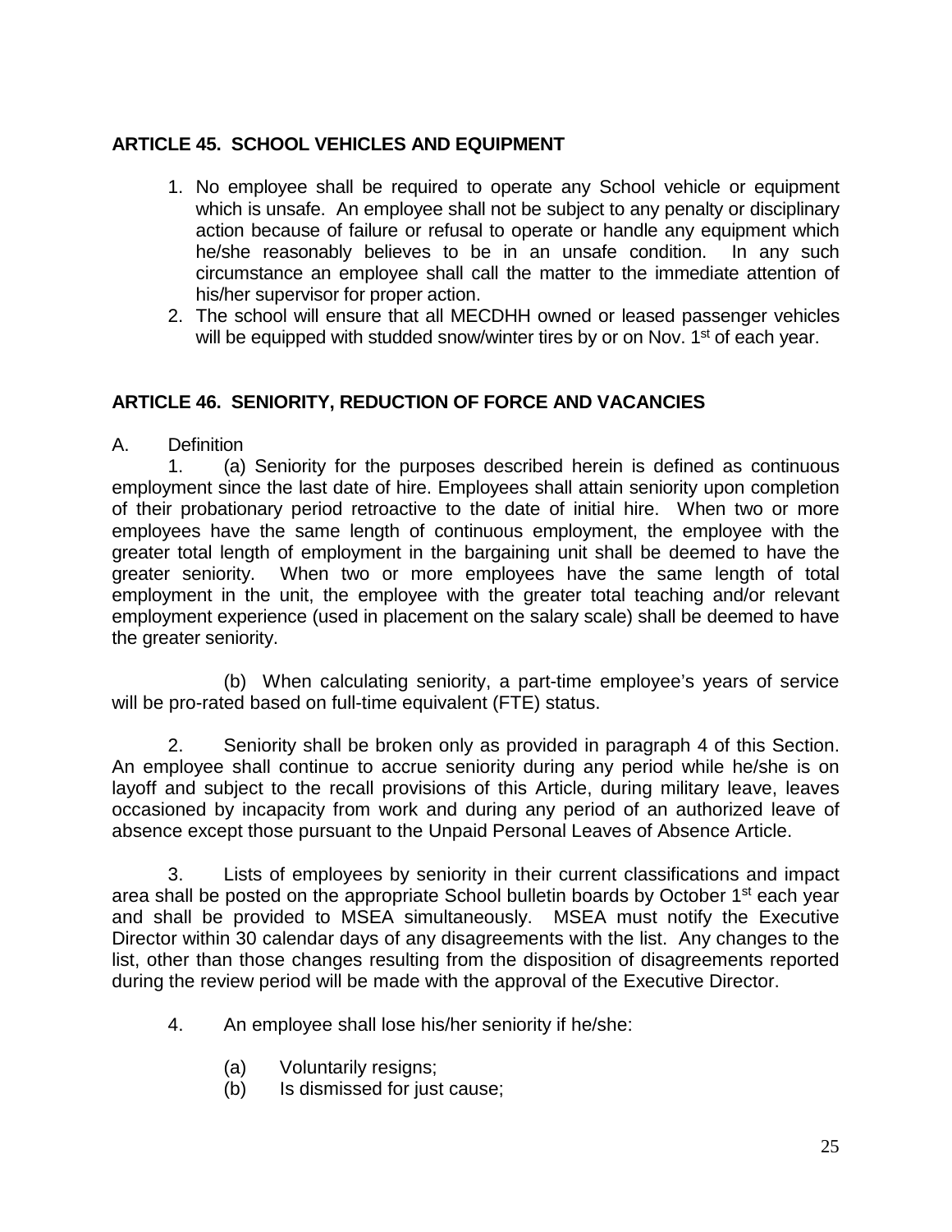## ARTICLE 45. SCHOOL VEHICLES AND EQUIPMENT

1. No employee shall be required to operate any School vehicle or equipment which is unsafe. An employee shall not be subject to any penalty or disciplinary action because of failure or refusal to operate or handle any equipment which he/she reasonably believes to be in an unsafe condition. In any such circumstance an employee shall call the matter to the immediate attention of his/her supervisor for proper action.
2. The school will ensure that all MECDHH owned or leased passenger vehicles will be equipped with studded snow/winter tires by or on Nov. 1st of each year.

## ARTICLE 46. SENIORITY, REDUCTION OF FORCE AND VACANCIES

A. Definition

1. (a) Seniority for the purposes described herein is defined as continuous employment since the last date of hire. Employees shall attain seniority upon completion of their probationary period retroactive to the date of initial hire. When two or more employees have the same length of continuous employment, the employee with the greater total length of employment in the bargaining unit shall be deemed to have the greater seniority. When two or more employees have the same length of total employment in the unit, the employee with the greater total teaching and/or relevant employment experience (used in placement on the salary scale) shall be deemed to have the greater seniority.

   (b) When calculating seniority, a part-time employee's years of service will be pro-rated based on full-time equivalent (FTE) status.

2. Seniority shall be broken only as provided in paragraph 4 of this Section. An employee shall continue to accrue seniority during any period while he/she is on layoff and subject to the recall provisions of this Article, during military leave, leaves occasioned by incapacity from work and during any period of an authorized leave of absence except those pursuant to the Unpaid Personal Leaves of Absence Article.

3. Lists of employees by seniority in their current classifications and impact area shall be posted on the appropriate School bulletin boards by October 1st each year and shall be provided to MSEA simultaneously. MSEA must notify the Executive Director within 30 calendar days of any disagreements with the list. Any changes to the list, other than those changes resulting from the disposition of disagreements reported during the review period will be made with the approval of the Executive Director.

4. An employee shall lose his/her seniority if he/she:

   (a) Voluntarily resigns;
   (b) Is dismissed for just cause;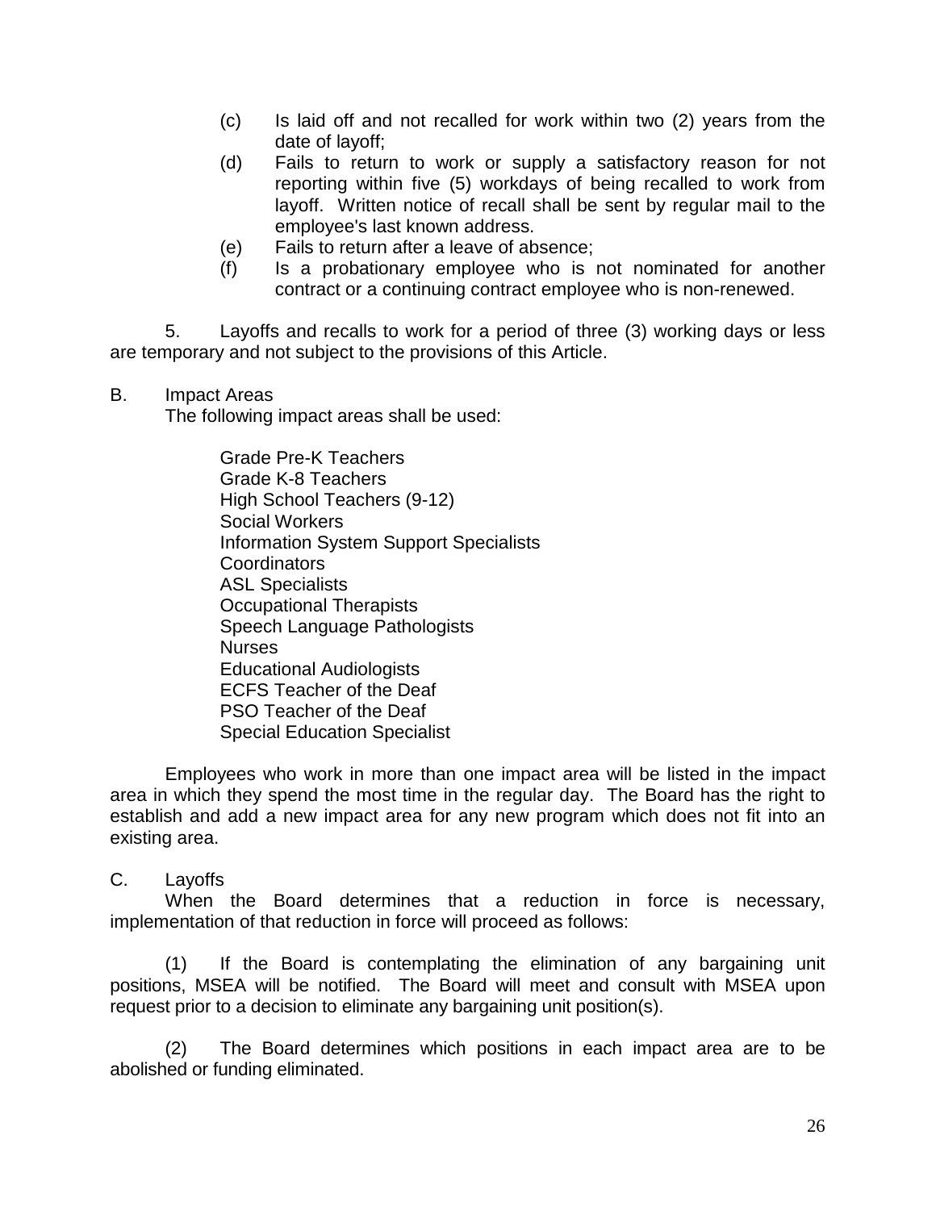(c) Is laid off and not recalled for work within two (2) years from the date of layoff;

(d) Fails to return to work or supply a satisfactory reason for not reporting within five (5) workdays of being recalled to work from layoff. Written notice of recall shall be sent by regular mail to the employee's last known address.

(e) Fails to return after a leave of absence;

(f) Is a probationary employee who is not nominated for another contract or a continuing contract employee who is non-renewed.

5. Layoffs and recalls to work for a period of three (3) working days or less are temporary and not subject to the provisions of this Article.

B. Impact Areas

The following impact areas shall be used:

- Grade Pre-K Teachers
- Grade K-8 Teachers
- High School Teachers (9-12)
- Social Workers
- Information System Support Specialists
- Coordinators
- ASL Specialists
- Occupational Therapists
- Speech Language Pathologists
- Nurses
- Educational Audiologists
- ECFS Teacher of the Deaf
- PSO Teacher of the Deaf
- Special Education Specialist

Employees who work in more than one impact area will be listed in the impact area in which they spend the most time in the regular day. The Board has the right to establish and add a new impact area for any new program which does not fit into an existing area.

C. Layoffs

When the Board determines that a reduction in force is necessary, implementation of that reduction in force will proceed as follows:

(1) If the Board is contemplating the elimination of any bargaining unit positions, MSEA will be notified. The Board will meet and consult with MSEA upon request prior to a decision to eliminate any bargaining unit position(s).

(2) The Board determines which positions in each impact area are to be abolished or funding eliminated.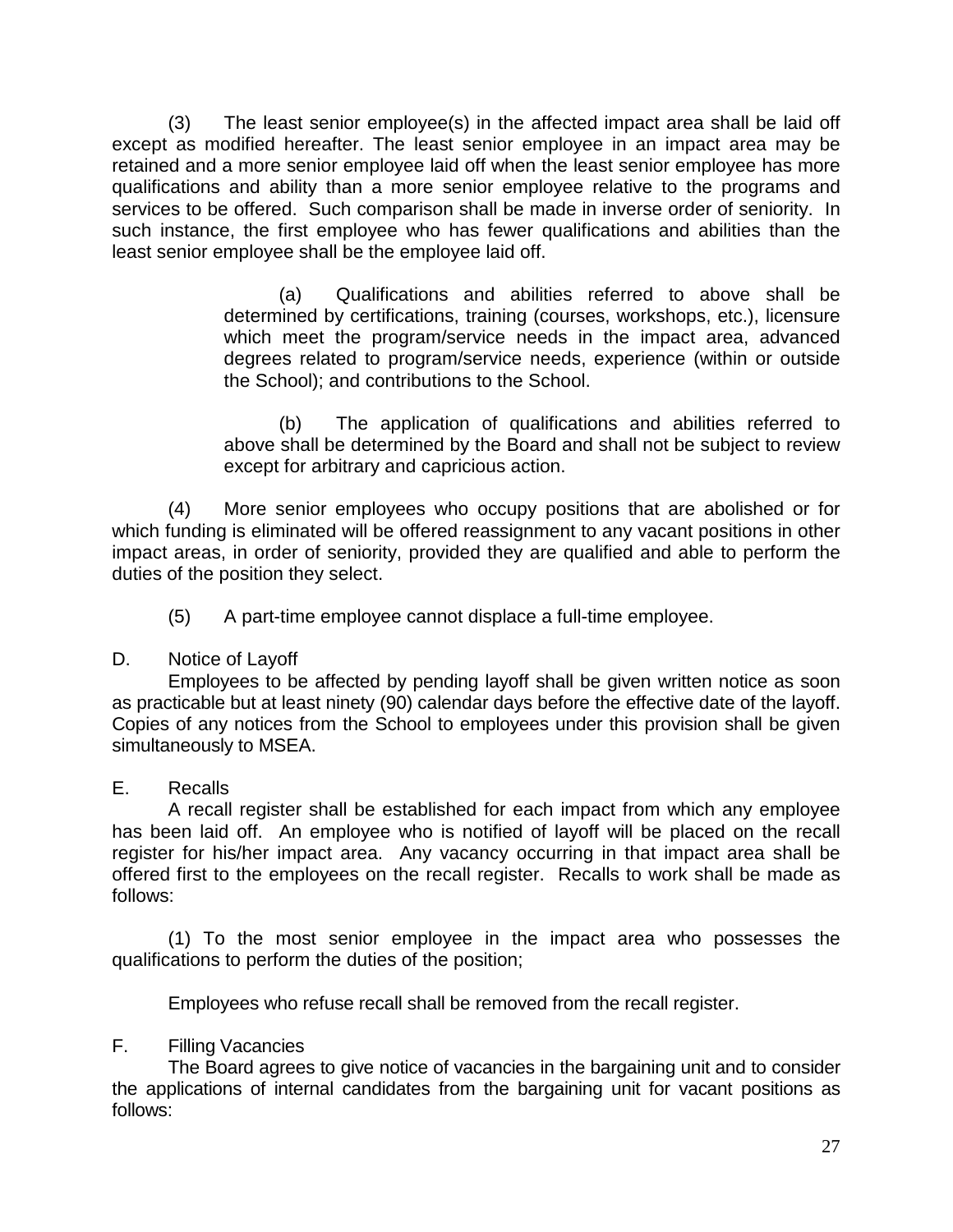(3) The least senior employee(s) in the affected impact area shall be laid off except as modified hereafter. The least senior employee in an impact area may be retained and a more senior employee laid off when the least senior employee has more qualifications and ability than a more senior employee relative to the programs and services to be offered. Such comparison shall be made in inverse order of seniority. In such instance, the first employee who has fewer qualifications and abilities than the least senior employee shall be the employee laid off.

> (a) Qualifications and abilities referred to above shall be determined by certifications, training (courses, workshops, etc.), licensure which meet the program/service needs in the impact area, advanced degrees related to program/service needs, experience (within or outside the School); and contributions to the School.
>
> (b) The application of qualifications and abilities referred to above shall be determined by the Board and shall not be subject to review except for arbitrary and capricious action.

(4) More senior employees who occupy positions that are abolished or for which funding is eliminated will be offered reassignment to any vacant positions in other impact areas, in order of seniority, provided they are qualified and able to perform the duties of the position they select.

(5) A part-time employee cannot displace a full-time employee.

D. Notice of Layoff

Employees to be affected by pending layoff shall be given written notice as soon as practicable but at least ninety (90) calendar days before the effective date of the layoff. Copies of any notices from the School to employees under this provision shall be given simultaneously to MSEA.

E. Recalls

A recall register shall be established for each impact from which any employee has been laid off. An employee who is notified of layoff will be placed on the recall register for his/her impact area. Any vacancy occurring in that impact area shall be offered first to the employees on the recall register. Recalls to work shall be made as follows:

(1) To the most senior employee in the impact area who possesses the qualifications to perform the duties of the position;

Employees who refuse recall shall be removed from the recall register.

F. Filling Vacancies

The Board agrees to give notice of vacancies in the bargaining unit and to consider the applications of internal candidates from the bargaining unit for vacant positions as follows: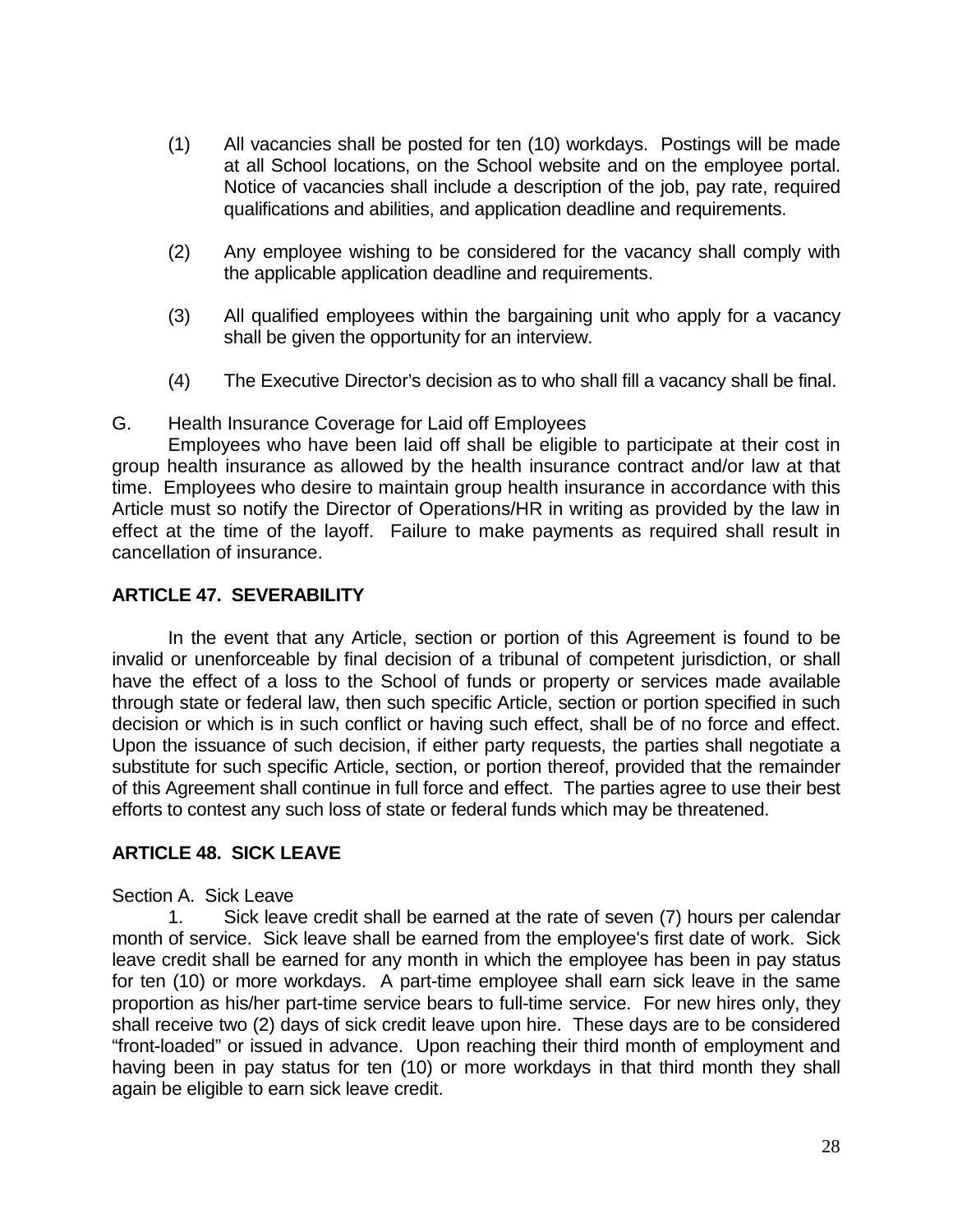(1) All vacancies shall be posted for ten (10) workdays. Postings will be made at all School locations, on the School website and on the employee portal. Notice of vacancies shall include a description of the job, pay rate, required qualifications and abilities, and application deadline and requirements.

(2) Any employee wishing to be considered for the vacancy shall comply with the applicable application deadline and requirements.

(3) All qualified employees within the bargaining unit who apply for a vacancy shall be given the opportunity for an interview.

(4) The Executive Director's decision as to who shall fill a vacancy shall be final.

G. Health Insurance Coverage for Laid off Employees

Employees who have been laid off shall be eligible to participate at their cost in group health insurance as allowed by the health insurance contract and/or law at that time. Employees who desire to maintain group health insurance in accordance with this Article must so notify the Director of Operations/HR in writing as provided by the law in effect at the time of the layoff. Failure to make payments as required shall result in cancellation of insurance.

## ARTICLE 47. SEVERABILITY

In the event that any Article, section or portion of this Agreement is found to be invalid or unenforceable by final decision of a tribunal of competent jurisdiction, or shall have the effect of a loss to the School of funds or property or services made available through state or federal law, then such specific Article, section or portion specified in such decision or which is in such conflict or having such effect, shall be of no force and effect. Upon the issuance of such decision, if either party requests, the parties shall negotiate a substitute for such specific Article, section, or portion thereof, provided that the remainder of this Agreement shall continue in full force and effect. The parties agree to use their best efforts to contest any such loss of state or federal funds which may be threatened.

## ARTICLE 48. SICK LEAVE

Section A. Sick Leave

1. Sick leave credit shall be earned at the rate of seven (7) hours per calendar month of service. Sick leave shall be earned from the employee's first date of work. Sick leave credit shall be earned for any month in which the employee has been in pay status for ten (10) or more workdays. A part-time employee shall earn sick leave in the same proportion as his/her part-time service bears to full-time service. For new hires only, they shall receive two (2) days of sick credit leave upon hire. These days are to be considered "front-loaded" or issued in advance. Upon reaching their third month of employment and having been in pay status for ten (10) or more workdays in that third month they shall again be eligible to earn sick leave credit.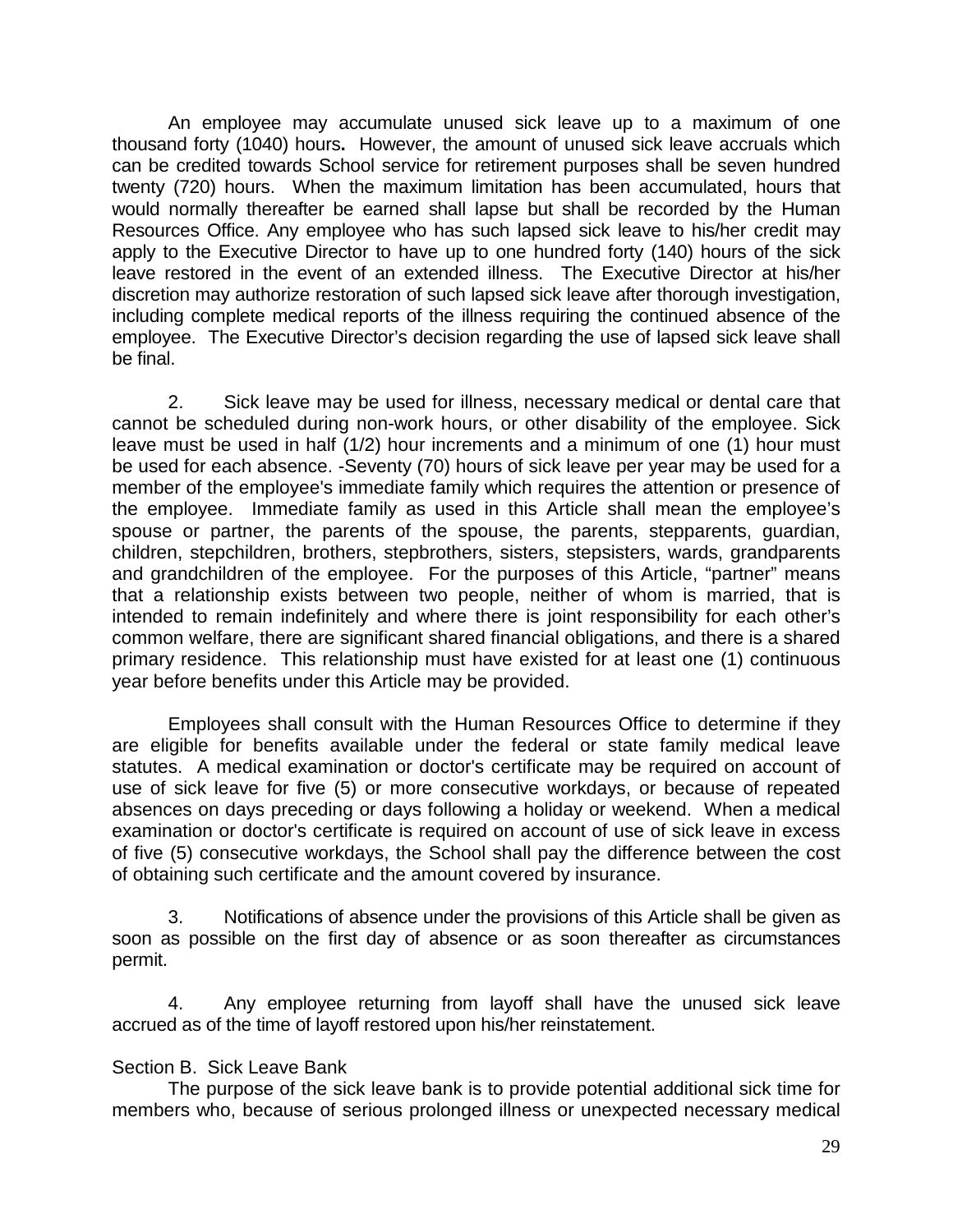An employee may accumulate unused sick leave up to a maximum of one thousand forty (1040) hours**.** However, the amount of unused sick leave accruals which can be credited towards School service for retirement purposes shall be seven hundred twenty (720) hours. When the maximum limitation has been accumulated, hours that would normally thereafter be earned shall lapse but shall be recorded by the Human Resources Office. Any employee who has such lapsed sick leave to his/her credit may apply to the Executive Director to have up to one hundred forty (140) hours of the sick leave restored in the event of an extended illness. The Executive Director at his/her discretion may authorize restoration of such lapsed sick leave after thorough investigation, including complete medical reports of the illness requiring the continued absence of the employee. The Executive Director's decision regarding the use of lapsed sick leave shall be final.

2. Sick leave may be used for illness, necessary medical or dental care that cannot be scheduled during non-work hours, or other disability of the employee. Sick leave must be used in half (1/2) hour increments and a minimum of one (1) hour must be used for each absence. -Seventy (70) hours of sick leave per year may be used for a member of the employee's immediate family which requires the attention or presence of the employee. Immediate family as used in this Article shall mean the employee's spouse or partner, the parents of the spouse, the parents, stepparents, guardian, children, stepchildren, brothers, stepbrothers, sisters, stepsisters, wards, grandparents and grandchildren of the employee. For the purposes of this Article, "partner" means that a relationship exists between two people, neither of whom is married, that is intended to remain indefinitely and where there is joint responsibility for each other's common welfare, there are significant shared financial obligations, and there is a shared primary residence. This relationship must have existed for at least one (1) continuous year before benefits under this Article may be provided.

Employees shall consult with the Human Resources Office to determine if they are eligible for benefits available under the federal or state family medical leave statutes. A medical examination or doctor's certificate may be required on account of use of sick leave for five (5) or more consecutive workdays, or because of repeated absences on days preceding or days following a holiday or weekend. When a medical examination or doctor's certificate is required on account of use of sick leave in excess of five (5) consecutive workdays, the School shall pay the difference between the cost of obtaining such certificate and the amount covered by insurance.

3. Notifications of absence under the provisions of this Article shall be given as soon as possible on the first day of absence or as soon thereafter as circumstances permit.

4. Any employee returning from layoff shall have the unused sick leave accrued as of the time of layoff restored upon his/her reinstatement.

Section B. Sick Leave Bank

The purpose of the sick leave bank is to provide potential additional sick time for members who, because of serious prolonged illness or unexpected necessary medical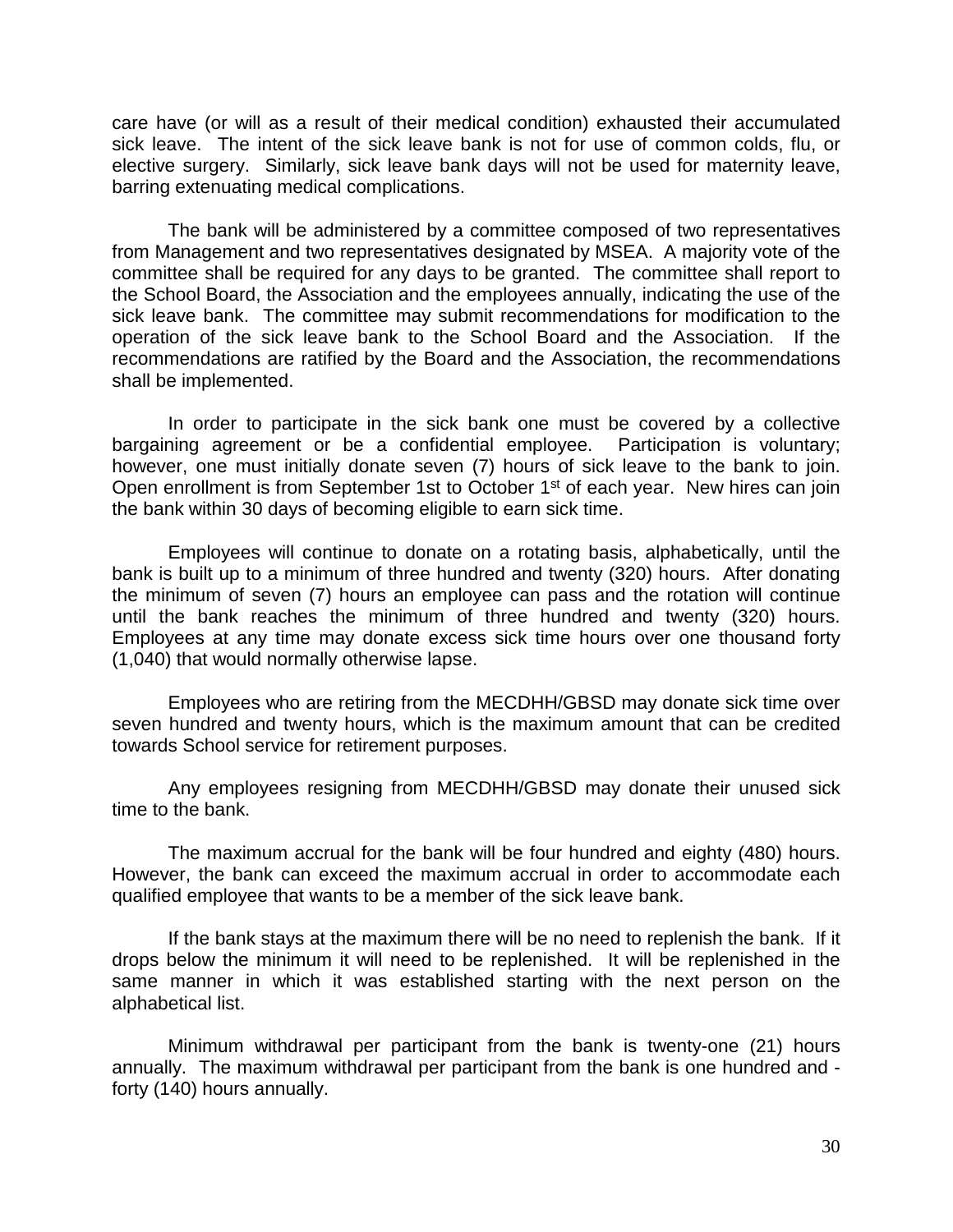care have (or will as a result of their medical condition) exhausted their accumulated sick leave. The intent of the sick leave bank is not for use of common colds, flu, or elective surgery. Similarly, sick leave bank days will not be used for maternity leave, barring extenuating medical complications.

The bank will be administered by a committee composed of two representatives from Management and two representatives designated by MSEA. A majority vote of the committee shall be required for any days to be granted. The committee shall report to the School Board, the Association and the employees annually, indicating the use of the sick leave bank. The committee may submit recommendations for modification to the operation of the sick leave bank to the School Board and the Association. If the recommendations are ratified by the Board and the Association, the recommendations shall be implemented.

In order to participate in the sick bank one must be covered by a collective bargaining agreement or be a confidential employee. Participation is voluntary; however, one must initially donate seven (7) hours of sick leave to the bank to join. Open enrollment is from September 1st to October 1st of each year. New hires can join the bank within 30 days of becoming eligible to earn sick time.

Employees will continue to donate on a rotating basis, alphabetically, until the bank is built up to a minimum of three hundred and twenty (320) hours. After donating the minimum of seven (7) hours an employee can pass and the rotation will continue until the bank reaches the minimum of three hundred and twenty (320) hours. Employees at any time may donate excess sick time hours over one thousand forty (1,040) that would normally otherwise lapse.

Employees who are retiring from the MECDHH/GBSD may donate sick time over seven hundred and twenty hours, which is the maximum amount that can be credited towards School service for retirement purposes.

Any employees resigning from MECDHH/GBSD may donate their unused sick time to the bank.

The maximum accrual for the bank will be four hundred and eighty (480) hours. However, the bank can exceed the maximum accrual in order to accommodate each qualified employee that wants to be a member of the sick leave bank.

If the bank stays at the maximum there will be no need to replenish the bank. If it drops below the minimum it will need to be replenished. It will be replenished in the same manner in which it was established starting with the next person on the alphabetical list.

Minimum withdrawal per participant from the bank is twenty-one (21) hours annually. The maximum withdrawal per participant from the bank is one hundred and - forty (140) hours annually.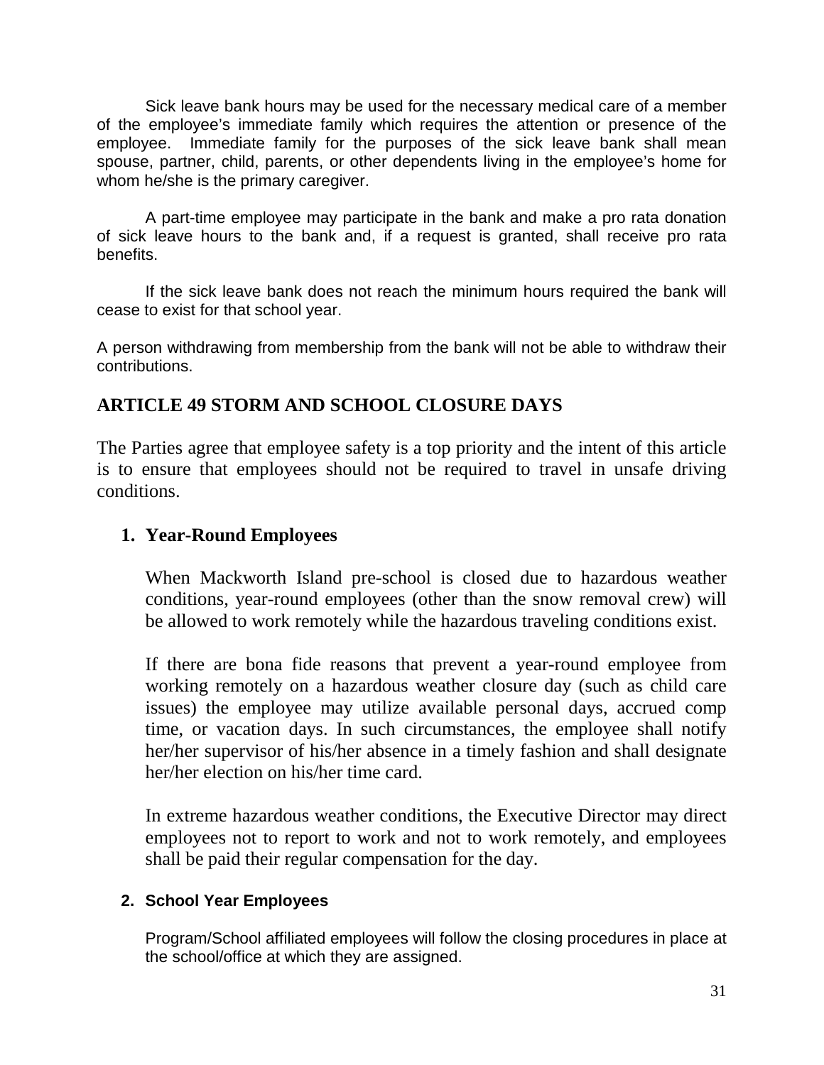Sick leave bank hours may be used for the necessary medical care of a member of the employee's immediate family which requires the attention or presence of the employee. Immediate family for the purposes of the sick leave bank shall mean spouse, partner, child, parents, or other dependents living in the employee's home for whom he/she is the primary caregiver.

A part-time employee may participate in the bank and make a pro rata donation of sick leave hours to the bank and, if a request is granted, shall receive pro rata benefits.

If the sick leave bank does not reach the minimum hours required the bank will cease to exist for that school year.

A person withdrawing from membership from the bank will not be able to withdraw their contributions.

## ARTICLE 49 STORM AND SCHOOL CLOSURE DAYS

The Parties agree that employee safety is a top priority and the intent of this article is to ensure that employees should not be required to travel in unsafe driving conditions.

### 1. Year-Round Employees

When Mackworth Island pre-school is closed due to hazardous weather conditions, year-round employees (other than the snow removal crew) will be allowed to work remotely while the hazardous traveling conditions exist.

If there are bona fide reasons that prevent a year-round employee from working remotely on a hazardous weather closure day (such as child care issues) the employee may utilize available personal days, accrued comp time, or vacation days. In such circumstances, the employee shall notify her/her supervisor of his/her absence in a timely fashion and shall designate her/her election on his/her time card.

In extreme hazardous weather conditions, the Executive Director may direct employees not to report to work and not to work remotely, and employees shall be paid their regular compensation for the day.

### 2. School Year Employees

Program/School affiliated employees will follow the closing procedures in place at the school/office at which they are assigned.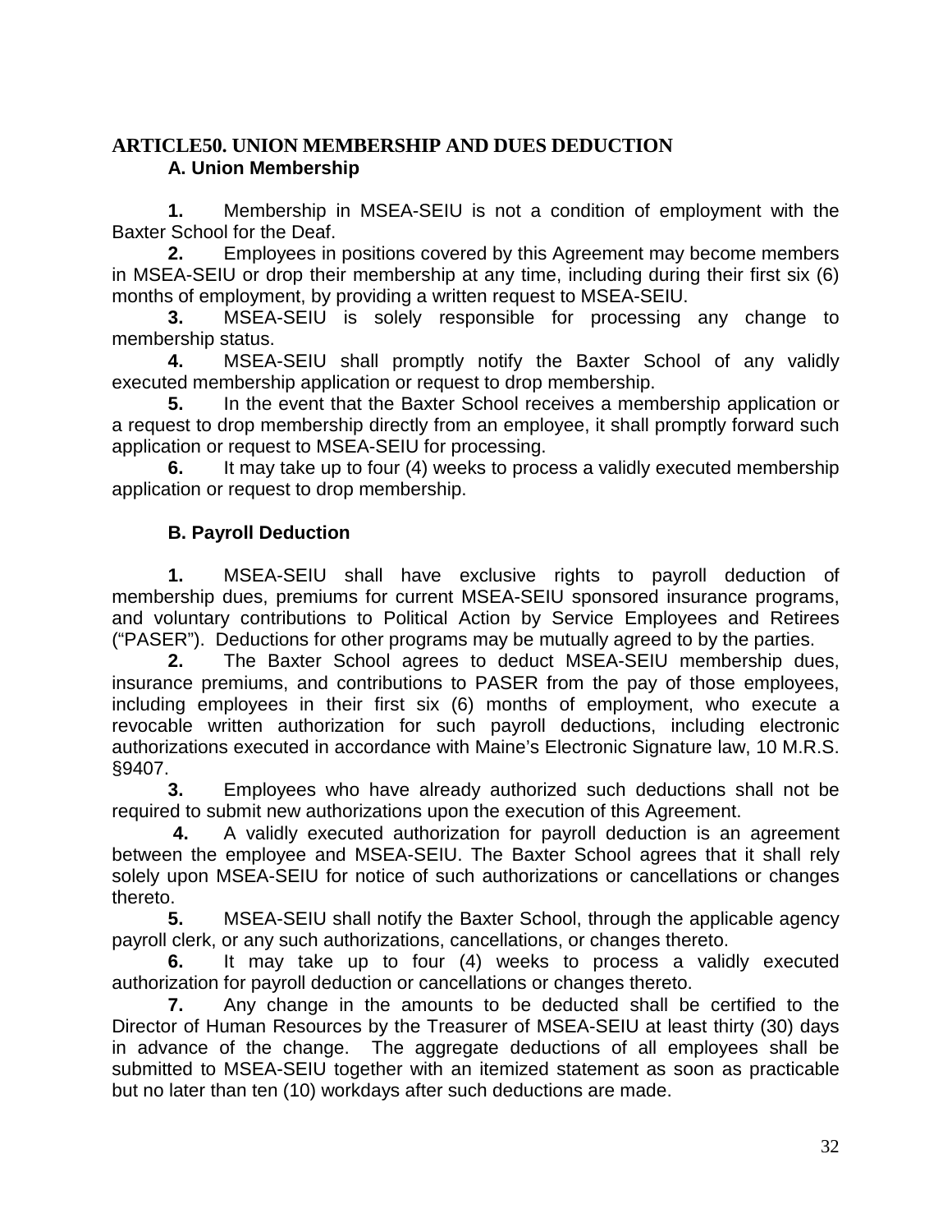## ARTICLE50. UNION MEMBERSHIP AND DUES DEDUCTION

### A. Union Membership

**1.** Membership in MSEA-SEIU is not a condition of employment with the Baxter School for the Deaf.

**2.** Employees in positions covered by this Agreement may become members in MSEA-SEIU or drop their membership at any time, including during their first six (6) months of employment, by providing a written request to MSEA-SEIU.

**3.** MSEA-SEIU is solely responsible for processing any change to membership status.

**4.** MSEA-SEIU shall promptly notify the Baxter School of any validly executed membership application or request to drop membership.

**5.** In the event that the Baxter School receives a membership application or a request to drop membership directly from an employee, it shall promptly forward such application or request to MSEA-SEIU for processing.

**6.** It may take up to four (4) weeks to process a validly executed membership application or request to drop membership.

### B. Payroll Deduction

**1.** MSEA-SEIU shall have exclusive rights to payroll deduction of membership dues, premiums for current MSEA-SEIU sponsored insurance programs, and voluntary contributions to Political Action by Service Employees and Retirees ("PASER"). Deductions for other programs may be mutually agreed to by the parties.

**2.** The Baxter School agrees to deduct MSEA-SEIU membership dues, insurance premiums, and contributions to PASER from the pay of those employees, including employees in their first six (6) months of employment, who execute a revocable written authorization for such payroll deductions, including electronic authorizations executed in accordance with Maine's Electronic Signature law, 10 M.R.S. §9407.

**3.** Employees who have already authorized such deductions shall not be required to submit new authorizations upon the execution of this Agreement.

**4.** A validly executed authorization for payroll deduction is an agreement between the employee and MSEA-SEIU. The Baxter School agrees that it shall rely solely upon MSEA-SEIU for notice of such authorizations or cancellations or changes thereto.

**5.** MSEA-SEIU shall notify the Baxter School, through the applicable agency payroll clerk, or any such authorizations, cancellations, or changes thereto.

**6.** It may take up to four (4) weeks to process a validly executed authorization for payroll deduction or cancellations or changes thereto.

**7.** Any change in the amounts to be deducted shall be certified to the Director of Human Resources by the Treasurer of MSEA-SEIU at least thirty (30) days in advance of the change. The aggregate deductions of all employees shall be submitted to MSEA-SEIU together with an itemized statement as soon as practicable but no later than ten (10) workdays after such deductions are made.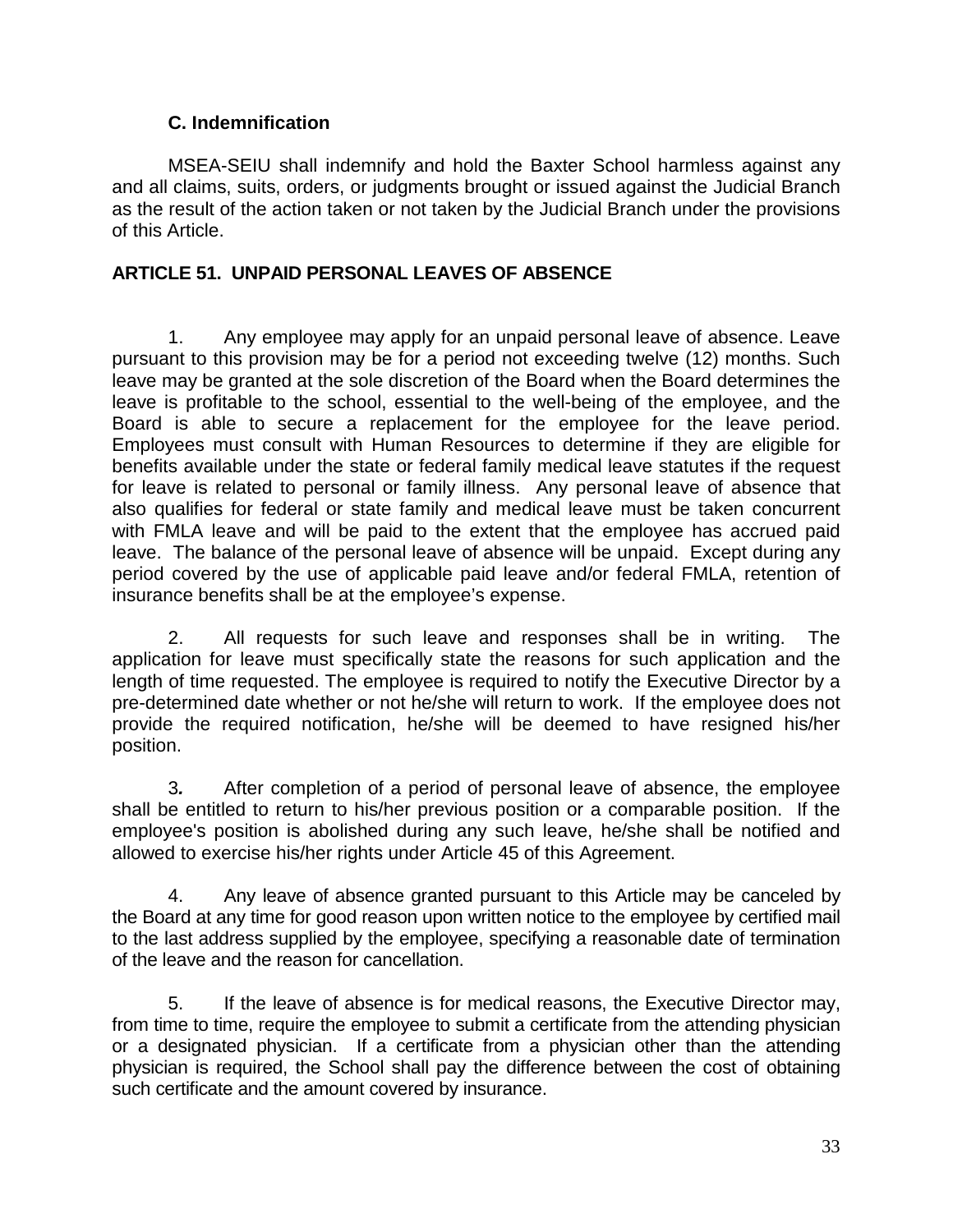### C. Indemnification

MSEA-SEIU shall indemnify and hold the Baxter School harmless against any and all claims, suits, orders, or judgments brought or issued against the Judicial Branch as the result of the action taken or not taken by the Judicial Branch under the provisions of this Article.

## ARTICLE 51. UNPAID PERSONAL LEAVES OF ABSENCE

1. Any employee may apply for an unpaid personal leave of absence. Leave pursuant to this provision may be for a period not exceeding twelve (12) months. Such leave may be granted at the sole discretion of the Board when the Board determines the leave is profitable to the school, essential to the well-being of the employee, and the Board is able to secure a replacement for the employee for the leave period. Employees must consult with Human Resources to determine if they are eligible for benefits available under the state or federal family medical leave statutes if the request for leave is related to personal or family illness. Any personal leave of absence that also qualifies for federal or state family and medical leave must be taken concurrent with FMLA leave and will be paid to the extent that the employee has accrued paid leave. The balance of the personal leave of absence will be unpaid. Except during any period covered by the use of applicable paid leave and/or federal FMLA, retention of insurance benefits shall be at the employee's expense.

2. All requests for such leave and responses shall be in writing. The application for leave must specifically state the reasons for such application and the length of time requested. The employee is required to notify the Executive Director by a pre-determined date whether or not he/she will return to work. If the employee does not provide the required notification, he/she will be deemed to have resigned his/her position.

3. After completion of a period of personal leave of absence, the employee shall be entitled to return to his/her previous position or a comparable position. If the employee's position is abolished during any such leave, he/she shall be notified and allowed to exercise his/her rights under Article 45 of this Agreement.

4. Any leave of absence granted pursuant to this Article may be canceled by the Board at any time for good reason upon written notice to the employee by certified mail to the last address supplied by the employee, specifying a reasonable date of termination of the leave and the reason for cancellation.

5. If the leave of absence is for medical reasons, the Executive Director may, from time to time, require the employee to submit a certificate from the attending physician or a designated physician. If a certificate from a physician other than the attending physician is required, the School shall pay the difference between the cost of obtaining such certificate and the amount covered by insurance.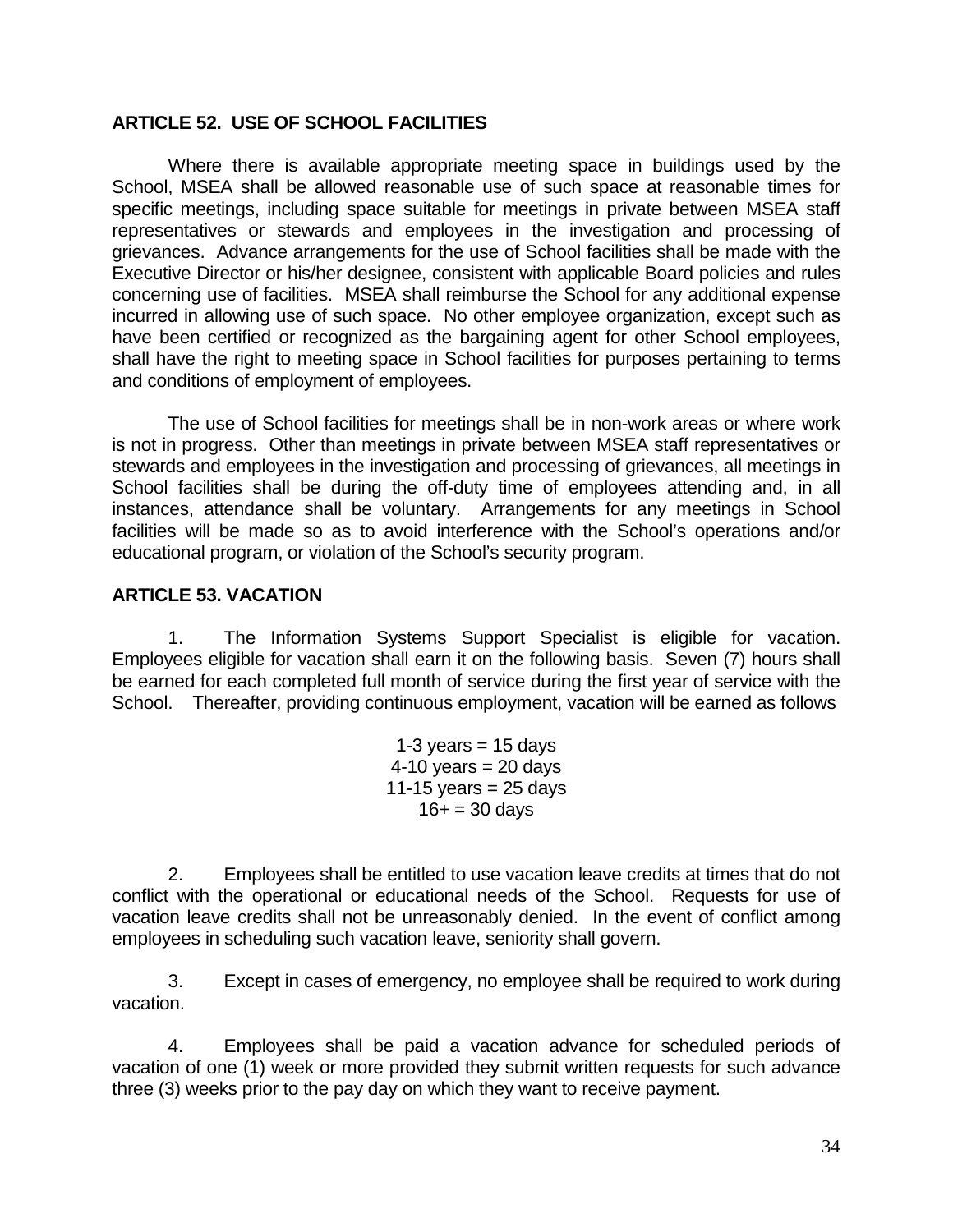## ARTICLE 52. USE OF SCHOOL FACILITIES

Where there is available appropriate meeting space in buildings used by the School, MSEA shall be allowed reasonable use of such space at reasonable times for specific meetings, including space suitable for meetings in private between MSEA staff representatives or stewards and employees in the investigation and processing of grievances. Advance arrangements for the use of School facilities shall be made with the Executive Director or his/her designee, consistent with applicable Board policies and rules concerning use of facilities. MSEA shall reimburse the School for any additional expense incurred in allowing use of such space. No other employee organization, except such as have been certified or recognized as the bargaining agent for other School employees, shall have the right to meeting space in School facilities for purposes pertaining to terms and conditions of employment of employees.

The use of School facilities for meetings shall be in non-work areas or where work is not in progress. Other than meetings in private between MSEA staff representatives or stewards and employees in the investigation and processing of grievances, all meetings in School facilities shall be during the off-duty time of employees attending and, in all instances, attendance shall be voluntary. Arrangements for any meetings in School facilities will be made so as to avoid interference with the School's operations and/or educational program, or violation of the School's security program.

## ARTICLE 53. VACATION

1. The Information Systems Support Specialist is eligible for vacation. Employees eligible for vacation shall earn it on the following basis. Seven (7) hours shall be earned for each completed full month of service during the first year of service with the School. Thereafter, providing continuous employment, vacation will be earned as follows

1-3 years = 15 days
4-10 years = 20 days
11-15 years = 25 days
16+ = 30 days

2. Employees shall be entitled to use vacation leave credits at times that do not conflict with the operational or educational needs of the School. Requests for use of vacation leave credits shall not be unreasonably denied. In the event of conflict among employees in scheduling such vacation leave, seniority shall govern.

3. Except in cases of emergency, no employee shall be required to work during vacation.

4. Employees shall be paid a vacation advance for scheduled periods of vacation of one (1) week or more provided they submit written requests for such advance three (3) weeks prior to the pay day on which they want to receive payment.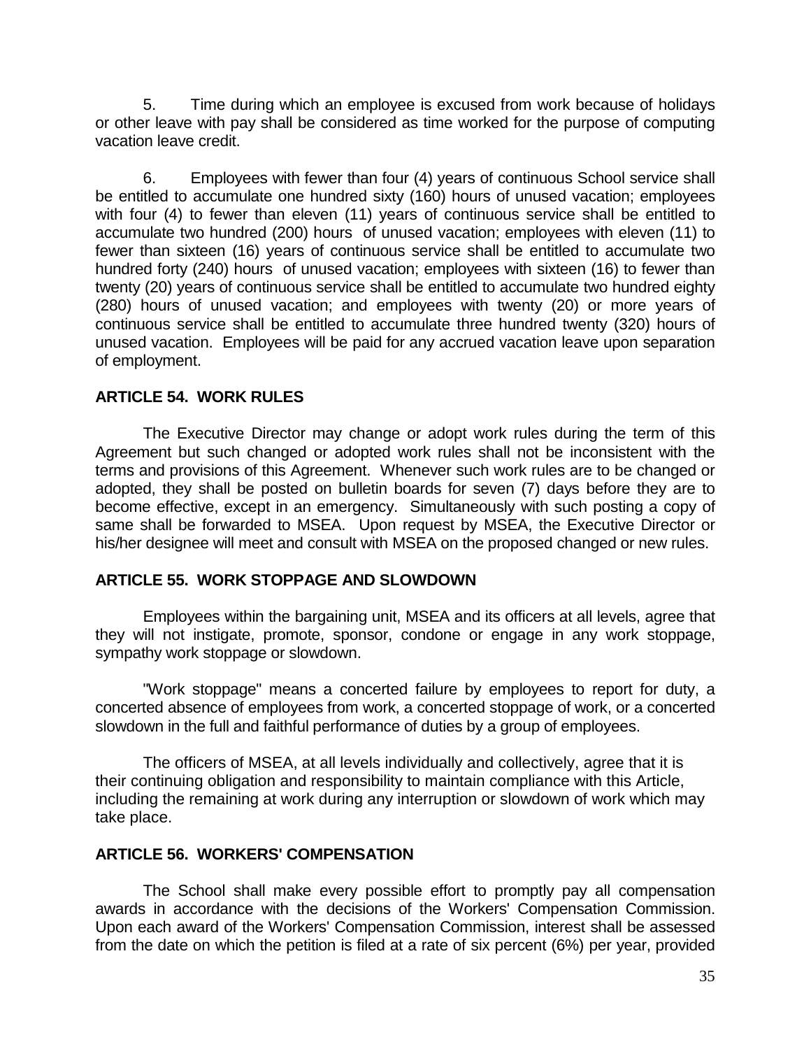5. Time during which an employee is excused from work because of holidays or other leave with pay shall be considered as time worked for the purpose of computing vacation leave credit.

6. Employees with fewer than four (4) years of continuous School service shall be entitled to accumulate one hundred sixty (160) hours of unused vacation; employees with four (4) to fewer than eleven (11) years of continuous service shall be entitled to accumulate two hundred (200) hours of unused vacation; employees with eleven (11) to fewer than sixteen (16) years of continuous service shall be entitled to accumulate two hundred forty (240) hours of unused vacation; employees with sixteen (16) to fewer than twenty (20) years of continuous service shall be entitled to accumulate two hundred eighty (280) hours of unused vacation; and employees with twenty (20) or more years of continuous service shall be entitled to accumulate three hundred twenty (320) hours of unused vacation. Employees will be paid for any accrued vacation leave upon separation of employment.

## ARTICLE 54. WORK RULES

The Executive Director may change or adopt work rules during the term of this Agreement but such changed or adopted work rules shall not be inconsistent with the terms and provisions of this Agreement. Whenever such work rules are to be changed or adopted, they shall be posted on bulletin boards for seven (7) days before they are to become effective, except in an emergency. Simultaneously with such posting a copy of same shall be forwarded to MSEA. Upon request by MSEA, the Executive Director or his/her designee will meet and consult with MSEA on the proposed changed or new rules.

## ARTICLE 55. WORK STOPPAGE AND SLOWDOWN

Employees within the bargaining unit, MSEA and its officers at all levels, agree that they will not instigate, promote, sponsor, condone or engage in any work stoppage, sympathy work stoppage or slowdown.

"Work stoppage" means a concerted failure by employees to report for duty, a concerted absence of employees from work, a concerted stoppage of work, or a concerted slowdown in the full and faithful performance of duties by a group of employees.

The officers of MSEA, at all levels individually and collectively, agree that it is their continuing obligation and responsibility to maintain compliance with this Article, including the remaining at work during any interruption or slowdown of work which may take place.

## ARTICLE 56. WORKERS' COMPENSATION

The School shall make every possible effort to promptly pay all compensation awards in accordance with the decisions of the Workers' Compensation Commission. Upon each award of the Workers' Compensation Commission, interest shall be assessed from the date on which the petition is filed at a rate of six percent (6%) per year, provided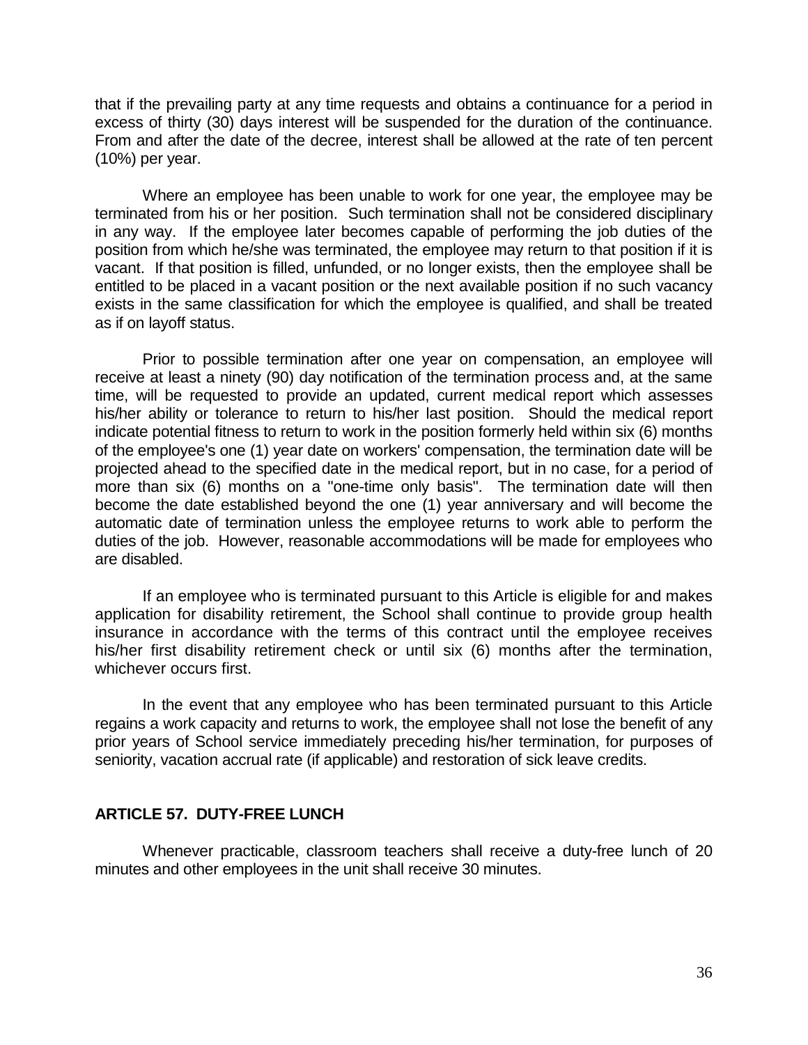that if the prevailing party at any time requests and obtains a continuance for a period in excess of thirty (30) days interest will be suspended for the duration of the continuance. From and after the date of the decree, interest shall be allowed at the rate of ten percent (10%) per year.

Where an employee has been unable to work for one year, the employee may be terminated from his or her position. Such termination shall not be considered disciplinary in any way. If the employee later becomes capable of performing the job duties of the position from which he/she was terminated, the employee may return to that position if it is vacant. If that position is filled, unfunded, or no longer exists, then the employee shall be entitled to be placed in a vacant position or the next available position if no such vacancy exists in the same classification for which the employee is qualified, and shall be treated as if on layoff status.

Prior to possible termination after one year on compensation, an employee will receive at least a ninety (90) day notification of the termination process and, at the same time, will be requested to provide an updated, current medical report which assesses his/her ability or tolerance to return to his/her last position. Should the medical report indicate potential fitness to return to work in the position formerly held within six (6) months of the employee's one (1) year date on workers' compensation, the termination date will be projected ahead to the specified date in the medical report, but in no case, for a period of more than six (6) months on a "one-time only basis". The termination date will then become the date established beyond the one (1) year anniversary and will become the automatic date of termination unless the employee returns to work able to perform the duties of the job. However, reasonable accommodations will be made for employees who are disabled.

If an employee who is terminated pursuant to this Article is eligible for and makes application for disability retirement, the School shall continue to provide group health insurance in accordance with the terms of this contract until the employee receives his/her first disability retirement check or until six (6) months after the termination, whichever occurs first.

In the event that any employee who has been terminated pursuant to this Article regains a work capacity and returns to work, the employee shall not lose the benefit of any prior years of School service immediately preceding his/her termination, for purposes of seniority, vacation accrual rate (if applicable) and restoration of sick leave credits.

## ARTICLE 57. DUTY-FREE LUNCH

Whenever practicable, classroom teachers shall receive a duty-free lunch of 20 minutes and other employees in the unit shall receive 30 minutes.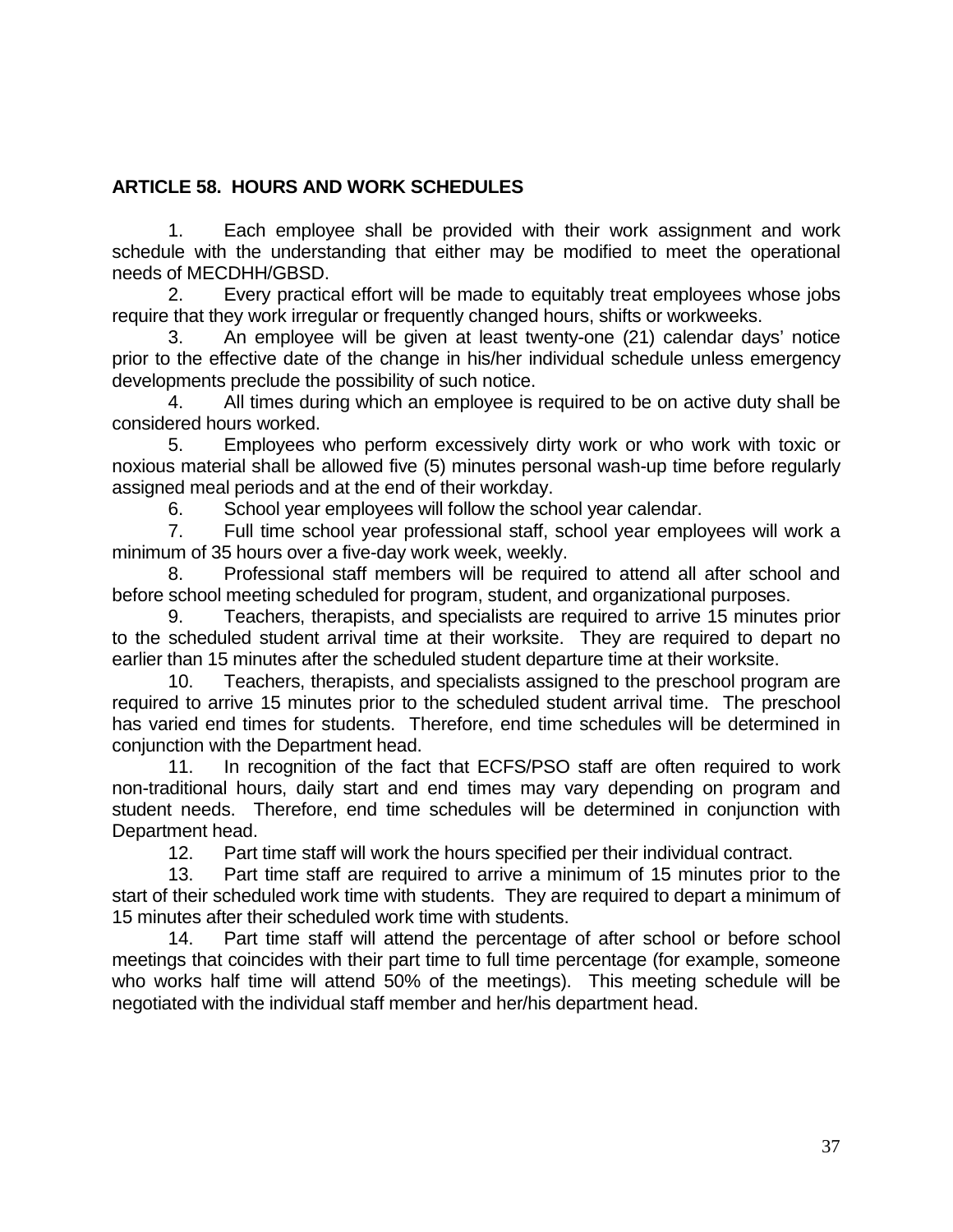## ARTICLE 58. HOURS AND WORK SCHEDULES

1. Each employee shall be provided with their work assignment and work schedule with the understanding that either may be modified to meet the operational needs of MECDHH/GBSD.

2. Every practical effort will be made to equitably treat employees whose jobs require that they work irregular or frequently changed hours, shifts or workweeks.

3. An employee will be given at least twenty-one (21) calendar days' notice prior to the effective date of the change in his/her individual schedule unless emergency developments preclude the possibility of such notice.

4. All times during which an employee is required to be on active duty shall be considered hours worked.

5. Employees who perform excessively dirty work or who work with toxic or noxious material shall be allowed five (5) minutes personal wash-up time before regularly assigned meal periods and at the end of their workday.

6. School year employees will follow the school year calendar.

7. Full time school year professional staff, school year employees will work a minimum of 35 hours over a five-day work week, weekly.

8. Professional staff members will be required to attend all after school and before school meeting scheduled for program, student, and organizational purposes.

9. Teachers, therapists, and specialists are required to arrive 15 minutes prior to the scheduled student arrival time at their worksite. They are required to depart no earlier than 15 minutes after the scheduled student departure time at their worksite.

10. Teachers, therapists, and specialists assigned to the preschool program are required to arrive 15 minutes prior to the scheduled student arrival time. The preschool has varied end times for students. Therefore, end time schedules will be determined in conjunction with the Department head.

11. In recognition of the fact that ECFS/PSO staff are often required to work non-traditional hours, daily start and end times may vary depending on program and student needs. Therefore, end time schedules will be determined in conjunction with Department head.

12. Part time staff will work the hours specified per their individual contract.

13. Part time staff are required to arrive a minimum of 15 minutes prior to the start of their scheduled work time with students. They are required to depart a minimum of 15 minutes after their scheduled work time with students.

14. Part time staff will attend the percentage of after school or before school meetings that coincides with their part time to full time percentage (for example, someone who works half time will attend 50% of the meetings). This meeting schedule will be negotiated with the individual staff member and her/his department head.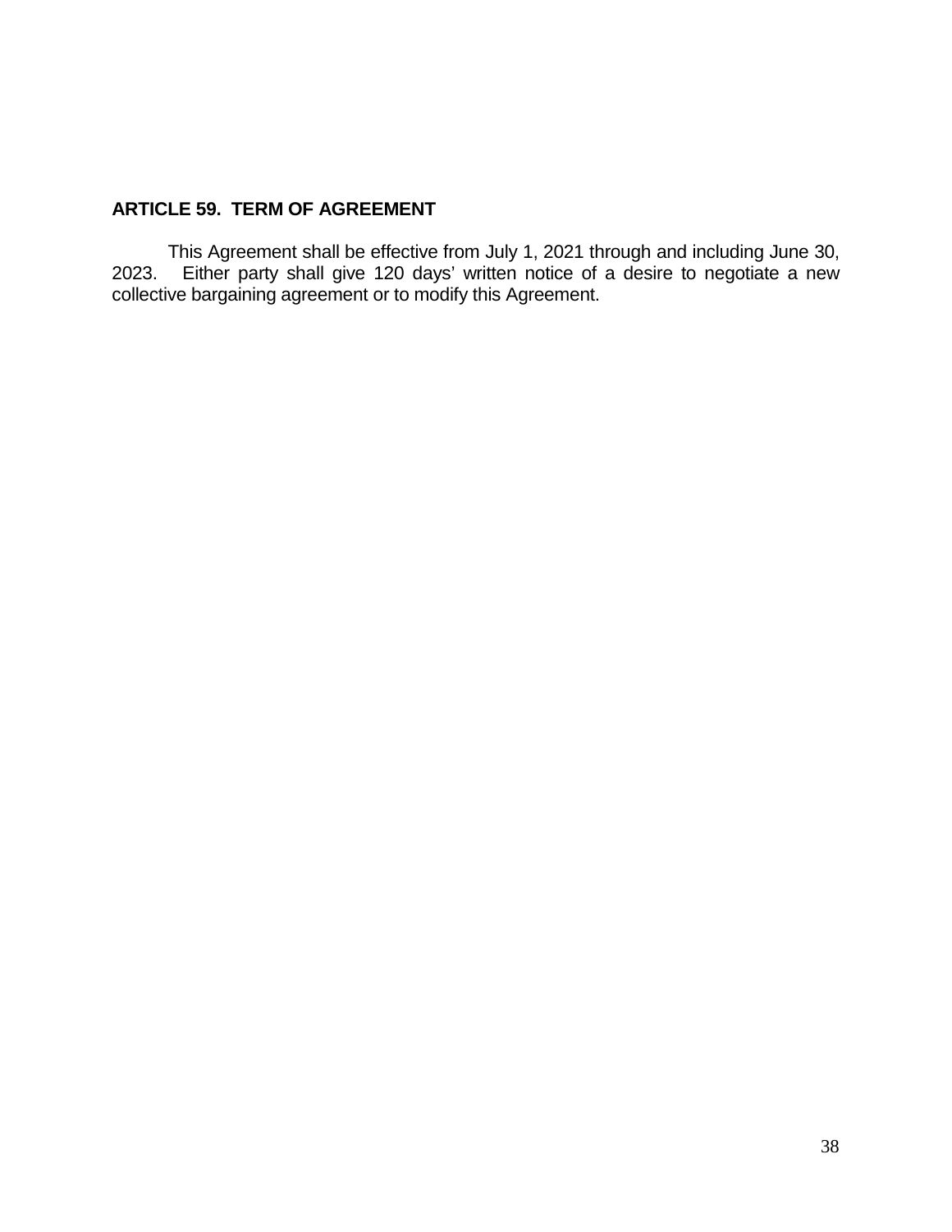## ARTICLE 59. TERM OF AGREEMENT

This Agreement shall be effective from July 1, 2021 through and including June 30, 2023. Either party shall give 120 days' written notice of a desire to negotiate a new collective bargaining agreement or to modify this Agreement.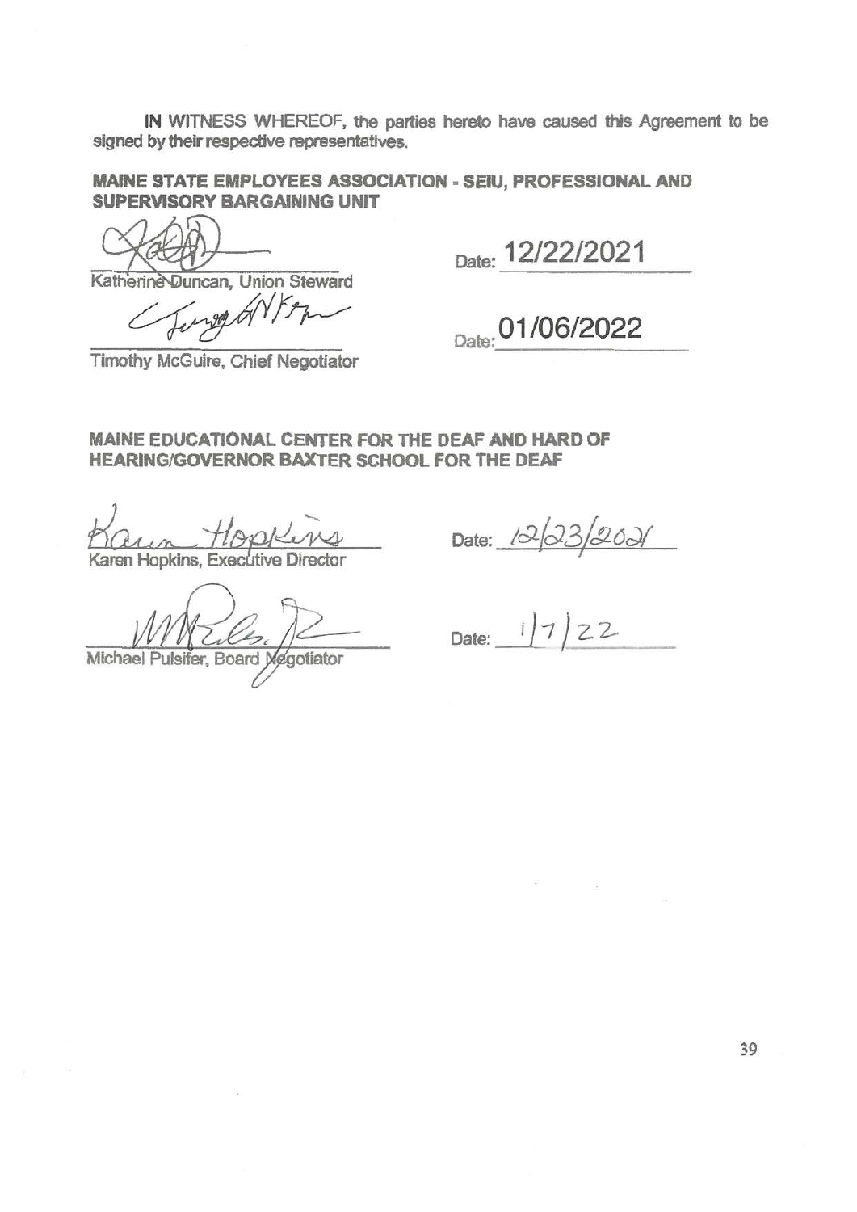IN WITNESS WHEREOF, the parties hereto have caused this Agreement to be signed by their respective representatives.

**MAINE STATE EMPLOYEES ASSOCIATION - SEIU, PROFESSIONAL AND SUPERVISORY BARGAINING UNIT**

Katherine Duncan, Union Steward — Date: 12/22/2021

Timothy McGuire, Chief Negotiator — Date: 01/06/2022

**MAINE EDUCATIONAL CENTER FOR THE DEAF AND HARD OF HEARING/GOVERNOR BAXTER SCHOOL FOR THE DEAF**

Karen Hopkins, Executive Director — Date: 12/23/2021

Michael Pulsifer, Board Negotiator — Date: 1/7/22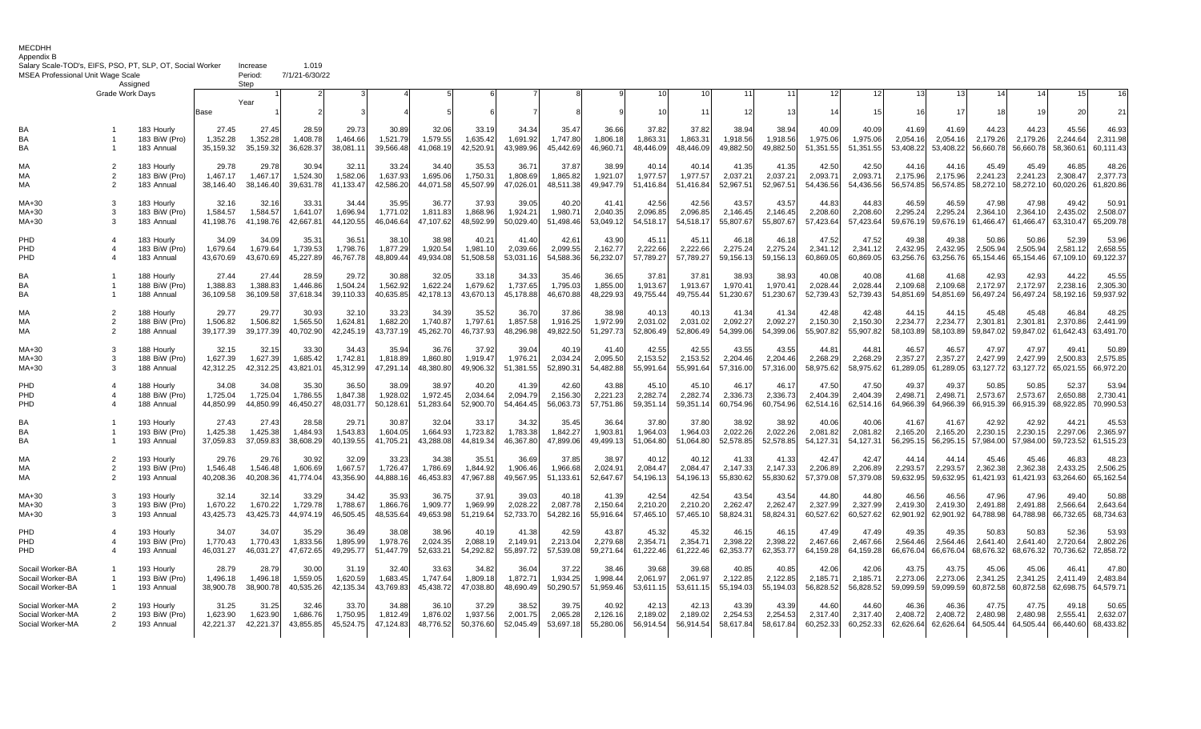MECDHH
Appendix B
Salary Scale-TOD's, EIFS, PSO, PT, SLP, OT, Social Worker

MSEA Professional Unit Wage Scale

Increase 1.019
Period: 7/1/21-6/30/22

| | Assigned | | Step | | | | | | | | | | | | | | | | | | | | | |
|---|---|---|---|---|---|---|---|---|---|---|---|---|---|---|---|---|---|---|---|---|---|---|---|---|
| | Grade | Work Days | | 1 | 2 | 3 | 4 | 5 | 6 | 7 | 8 | 9 | 10 | 10 | 11 | 11 | 12 | 12 | 13 | 13 | 14 | 14 | 15 | 16 |
| | | | Year | | | | | | | | | | | | | | | | | | | | | |
| | | | Base | 1 | 2 | 3 | 4 | 5 | 6 | 7 | 8 | 9 | 10 | 11 | 12 | 13 | 14 | 15 | 16 | 17 | 18 | 19 | 20 | 21 |
| BA | 1 | 183 Hourly | 27.45 | 27.45 | 28.59 | 29.73 | 30.89 | 32.06 | 33.19 | 34.34 | 35.47 | 36.66 | 37.82 | 37.82 | 38.94 | 38.94 | 40.09 | 40.09 | 41.69 | 41.69 | 44.23 | 44.23 | 45.56 | 46.93 |
| BA | 1 | 183 BiW (Pro) | 1,352.28 | 1,352.28 | 1,408.78 | 1,464.66 | 1,521.79 | 1,579.55 | 1,635.42 | 1,691.92 | 1,747.80 | 1,806.18 | 1,863.31 | 1,863.31 | 1,918.56 | 1,918.56 | 1,975.06 | 1,975.06 | 2,054.16 | 2,054.16 | 2,179.26 | 2,179.26 | 2,244.64 | 2,311.98 |
| BA | 1 | 183 Annual | 35,159.32 | 35,159.32 | 36,628.37 | 38,081.11 | 39,566.48 | 41,068.19 | 42,520.91 | 43,989.96 | 45,442.69 | 46,960.71 | 48,446.09 | 48,446.09 | 49,882.50 | 49,882.50 | 51,351.55 | 51,351.55 | 53,408.22 | 53,408.22 | 56,660.78 | 56,660.78 | 58,360.61 | 60,111.43 |
| MA | 2 | 183 Hourly | 29.78 | 29.78 | 30.94 | 32.11 | 33.24 | 34.40 | 35.53 | 36.71 | 37.87 | 38.99 | 40.14 | 40.14 | 41.35 | 41.35 | 42.50 | 42.50 | 44.16 | 44.16 | 45.49 | 45.49 | 46.85 | 48.26 |
| MA | 2 | 183 BiW (Pro) | 1,467.17 | 1,467.17 | 1,524.30 | 1,582.06 | 1,637.93 | 1,695.06 | 1,750.31 | 1,808.69 | 1,865.82 | 1,921.07 | 1,977.57 | 1,977.57 | 2,037.21 | 2,037.21 | 2,093.71 | 2,093.71 | 2,175.96 | 2,175.96 | 2,241.23 | 2,241.23 | 2,308.47 | 2,377.73 |
| MA | 2 | 183 Annual | 38,146.40 | 38,146.40 | 39,631.78 | 41,133.47 | 42,586.20 | 44,071.58 | 45,507.99 | 47,026.01 | 48,511.38 | 49,947.79 | 51,416.84 | 51,416.84 | 52,967.51 | 52,967.51 | 54,436.56 | 54,436.56 | 56,574.85 | 56,574.85 | 58,272.10 | 58,272.10 | 60,020.26 | 61,820.86 |
| MA+30 | 3 | 183 Hourly | 32.16 | 32.16 | 33.31 | 34.44 | 35.95 | 36.77 | 37.93 | 39.05 | 40.20 | 41.41 | 42.56 | 42.56 | 43.57 | 43.57 | 44.83 | 44.83 | 46.59 | 46.59 | 47.98 | 47.98 | 49.42 | 50.91 |
| MA+30 | 3 | 183 BiW (Pro) | 1,584.57 | 1,584.57 | 1,641.07 | 1,696.94 | 1,771.02 | 1,811.83 | 1,868.96 | 1,924.21 | 1,980.71 | 2,040.35 | 2,096.85 | 2,096.85 | 2,146.45 | 2,146.45 | 2,208.60 | 2,208.60 | 2,295.24 | 2,295.24 | 2,364.10 | 2,364.10 | 2,435.02 | 2,508.07 |
| MA+30 | 3 | 183 Annual | 41,198.76 | 41,198.76 | 42,667.81 | 44,120.55 | 46,046.64 | 47,107.62 | 48,592.99 | 50,029.40 | 51,498.46 | 53,049.12 | 54,518.17 | 54,518.17 | 55,807.67 | 55,807.67 | 57,423.64 | 57,423.64 | 59,676.19 | 59,676.19 | 61,466.47 | 61,466.47 | 63,310.47 | 65,209.78 |
| PHD | 4 | 183 Hourly | 34.09 | 34.09 | 35.31 | 36.51 | 38.10 | 38.98 | 40.21 | 41.40 | 42.61 | 43.90 | 45.11 | 45.11 | 46.18 | 46.18 | 47.52 | 47.52 | 49.38 | 49.38 | 50.86 | 50.86 | 52.39 | 53.96 |
| PHD | 4 | 183 BiW (Pro) | 1,679.64 | 1,679.64 | 1,739.53 | 1,798.76 | 1,877.29 | 1,920.54 | 1,981.10 | 2,039.66 | 2,099.55 | 2,162.77 | 2,222.66 | 2,222.66 | 2,275.24 | 2,275.24 | 2,341.12 | 2,341.12 | 2,432.95 | 2,432.95 | 2,505.94 | 2,505.94 | 2,581.12 | 2,658.55 |
| PHD | 4 | 183 Annual | 43,670.69 | 43,670.69 | 45,227.89 | 46,767.78 | 48,809.44 | 49,934.08 | 51,508.58 | 53,031.16 | 54,588.36 | 56,232.07 | 57,789.27 | 57,789.27 | 59,156.13 | 59,156.13 | 60,869.05 | 60,869.05 | 63,256.76 | 63,256.76 | 65,154.46 | 65,154.46 | 67,109.10 | 69,122.37 |
| BA | 1 | 188 Hourly | 27.44 | 27.44 | 28.59 | 29.72 | 30.88 | 32.05 | 33.18 | 34.33 | 35.46 | 36.65 | 37.81 | 37.81 | 38.93 | 38.93 | 40.08 | 40.08 | 41.68 | 41.68 | 42.93 | 42.93 | 44.22 | 45.55 |
| BA | 1 | 188 BiW (Pro) | 1,388.83 | 1,388.83 | 1,446.86 | 1,504.24 | 1,562.92 | 1,622.24 | 1,679.62 | 1,737.65 | 1,795.03 | 1,855.00 | 1,913.67 | 1,913.67 | 1,970.41 | 1,970.41 | 2,028.44 | 2,028.44 | 2,109.68 | 2,109.68 | 2,172.97 | 2,172.97 | 2,238.16 | 2,305.30 |
| BA | 1 | 188 Annual | 36,109.58 | 36,109.58 | 37,618.34 | 39,110.33 | 40,635.85 | 42,178.13 | 43,670.13 | 45,178.88 | 46,670.88 | 48,229.93 | 49,755.44 | 49,755.44 | 51,230.67 | 51,230.67 | 52,739.43 | 52,739.43 | 54,851.69 | 54,851.69 | 56,497.24 | 56,497.24 | 58,192.16 | 59,937.92 |
| MA | 2 | 188 Hourly | 29.77 | 29.77 | 30.93 | 32.10 | 33.23 | 34.39 | 35.52 | 36.70 | 37.86 | 38.98 | 40.13 | 40.13 | 41.34 | 41.34 | 42.48 | 42.48 | 44.15 | 44.15 | 45.48 | 45.48 | 46.84 | 48.25 |
| MA | 2 | 188 BiW (Pro) | 1,506.82 | 1,506.82 | 1,565.50 | 1,624.81 | 1,682.20 | 1,740.87 | 1,797.61 | 1,857.58 | 1,916.25 | 1,972.99 | 2,031.02 | 2,031.02 | 2,092.27 | 2,092.27 | 2,150.30 | 2,150.30 | 2,234.77 | 2,234.77 | 2,301.81 | 2,301.81 | 2,370.86 | 2,441.99 |
| MA | 2 | 188 Annual | 39,177.39 | 39,177.39 | 40,702.90 | 42,245.19 | 43,737.19 | 45,262.70 | 46,737.93 | 48,296.98 | 49,822.50 | 51,297.73 | 52,806.49 | 52,806.49 | 54,399.06 | 54,399.06 | 55,907.82 | 55,907.82 | 58,103.89 | 58,103.89 | 59,847.02 | 59,847.02 | 61,642.43 | 63,491.70 |
| MA+30 | 3 | 188 Hourly | 32.15 | 32.15 | 33.30 | 34.43 | 35.94 | 36.76 | 37.92 | 39.04 | 40.19 | 41.40 | 42.55 | 42.55 | 43.55 | 43.55 | 44.81 | 44.81 | 46.57 | 46.57 | 47.97 | 47.97 | 49.41 | 50.89 |
| MA+30 | 3 | 188 BiW (Pro) | 1,627.39 | 1,627.39 | 1,685.42 | 1,742.81 | 1,818.89 | 1,860.80 | 1,919.47 | 1,976.21 | 2,034.24 | 2,095.50 | 2,153.52 | 2,153.52 | 2,204.46 | 2,204.46 | 2,268.29 | 2,268.29 | 2,357.27 | 2,357.27 | 2,427.99 | 2,427.99 | 2,500.83 | 2,575.85 |
| MA+30 | 3 | 188 Annual | 42,312.25 | 42,312.25 | 43,821.01 | 45,312.99 | 47,291.14 | 48,380.80 | 49,906.32 | 51,381.55 | 52,890.31 | 54,482.88 | 55,991.64 | 55,991.64 | 57,316.00 | 57,316.00 | 58,975.62 | 58,975.62 | 61,289.05 | 61,289.05 | 63,127.72 | 63,127.72 | 65,021.55 | 66,972.20 |
| PHD | 4 | 188 Hourly | 34.08 | 34.08 | 35.30 | 36.50 | 38.09 | 38.97 | 40.20 | 41.39 | 42.60 | 43.88 | 45.10 | 45.10 | 46.17 | 46.17 | 47.50 | 47.50 | 49.37 | 49.37 | 50.85 | 50.85 | 52.37 | 53.94 |
| PHD | 4 | 188 BiW (Pro) | 1,725.04 | 1,725.04 | 1,786.55 | 1,847.38 | 1,928.02 | 1,972.45 | 2,034.64 | 2,094.79 | 2,156.30 | 2,221.23 | 2,282.74 | 2,282.74 | 2,336.73 | 2,336.73 | 2,404.39 | 2,404.39 | 2,498.71 | 2,498.71 | 2,573.67 | 2,573.67 | 2,650.88 | 2,730.41 |
| PHD | 4 | 188 Annual | 44,850.99 | 44,850.99 | 46,450.27 | 48,031.77 | 50,128.61 | 51,283.64 | 52,900.70 | 54,464.45 | 56,063.73 | 57,751.86 | 59,351.14 | 59,351.14 | 60,754.96 | 60,754.96 | 62,514.16 | 62,514.16 | 64,966.39 | 64,966.39 | 66,915.39 | 66,915.39 | 68,922.85 | 70,990.53 |
| BA | 1 | 193 Hourly | 27.43 | 27.43 | 28.58 | 29.71 | 30.87 | 32.04 | 33.17 | 34.32 | 35.45 | 36.64 | 37.80 | 37.80 | 38.92 | 38.92 | 40.06 | 40.06 | 41.67 | 41.67 | 42.92 | 42.92 | 44.21 | 45.53 |
| BA | 1 | 193 BiW (Pro) | 1,425.38 | 1,425.38 | 1,484.93 | 1,543.83 | 1,604.05 | 1,664.93 | 1,723.82 | 1,783.38 | 1,842.27 | 1,903.81 | 1,964.03 | 1,964.03 | 2,022.26 | 2,022.26 | 2,081.82 | 2,081.82 | 2,165.20 | 2,165.20 | 2,230.15 | 2,230.15 | 2,297.06 | 2,365.97 |
| BA | 1 | 193 Annual | 37,059.83 | 37,059.83 | 38,608.29 | 40,139.55 | 41,705.21 | 43,288.08 | 44,819.34 | 46,367.80 | 47,899.06 | 49,499.13 | 51,064.80 | 51,064.80 | 52,578.85 | 52,578.85 | 54,127.31 | 54,127.31 | 56,295.15 | 56,295.15 | 57,984.00 | 57,984.00 | 59,723.52 | 61,515.23 |
| MA | 2 | 193 Hourly | 29.76 | 29.76 | 30.92 | 32.09 | 33.23 | 34.38 | 35.51 | 36.69 | 37.85 | 38.97 | 40.12 | 40.12 | 41.33 | 41.33 | 42.47 | 42.47 | 44.14 | 44.14 | 45.46 | 45.46 | 46.83 | 48.23 |
| MA | 2 | 193 BiW (Pro) | 1,546.48 | 1,546.48 | 1,606.69 | 1,667.57 | 1,726.47 | 1,786.69 | 1,844.92 | 1,906.46 | 1,966.68 | 2,024.91 | 2,084.47 | 2,084.47 | 2,147.33 | 2,147.33 | 2,206.89 | 2,206.89 | 2,293.57 | 2,293.57 | 2,362.38 | 2,362.38 | 2,433.25 | 2,506.25 |
| MA | 2 | 193 Annual | 40,208.36 | 40,208.36 | 41,774.04 | 43,356.90 | 44,888.16 | 46,453.83 | 47,967.88 | 49,567.95 | 51,133.61 | 52,647.67 | 54,196.13 | 54,196.13 | 55,830.62 | 55,830.62 | 57,379.08 | 57,379.08 | 59,632.95 | 59,632.95 | 61,421.93 | 61,421.93 | 63,264.60 | 65,162.54 |
| MA+30 | 3 | 193 Hourly | 32.14 | 32.14 | 33.29 | 34.42 | 35.93 | 36.75 | 37.91 | 39.03 | 40.18 | 41.39 | 42.54 | 42.54 | 43.54 | 43.54 | 44.80 | 44.80 | 46.56 | 46.56 | 47.96 | 47.96 | 49.40 | 50.88 |
| MA+30 | 3 | 193 BiW (Pro) | 1,670.22 | 1,670.22 | 1,729.78 | 1,788.67 | 1,866.76 | 1,909.77 | 1,969.99 | 2,028.22 | 2,087.78 | 2,150.64 | 2,210.20 | 2,210.20 | 2,262.47 | 2,262.47 | 2,327.99 | 2,327.99 | 2,419.30 | 2,419.30 | 2,491.88 | 2,491.88 | 2,566.64 | 2,643.64 |
| MA+30 | 3 | 193 Annual | 43,425.73 | 43,425.73 | 44,974.19 | 46,505.45 | 48,535.64 | 49,653.98 | 51,219.64 | 52,733.70 | 54,282.16 | 55,916.64 | 57,465.10 | 57,465.10 | 58,824.31 | 58,824.31 | 60,527.62 | 60,527.62 | 62,901.92 | 62,901.92 | 64,788.98 | 64,788.98 | 66,732.65 | 68,734.63 |
| PHD | 4 | 193 Hourly | 34.07 | 34.07 | 35.29 | 36.49 | 38.08 | 38.96 | 40.19 | 41.38 | 42.59 | 43.87 | 45.32 | 45.32 | 46.15 | 46.15 | 47.49 | 47.49 | 49.35 | 49.35 | 50.83 | 50.83 | 52.36 | 53.93 |
| PHD | 4 | 193 BiW (Pro) | 1,770.43 | 1,770.43 | 1,833.56 | 1,895.99 | 1,978.76 | 2,024.35 | 2,088.19 | 2,149.91 | 2,213.04 | 2,279.68 | 2,354.71 | 2,354.71 | 2,398.22 | 2,398.22 | 2,467.66 | 2,467.66 | 2,564.46 | 2,564.46 | 2,641.40 | 2,641.40 | 2,720.64 | 2,802.26 |
| PHD | 4 | 193 Annual | 46,031.27 | 46,031.27 | 47,672.65 | 49,295.77 | 51,447.79 | 52,633.21 | 54,292.82 | 55,897.72 | 57,539.08 | 59,271.64 | 61,222.46 | 61,222.46 | 62,353.77 | 62,353.77 | 64,159.28 | 64,159.28 | 66,676.04 | 66,676.04 | 68,676.32 | 68,676.32 | 70,736.62 | 72,858.72 |
| Socail Worker-BA | 1 | 193 Hourly | 28.79 | 28.79 | 30.00 | 31.19 | 32.40 | 33.63 | 34.82 | 36.04 | 37.22 | 38.46 | 39.68 | 39.68 | 40.85 | 40.85 | 42.06 | 42.06 | 43.75 | 43.75 | 45.06 | 45.06 | 46.41 | 47.80 |
| Socail Worker-BA | 1 | 193 BiW (Pro) | 1,496.18 | 1,496.18 | 1,559.05 | 1,620.59 | 1,683.45 | 1,747.64 | 1,809.18 | 1,872.71 | 1,934.25 | 1,998.44 | 2,061.97 | 2,061.97 | 2,122.85 | 2,122.85 | 2,185.71 | 2,185.71 | 2,273.06 | 2,273.06 | 2,341.25 | 2,341.25 | 2,411.49 | 2,483.84 |
| Socail Worker-BA | 1 | 193 Annual | 38,900.78 | 38,900.78 | 40,535.26 | 42,135.34 | 43,769.83 | 45,438.72 | 47,038.80 | 48,690.49 | 50,290.57 | 51,959.46 | 53,611.15 | 53,611.15 | 55,194.03 | 55,194.03 | 56,828.52 | 56,828.52 | 59,099.59 | 59,099.59 | 60,872.58 | 60,872.58 | 62,698.75 | 64,579.71 |
| Social Worker-MA | 2 | 193 Hourly | 31.25 | 31.25 | 32.46 | 33.70 | 34.88 | 36.10 | 37.29 | 38.52 | 39.75 | 40.92 | 42.13 | 42.13 | 43.39 | 43.39 | 44.60 | 44.60 | 46.36 | 46.36 | 47.75 | 47.75 | 49.18 | 50.65 |
| Social Worker-MA | 2 | 193 BiW (Pro) | 1,623.90 | 1,623.90 | 1,686.76 | 1,750.95 | 1,812.49 | 1,876.02 | 1,937.56 | 2,001.75 | 2,065.28 | 2,126.16 | 2,189.02 | 2,189.02 | 2,254.53 | 2,254.53 | 2,317.40 | 2,317.40 | 2,408.72 | 2,408.72 | 2,480.98 | 2,480.98 | 2,555.41 | 2,632.07 |
| Social Worker-MA | 2 | 193 Annual | 42,221.37 | 42,221.37 | 43,855.85 | 45,524.75 | 47,124.83 | 48,776.52 | 50,376.60 | 52,045.49 | 53,697.18 | 55,280.06 | 56,914.54 | 56,914.54 | 58,617.84 | 58,617.84 | 60,252.33 | 60,252.33 | 62,626.64 | 62,626.64 | 64,505.44 | 64,505.44 | 66,440.60 | 68,433.82 |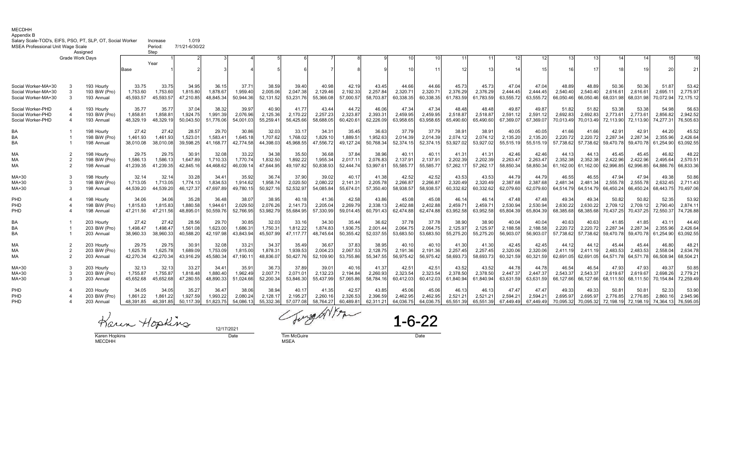MECDHH
Appendix B
Salary Scale-TOD's, EIFS, PSO, PT, SLP, OT, Social Worker — Increase 1.019
MSEA Professional Unit Wage Scale — Period: 7/1/21-6/30/22

| | Assigned Grade | Work Days | Step / Year: Base | 1 / 1 | 2 / 2 | 3 / 3 | 4 / 4 | 5 / 5 | 6 / 6 | 7 / 7 | 8 / 8 | 9 / 9 | 10 / 10 | 10 / 11 | 11 / 12 | 11 / 13 | 12 / 14 | 12 / 15 | 13 / 16 | 13 / 17 | 14 / 18 | 14 / 19 | 15 / 20 | 16 / 21 |
|---|---|---|---|---|---|---|---|---|---|---|---|---|---|---|---|---|---|---|---|---|---|---|---|---|
| Social Worker-MA+30 | 3 | 193 Hourly | 33.75 | 33.75 | 34.95 | 36.15 | 37.71 | 38.59 | 39.40 | 40.98 | 42.19 | 43.45 | 44.66 | 44.66 | 45.73 | 45.73 | 47.04 | 47.04 | 48.89 | 48.89 | 50.36 | 50.36 | 51.87 | 53.42 |
| Social Worker-MA+30 | 3 | 193 BiW (Pro) | 1,753.60 | 1,753.60 | 1,815.80 | 1,878.67 | 1,959.40 | 2,005.06 | 2,047.38 | 2,129.46 | 2,192.33 | 2,257.84 | 2,320.71 | 2,320.71 | 2,376.29 | 2,376.29 | 2,444.45 | 2,444.45 | 2,540.40 | 2,540.40 | 2,616.61 | 2,616.61 | 2,695.11 | 2,775.97 |
| Social Worker-MA+30 | 3 | 193 Annual | 45,593.57 | 45,593.57 | 47,210.85 | 48,845.34 | 50,944.36 | 52,131.52 | 53,231.76 | 55,366.08 | 57,000.57 | 58,703.87 | 60,338.35 | 60,338.35 | 61,783.59 | 61,783.59 | 63,555.72 | 63,555.72 | 66,050.46 | 66,050.46 | 68,031.98 | 68,031.98 | 70,072.94 | 72,175.12 |
| Social Worker-PHD | 4 | 193 Hourly | 35.77 | 35.77 | 37.04 | 38.32 | 39.97 | 40.90 | 41.77 | 43.44 | 44.72 | 46.06 | 47.34 | 47.34 | 48.48 | 48.48 | 49.87 | 49.87 | 51.82 | 51.82 | 53.38 | 53.38 | 54.98 | 56.63 |
| Social Worker-PHD | 4 | 193 BiW (Pro) | 1,858.81 | 1,858.81 | 1,924.75 | 1,991.39 | 2,076.96 | 2,125.36 | 2,170.22 | 2,257.23 | 2,323.87 | 2,393.31 | 2,459.95 | 2,459.95 | 2,518.87 | 2,518.87 | 2,591.12 | 2,591.12 | 2,692.83 | 2,692.83 | 2,773.61 | 2,773.61 | 2,856.82 | 2,942.52 |
| Social Worker-PHD | 4 | 193 Annual | 48,329.19 | 48,329.19 | 50,043.50 | 51,776.06 | 54,001.03 | 55,259.41 | 56,425.66 | 58,688.05 | 60,420.61 | 62,226.09 | 63,958.65 | 63,958.65 | 65,490.60 | 65,490.60 | 67,369.07 | 67,369.07 | 70,013.49 | 70,013.49 | 72,113.90 | 72,113.90 | 74,277.31 | 76,505.63 |
| BA | 1 | 198 Hourly | 27.42 | 27.42 | 28.57 | 29.70 | 30.86 | 32.03 | 33.17 | 34.31 | 35.45 | 36.63 | 37.79 | 37.79 | 38.91 | 38.91 | 40.05 | 40.05 | 41.66 | 41.66 | 42.91 | 42.91 | 44.20 | 45.52 |
| BA | 1 | 198 BiW (Pro) | 1,461.93 | 1,461.93 | 1,523.01 | 1,583.41 | 1,645.18 | 1,707.62 | 1,768.02 | 1,829.10 | 1,889.51 | 1,952.63 | 2,014.39 | 2,014.39 | 2,074.12 | 2,074.12 | 2,135.20 | 2,135.20 | 2,220.72 | 2,220.72 | 2,287.34 | 2,287.34 | 2,355.96 | 2,426.64 |
| BA | 1 | 198 Annual | 38,010.08 | 38,010.08 | 39,598.25 | 41,168.77 | 42,774.58 | 44,398.03 | 45,968.55 | 47,556.72 | 49,127.24 | 50,768.34 | 52,374.15 | 52,374.15 | 53,927.02 | 53,927.02 | 55,515.19 | 55,515.19 | 57,738.62 | 57,738.62 | 59,470.78 | 59,470.78 | 61,254.90 | 63,092.55 |
| MA | 2 | 198 Hourly | 29.75 | 29.75 | 30.91 | 32.08 | 33.22 | 34.38 | 35.50 | 36.68 | 37.84 | 38.96 | 40.11 | 40.11 | 41.31 | 41.31 | 42.46 | 42.46 | 44.13 | 44.13 | 45.45 | 45.45 | 46.82 | 48.22 |
| MA | 2 | 198 BiW (Pro) | 1,586.13 | 1,586.13 | 1,647.89 | 1,710.33 | 1,770.74 | 1,832.50 | 1,892.22 | 1,955.34 | 2,017.11 | 2,076.83 | 2,137.91 | 2,137.91 | 2,202.39 | 2,202.39 | 2,263.47 | 2,263.47 | 2,352.38 | 2,352.38 | 2,422.96 | 2,422.96 | 2,495.64 | 2,570.51 |
| MA | 2 | 198 Annual | 41,239.35 | 41,239.35 | 42,845.16 | 44,468.62 | 46,039.14 | 47,644.95 | 49,197.82 | 50,838.93 | 52,444.74 | 53,997.61 | 55,585.77 | 55,585.77 | 57,262.17 | 57,262.17 | 58,850.34 | 58,850.34 | 61,162.00 | 61,162.00 | 62,996.85 | 62,996.85 | 64,886.76 | 66,833.36 |
| MA+30 | 3 | 198 Hourly | 32.14 | 32.14 | 33.28 | 34.41 | 35.92 | 36.74 | 37.90 | 39.02 | 40.17 | 41.38 | 42.52 | 42.52 | 43.53 | 43.53 | 44.79 | 44.79 | 46.55 | 46.55 | 47.94 | 47.94 | 49.38 | 50.86 |
| MA+30 | 3 | 198 BiW (Pro) | 1,713.05 | 1,713.05 | 1,774.13 | 1,834.53 | 1,914.62 | 1,958.74 | 2,020.50 | 2,080.22 | 2,141.31 | 2,205.78 | 2,266.87 | 2,266.87 | 2,320.49 | 2,320.49 | 2,387.68 | 2,387.68 | 2,481.34 | 2,481.34 | 2,555.78 | 2,555.78 | 2,632.45 | 2,711.43 |
| MA+30 | 3 | 198 Annual | 44,539.20 | 44,539.20 | 46,127.37 | 47,697.89 | 49,780.15 | 50,927.16 | 52,532.97 | 54,085.84 | 55,674.01 | 57,350.40 | 58,938.57 | 58,938.57 | 60,332.62 | 60,332.62 | 62,079.60 | 62,079.60 | 64,514.79 | 64,514.79 | 66,450.24 | 66,450.24 | 68,443.75 | 70,497.06 |
| PHD | 4 | 198 Hourly | 34.06 | 34.06 | 35.28 | 36.48 | 38.07 | 38.95 | 40.18 | 41.36 | 42.58 | 43.86 | 45.08 | 45.08 | 46.14 | 46.14 | 47.48 | 47.48 | 49.34 | 49.34 | 50.82 | 50.82 | 52.35 | 53.92 |
| PHD | 4 | 198 BiW (Pro) | 1,815.83 | 1,815.83 | 1,880.58 | 1,944.61 | 2,029.50 | 2,076.26 | 2,141.73 | 2,205.04 | 2,269.79 | 2,338.13 | 2,402.88 | 2,402.88 | 2,459.71 | 2,459.71 | 2,530.94 | 2,530.94 | 2,630.22 | 2,630.22 | 2,709.12 | 2,709.12 | 2,790.40 | 2,874.11 |
| PHD | 4 | 198 Annual | 47,211.56 | 47,211.56 | 48,895.01 | 50,559.76 | 52,766.95 | 53,982.79 | 55,684.95 | 57,330.99 | 59,014.45 | 60,791.43 | 62,474.88 | 62,474.88 | 63,952.58 | 63,952.58 | 65,804.39 | 65,804.39 | 68,385.68 | 68,385.68 | 70,437.25 | 70,437.25 | 72,550.37 | 74,726.88 |
| BA | 1 | 203 Hourly | 27.42 | 27.42 | 28.56 | 29.70 | 30.85 | 32.03 | 33.16 | 34.30 | 35.44 | 36.62 | 37.78 | 37.78 | 38.90 | 38.90 | 40.04 | 40.04 | 40.63 | 40.63 | 41.85 | 41.85 | 43.11 | 44.40 |
| BA | 1 | 203 BiW (Pro) | 1,498.47 | 1,498.47 | 1,561.08 | 1,623.00 | 1,686.31 | 1,750.31 | 1,812.22 | 1,874.83 | 1,936.75 | 2,001.44 | 2,064.75 | 2,064.75 | 2,125.97 | 2,125.97 | 2,188.58 | 2,188.58 | 2,220.72 | 2,220.72 | 2,287.34 | 2,287.34 | 2,355.96 | 2,426.64 |
| BA | 1 | 203 Annual | 38,960.33 | 38,960.33 | 40,588.20 | 42,197.98 | 43,843.94 | 45,507.99 | 47,117.77 | 48,745.64 | 50,355.42 | 52,037.55 | 53,683.50 | 53,683.50 | 55,275.20 | 55,275.20 | 56,903.07 | 56,903.07 | 57,738.62 | 57,738.62 | 59,470.78 | 59,470.78 | 61,254.90 | 63,092.55 |
| MA | 2 | 203 Hourly | 29.75 | 29.75 | 30.91 | 32.08 | 33.21 | 34.37 | 35.49 | 36.67 | 37.83 | 38.95 | 40.10 | 40.10 | 41.30 | 41.30 | 42.45 | 42.45 | 44.12 | 44.12 | 45.44 | 45.44 | 46.80 | 48.21 |
| MA | 2 | 203 BiW (Pro) | 1,625.78 | 1,625.78 | 1,689.09 | 1,753.09 | 1,815.00 | 1,878.31 | 1,939.53 | 2,004.23 | 2,067.53 | 2,128.75 | 2,191.36 | 2,191.36 | 2,257.45 | 2,257.45 | 2,320.06 | 2,320.06 | 2,411.19 | 2,411.19 | 2,483.53 | 2,483.53 | 2,558.04 | 2,634.78 |
| MA | 2 | 203 Annual | 42,270.34 | 42,270.34 | 43,916.29 | 45,580.34 | 47,190.11 | 48,836.07 | 50,427.76 | 52,109.90 | 53,755.86 | 55,347.55 | 56,975.42 | 56,975.42 | 58,693.73 | 58,693.73 | 60,321.59 | 60,321.59 | 62,691.05 | 62,691.05 | 64,571.78 | 64,571.78 | 66,508.94 | 68,504.21 |
| MA+30 | 3 | 203 Hourly | 32.13 | 32.13 | 33.27 | 34.41 | 35.91 | 36.73 | 37.89 | 39.01 | 40.16 | 41.37 | 42.51 | 42.51 | 43.52 | 43.52 | 44.78 | 44.78 | 46.54 | 46.54 | 47.93 | 47.93 | 49.37 | 50.85 |
| MA+30 | 3 | 203 BiW (Pro) | 1,755.87 | 1,755.87 | 1,818.48 | 1,880.40 | 1,962.49 | 2,007.71 | 2,071.01 | 2,132.23 | 2,194.84 | 2,260.93 | 2,323.54 | 2,323.54 | 2,378.50 | 2,378.50 | 2,447.37 | 2,447.37 | 2,543.37 | 2,543.37 | 2,619.67 | 2,619.67 | 2,698.26 | 2,779.21 |
| MA+30 | 3 | 203 Annual | 45,652.68 | 45,652.68 | 47,280.55 | 48,890.33 | 51,024.66 | 52,200.34 | 53,846.30 | 55,437.99 | 57,065.86 | 58,784.16 | 60,412.03 | 60,412.03 | 61,840.94 | 61,840.94 | 63,631.59 | 63,631.59 | 66,127.66 | 66,127.66 | 68,111.50 | 68,111.50 | 70,154.84 | 72,259.49 |
| PHD | 4 | 203 Hourly | 34.05 | 34.05 | 35.27 | 36.47 | 38.06 | 38.94 | 40.17 | 41.35 | 42.57 | 43.85 | 45.06 | 45.06 | 46.13 | 46.13 | 47.47 | 47.47 | 49.33 | 49.33 | 50.81 | 50.81 | 52.33 | 53.90 |
| PHD | 4 | 203 BiW (Pro) | 1,861.22 | 1,861.22 | 1,927.59 | 1,993.22 | 2,080.24 | 2,128.17 | 2,195.27 | 2,260.16 | 2,326.53 | 2,396.59 | 2,462.95 | 2,462.95 | 2,521.21 | 2,521.21 | 2,594.21 | 2,594.21 | 2,695.97 | 2,695.97 | 2,776.85 | 2,776.85 | 2,860.16 | 2,945.96 |
| PHD | 4 | 203 Annual | 48,391.85 | 48,391.85 | 50,117.39 | 51,823.75 | 54,086.13 | 55,332.36 | 57,077.08 | 58,764.27 | 60,489.81 | 62,311.21 | 64,036.75 | 64,036.75 | 65,551.39 | 65,551.39 | 67,449.49 | 67,449.49 | 70,095.32 | 70,095.32 | 72,198.19 | 72,198.19 | 74,364.13 | 76,595.05 |

Karen Hopkins — 12/17/2021
Karen Hopkins, MECDHH — Date

1-6-22
Tim McGuire, MSEA — Date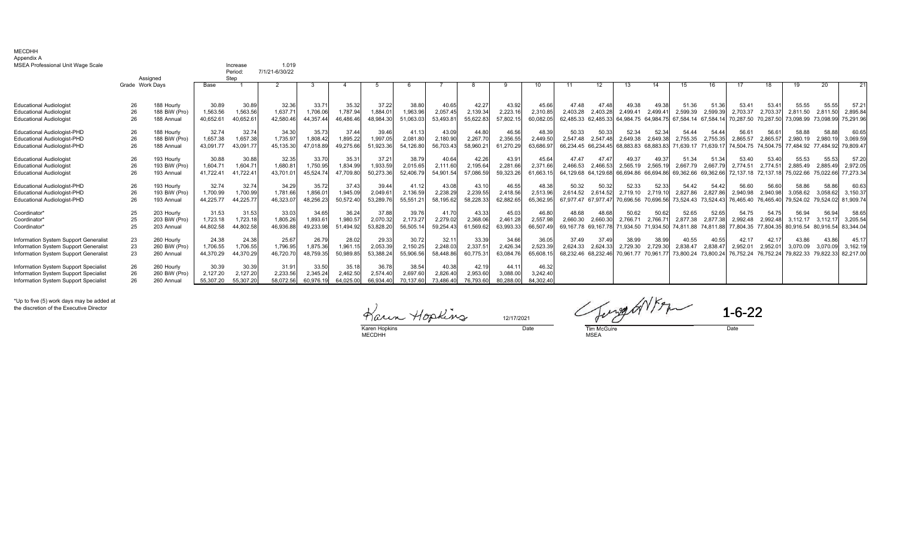MECDHH
Appendix A
MSEA Professional Unit Wage Scale

Increase Period: 1.019 7/1/21-6/30/22

| | Grade | Assigned Work Days | Base | 1 | 2 | 3 | 4 | 5 | 6 | 7 | 8 | 9 | 10 | 11 | 12 | 13 | 14 | 15 | 16 | 17 | 18 | 19 | 20 | 21 |
|---|---|---|---|---|---|---|---|---|---|---|---|---|---|---|---|---|---|---|---|---|---|---|---|---|
| Educational Audiologist | 26 | 188 Hourly | 30.89 | 30.89 | 32.36 | 33.71 | 35.32 | 37.22 | 38.80 | 40.65 | 42.27 | 43.92 | 45.66 | 47.48 | 47.48 | 49.38 | 49.38 | 51.36 | 51.36 | 53.41 | 53.41 | 55.55 | 55.55 | 57.21 |
| Educational Audiologist | 26 | 188 BiW (Pro) | 1,563.56 | 1,563.56 | 1,637.71 | 1,706.06 | 1,787.94 | 1,884.01 | 1,963.96 | 2,057.45 | 2,139.34 | 2,223.16 | 2,310.85 | 2,403.28 | 2,403.28 | 2,499.41 | 2,499.41 | 2,599.39 | 2,599.39 | 2,703.37 | 2,703.37 | 2,811.50 | 2,811.50 | 2,895.84 |
| Educational Audiologist | 26 | 188 Annual | 40,652.61 | 40,652.61 | 42,580.46 | 44,357.44 | 46,486.46 | 48,984.30 | 51,063.03 | 53,493.81 | 55,622.83 | 57,802.15 | 60,082.05 | 62,485.33 | 62,485.33 | 64,984.75 | 64,984.75 | 67,584.14 | 67,584.14 | 70,287.50 | 70,287.50 | 73,098.99 | 73,098.99 | 75,291.96 |
| Educational Audiologist-PHD | 26 | 188 Hourly | 32.74 | 32.74 | 34.30 | 35.73 | 37.44 | 39.46 | 41.13 | 43.09 | 44.80 | 46.56 | 48.39 | 50.33 | 50.33 | 52.34 | 52.34 | 54.44 | 54.44 | 56.61 | 56.61 | 58.88 | 58.88 | 60.65 |
| Educational Audiologist-PHD | 26 | 188 BiW (Pro) | 1,657.38 | 1,657.38 | 1,735.97 | 1,808.42 | 1,895.22 | 1,997.05 | 2,081.80 | 2,180.90 | 2,267.70 | 2,356.55 | 2,449.50 | 2,547.48 | 2,547.48 | 2,649.38 | 2,649.38 | 2,755.35 | 2,755.35 | 2,865.57 | 2,865.57 | 2,980.19 | 2,980.19 | 3,069.59 |
| Educational Audiologist-PHD | 26 | 188 Annual | 43,091.77 | 43,091.77 | 45,135.30 | 47,018.89 | 49,275.66 | 51,923.36 | 54,126.80 | 56,703.43 | 58,960.21 | 61,270.29 | 63,686.97 | 66,234.45 | 66,234.45 | 68,883.83 | 68,883.83 | 71,639.17 | 71,639.17 | 74,504.75 | 74,504.75 | 77,484.92 | 77,484.92 | 79,809.47 |
| Educational Audiologist | 26 | 193 Hourly | 30.88 | 30.88 | 32.35 | 33.70 | 35.31 | 37.21 | 38.79 | 40.64 | 42.26 | 43.91 | 45.64 | 47.47 | 47.47 | 49.37 | 49.37 | 51.34 | 51.34 | 53.40 | 53.40 | 55.53 | 55.53 | 57.20 |
| Educational Audiologist | 26 | 193 BiW (Pro) | 1,604.71 | 1,604.71 | 1,680.81 | 1,750.95 | 1,834.99 | 1,933.59 | 2,015.65 | 2,111.60 | 2,195.64 | 2,281.66 | 2,371.66 | 2,466.53 | 2,466.53 | 2,565.19 | 2,565.19 | 2,667.79 | 2,667.79 | 2,774.51 | 2,774.51 | 2,885.49 | 2,885.49 | 2,972.05 |
| Educational Audiologist | 26 | 193 Annual | 41,722.41 | 41,722.41 | 43,701.01 | 45,524.74 | 47,709.80 | 50,273.36 | 52,406.79 | 54,901.54 | 57,086.59 | 59,323.26 | 61,663.15 | 64,129.68 | 64,129.68 | 66,694.86 | 66,694.86 | 69,362.66 | 69,362.66 | 72,137.18 | 72,137.18 | 75,022.66 | 75,022.66 | 77,273.34 |
| Educational Audiologist-PHD | 26 | 193 Hourly | 32.74 | 32.74 | 34.29 | 35.72 | 37.43 | 39.44 | 41.12 | 43.08 | 43.10 | 46.55 | 48.38 | 50.32 | 50.32 | 52.33 | 52.33 | 54.42 | 54.42 | 56.60 | 56.60 | 58.86 | 58.86 | 60.63 |
| Educational Audiologist-PHD | 26 | 193 BiW (Pro) | 1,700.99 | 1,700.99 | 1,781.66 | 1,856.01 | 1,945.09 | 2,049.61 | 2,136.59 | 2,238.29 | 2,239.55 | 2,418.56 | 2,513.96 | 2,614.52 | 2,614.52 | 2,719.10 | 2,719.10 | 2,827.86 | 2,827.86 | 2,940.98 | 2,940.98 | 3,058.62 | 3,058.62 | 3,150.37 |
| Educational Audiologist-PHD | 26 | 193 Annual | 44,225.77 | 44,225.77 | 46,323.07 | 48,256.23 | 50,572.40 | 53,289.76 | 55,551.21 | 58,195.62 | 58,228.33 | 62,882.65 | 65,362.95 | 67,977.47 | 67,977.47 | 70,696.56 | 70,696.56 | 73,524.43 | 73,524.43 | 76,465.40 | 76,465.40 | 79,524.02 | 79,524.02 | 81,909.74 |
| Coordinator* | 25 | 203 Hourly | 31.53 | 31.53 | 33.03 | 34.65 | 36.24 | 37.88 | 39.76 | 41.70 | 43.33 | 45.03 | 46.80 | 48.68 | 48.68 | 50.62 | 50.62 | 52.65 | 52.65 | 54.75 | 54.75 | 56.94 | 56.94 | 58.65 |
| Coordinator* | 25 | 203 BiW (Pro) | 1,723.18 | 1,723.18 | 1,805.26 | 1,893.61 | 1,980.57 | 2,070.32 | 2,173.27 | 2,279.02 | 2,368.06 | 2,461.28 | 2,557.98 | 2,660.30 | 2,660.30 | 2,766.71 | 2,766.71 | 2,877.38 | 2,877.38 | 2,992.48 | 2,992.48 | 3,112.17 | 3,112.17 | 3,205.54 |
| Coordinator* | 25 | 203 Annual | 44,802.58 | 44,802.58 | 46,936.88 | 49,233.98 | 51,494.92 | 53,828.20 | 56,505.14 | 59,254.43 | 61,569.62 | 63,993.33 | 66,507.49 | 69,167.78 | 69,167.78 | 71,934.50 | 71,934.50 | 74,811.88 | 74,811.88 | 77,804.35 | 77,804.35 | 80,916.54 | 80,916.54 | 83,344.04 |
| Information System Support Generalist | 23 | 260 Hourly | 24.38 | 24.38 | 25.67 | 26.79 | 28.02 | 29.33 | 30.72 | 32.11 | 33.39 | 34.66 | 36.05 | 37.49 | 37.49 | 38.99 | 38.99 | 40.55 | 40.55 | 42.17 | 42.17 | 43.86 | 43.86 | 45.17 |
| Information System Support Generalist | 23 | 260 BiW (Pro) | 1,706.55 | 1,706.55 | 1,796.95 | 1,875.36 | 1,961.15 | 2,053.39 | 2,150.25 | 2,248.03 | 2,337.51 | 2,426.34 | 2,523.39 | 2,624.33 | 2,624.33 | 2,729.30 | 2,729.30 | 2,838.47 | 2,838.47 | 2,952.01 | 2,952.01 | 3,070.09 | 3,070.09 | 3,162.19 |
| Information System Support Generalist | 23 | 260 Annual | 44,370.29 | 44,370.29 | 46,720.70 | 48,759.35 | 50,989.85 | 53,388.24 | 55,906.56 | 58,448.86 | 60,775.31 | 63,084.76 | 65,608.15 | 68,232.46 | 68,232.46 | 70,961.77 | 70,961.77 | 73,800.24 | 73,800.24 | 76,752.24 | 76,752.24 | 79,822.33 | 79,822.33 | 82,217.00 |
| Information System Support Specialist | 26 | 260 Hourly | 30.39 | 30.39 | 31.91 | 33.50 | 35.18 | 36.78 | 38.54 | 40.38 | 42.19 | 44.11 | 46.32 | | | | | | | | | | | |
| Information System Support Specialist | 26 | 260 BiW (Pro) | 2,127.20 | 2,127.20 | 2,233.56 | 2,345.24 | 2,462.50 | 2,574.40 | 2,697.60 | 2,826.40 | 2,953.60 | 3,088.00 | 3,242.40 | | | | | | | | | | | |
| Information System Support Specialist | 26 | 260 Annual | 55,307.20 | 55,307.20 | 58,072.56 | 60,976.19 | 64,025.00 | 66,934.40 | 70,137.60 | 73,486.40 | 76,793.60 | 80,288.00 | 84,302.40 | | | | | | | | | | | |

*Up to five (5) work days may be added at the discretion of the Executive Director

Karen Hopkins — 12/17/2021
Karen Hopkins, MECDHH — Date

1-6-22
Tim McGuire, MSEA — Date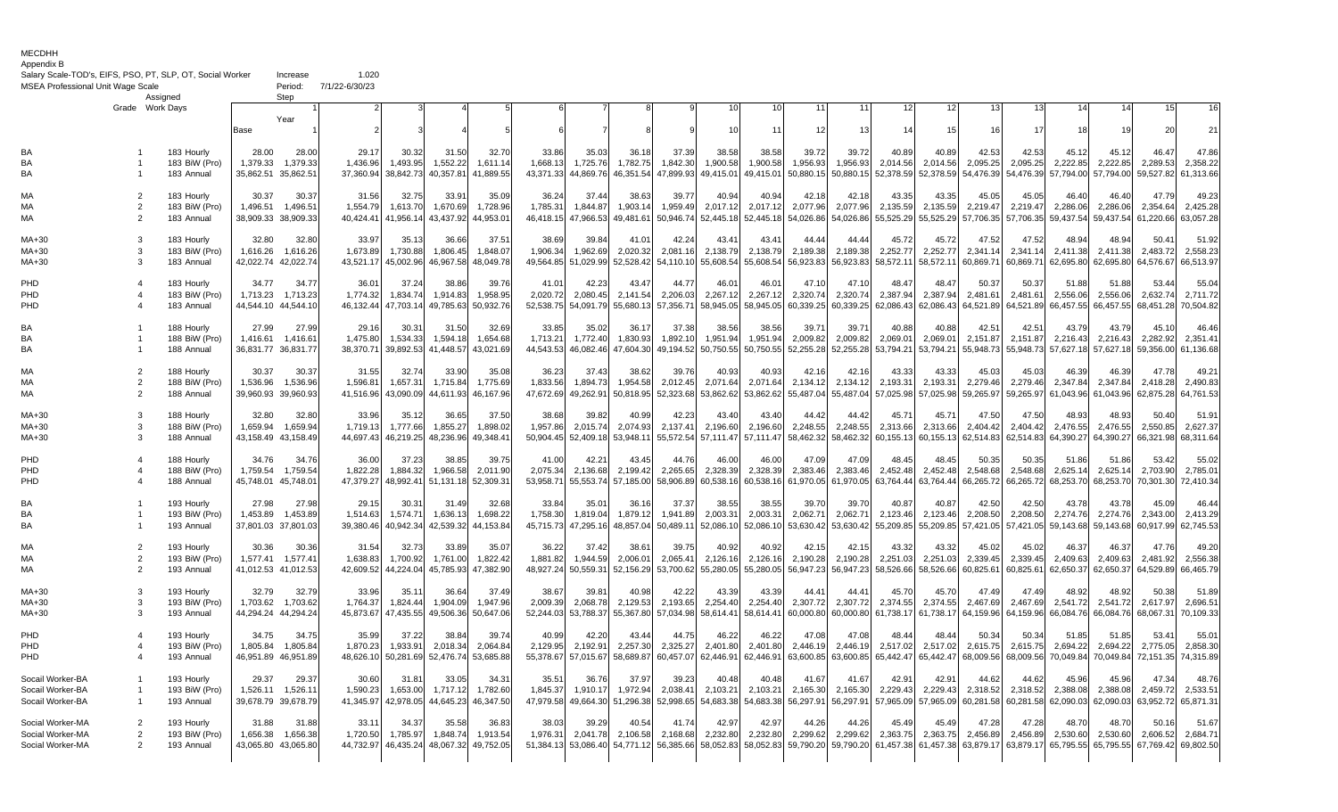MECDHH
Appendix B
Salary Scale-TOD's, EIFS, PSO, PT, SLP, OT, Social Worker — Increase: 1.020
MSEA Professional Unit Wage Scale — Period: 7/1/22-6/30/23

| | Grade | Assigned Work Days | Step 1 | 1 | 2 | 3 | 4 | 5 | 6 | 7 | 8 | 9 | 10 | 10 | 11 | 11 | 12 | 12 | 13 | 13 | 14 | 14 | 15 | 16 |
|---|---|---|---|---|---|---|---|---|---|---|---|---|---|---|---|---|---|---|---|---|---|---|---|---|
| | | Year | Base | 1 | 2 | 3 | 4 | 5 | 6 | 7 | 8 | 9 | 10 | 11 | 12 | 13 | 14 | 15 | 16 | 17 | 18 | 19 | 20 | 21 |
| BA | 1 | 183 Hourly | 28.00 | 28.00 | 29.17 | 30.32 | 31.50 | 32.70 | 33.86 | 35.03 | 36.18 | 37.39 | 38.58 | 38.58 | 39.72 | 39.72 | 40.89 | 40.89 | 42.53 | 42.53 | 45.12 | 45.12 | 46.47 | 47.86 |
| BA | 1 | 183 BiW (Pro) | 1,379.33 | 1,379.33 | 1,436.96 | 1,493.95 | 1,552.22 | 1,611.14 | 1,668.13 | 1,725.76 | 1,782.75 | 1,842.30 | 1,900.58 | 1,900.58 | 1,956.93 | 1,956.93 | 2,014.56 | 2,014.56 | 2,095.25 | 2,095.25 | 2,222.85 | 2,222.85 | 2,289.53 | 2,358.22 |
| BA | 1 | 183 Annual | 35,862.51 | 35,862.51 | 37,360.94 | 38,842.73 | 40,357.81 | 41,889.55 | 43,371.33 | 44,869.76 | 46,351.54 | 47,899.93 | 49,415.01 | 49,415.01 | 50,880.15 | 50,880.15 | 52,378.59 | 52,378.59 | 54,476.39 | 54,476.39 | 57,794.00 | 57,794.00 | 59,527.82 | 61,313.66 |
| MA | 2 | 183 Hourly | 30.37 | 30.37 | 31.56 | 32.75 | 33.91 | 35.09 | 36.24 | 37.44 | 38.63 | 39.77 | 40.94 | 40.94 | 42.18 | 42.18 | 43.35 | 43.35 | 45.05 | 45.05 | 46.40 | 46.40 | 47.79 | 49.23 |
| MA | 2 | 183 BiW (Pro) | 1,496.51 | 1,496.51 | 1,554.79 | 1,613.70 | 1,670.69 | 1,728.96 | 1,785.31 | 1,844.87 | 1,903.14 | 1,959.49 | 2,017.12 | 2,017.12 | 2,077.96 | 2,077.96 | 2,135.59 | 2,135.59 | 2,219.47 | 2,219.47 | 2,286.06 | 2,286.06 | 2,354.64 | 2,425.28 |
| MA | 2 | 183 Annual | 38,909.33 | 38,909.33 | 40,424.41 | 41,956.14 | 43,437.92 | 44,953.01 | 46,418.15 | 47,966.53 | 49,481.61 | 50,946.74 | 52,445.18 | 52,445.18 | 54,026.86 | 54,026.86 | 55,525.29 | 55,525.29 | 57,706.35 | 57,706.35 | 59,437.54 | 59,437.54 | 61,220.66 | 63,057.28 |
| MA+30 | 3 | 183 Hourly | 32.80 | 32.80 | 33.97 | 35.13 | 36.66 | 37.51 | 38.69 | 39.84 | 41.01 | 42.24 | 43.41 | 43.41 | 44.44 | 44.44 | 45.72 | 45.72 | 47.52 | 47.52 | 48.94 | 48.94 | 50.41 | 51.92 |
| MA+30 | 3 | 183 BiW (Pro) | 1,616.26 | 1,616.26 | 1,673.89 | 1,730.88 | 1,806.45 | 1,848.07 | 1,906.34 | 1,962.69 | 2,020.32 | 2,081.16 | 2,138.79 | 2,138.79 | 2,189.38 | 2,189.38 | 2,252.77 | 2,252.77 | 2,341.14 | 2,341.14 | 2,411.38 | 2,411.38 | 2,483.72 | 2,558.23 |
| MA+30 | 3 | 183 Annual | 42,022.74 | 42,022.74 | 43,521.17 | 45,002.96 | 46,967.58 | 48,049.78 | 49,564.85 | 51,029.99 | 52,528.42 | 54,110.10 | 55,608.54 | 55,608.54 | 56,923.83 | 56,923.83 | 58,572.11 | 58,572.11 | 60,869.71 | 60,869.71 | 62,695.80 | 62,695.80 | 64,576.67 | 66,513.97 |
| PHD | 4 | 183 Hourly | 34.77 | 34.77 | 36.01 | 37.24 | 38.86 | 39.76 | 41.01 | 42.23 | 43.47 | 44.77 | 46.01 | 46.01 | 47.10 | 47.10 | 48.47 | 48.47 | 50.37 | 50.37 | 51.88 | 51.88 | 53.44 | 55.04 |
| PHD | 4 | 183 BiW (Pro) | 1,713.23 | 1,713.23 | 1,774.32 | 1,834.74 | 1,914.83 | 1,958.95 | 2,020.72 | 2,080.45 | 2,141.54 | 2,206.03 | 2,267.12 | 2,267.12 | 2,320.74 | 2,320.74 | 2,387.94 | 2,387.94 | 2,481.61 | 2,481.61 | 2,556.06 | 2,556.06 | 2,632.74 | 2,711.72 |
| PHD | 4 | 183 Annual | 44,544.10 | 44,544.10 | 46,132.44 | 47,703.14 | 49,785.63 | 50,932.76 | 52,538.75 | 54,091.79 | 55,680.13 | 57,356.71 | 58,945.05 | 58,945.05 | 60,339.25 | 60,339.25 | 62,086.43 | 62,086.43 | 64,521.89 | 64,521.89 | 66,457.55 | 66,457.55 | 68,451.28 | 70,504.82 |
| BA | 1 | 188 Hourly | 27.99 | 27.99 | 29.16 | 30.31 | 31.50 | 32.69 | 33.85 | 35.02 | 36.17 | 37.38 | 38.56 | 38.56 | 39.71 | 39.71 | 40.88 | 40.88 | 42.51 | 42.51 | 43.79 | 43.79 | 45.10 | 46.46 |
| BA | 1 | 188 BiW (Pro) | 1,416.61 | 1,416.61 | 1,475.80 | 1,534.33 | 1,594.18 | 1,654.68 | 1,713.21 | 1,772.40 | 1,830.93 | 1,892.10 | 1,951.94 | 1,951.94 | 2,009.82 | 2,009.82 | 2,069.01 | 2,069.01 | 2,151.87 | 2,151.87 | 2,216.43 | 2,216.43 | 2,282.92 | 2,351.41 |
| BA | 1 | 188 Annual | 36,831.77 | 36,831.77 | 38,370.71 | 39,892.53 | 41,448.57 | 43,021.69 | 44,543.53 | 46,082.46 | 47,604.30 | 49,194.52 | 50,750.55 | 50,750.55 | 52,255.28 | 52,255.28 | 53,794.21 | 53,794.21 | 55,948.73 | 55,948.73 | 57,627.18 | 57,627.18 | 59,356.00 | 61,136.68 |
| MA | 2 | 188 Hourly | 30.37 | 30.37 | 31.55 | 32.74 | 33.90 | 35.08 | 36.23 | 37.43 | 38.62 | 39.76 | 40.93 | 40.93 | 42.16 | 42.16 | 43.33 | 43.33 | 45.03 | 45.03 | 46.39 | 46.39 | 47.78 | 49.21 |
| MA | 2 | 188 BiW (Pro) | 1,536.96 | 1,536.96 | 1,596.81 | 1,657.31 | 1,715.84 | 1,775.69 | 1,833.56 | 1,894.73 | 1,954.58 | 2,012.45 | 2,071.64 | 2,071.64 | 2,134.12 | 2,134.12 | 2,193.31 | 2,193.31 | 2,279.46 | 2,279.46 | 2,347.84 | 2,347.84 | 2,418.28 | 2,490.83 |
| MA | 2 | 188 Annual | 39,960.93 | 39,960.93 | 41,516.96 | 43,090.09 | 44,611.93 | 46,167.96 | 47,672.69 | 49,262.91 | 50,818.95 | 52,323.68 | 53,862.62 | 53,862.62 | 55,487.04 | 55,487.04 | 57,025.98 | 57,025.98 | 59,265.97 | 59,265.97 | 61,043.96 | 61,043.96 | 62,875.28 | 64,761.53 |
| MA+30 | 3 | 188 Hourly | 32.80 | 32.80 | 33.96 | 35.12 | 36.65 | 37.50 | 38.68 | 39.82 | 40.99 | 42.23 | 43.40 | 43.40 | 44.42 | 44.42 | 45.71 | 45.71 | 47.50 | 47.50 | 48.93 | 48.93 | 50.40 | 51.91 |
| MA+30 | 3 | 188 BiW (Pro) | 1,659.94 | 1,659.94 | 1,719.13 | 1,777.66 | 1,855.27 | 1,898.02 | 1,957.86 | 2,015.74 | 2,074.93 | 2,137.41 | 2,196.60 | 2,196.60 | 2,248.55 | 2,248.55 | 2,313.66 | 2,313.66 | 2,404.42 | 2,404.42 | 2,476.55 | 2,476.55 | 2,550.85 | 2,627.37 |
| MA+30 | 3 | 188 Annual | 43,158.49 | 43,158.49 | 44,697.43 | 46,219.25 | 48,236.96 | 49,348.41 | 50,904.45 | 52,409.18 | 53,948.11 | 55,572.54 | 57,111.47 | 57,111.47 | 58,462.32 | 58,462.32 | 60,155.13 | 60,155.13 | 62,514.83 | 62,514.83 | 64,390.27 | 64,390.27 | 66,321.98 | 68,311.64 |
| PHD | 4 | 188 Hourly | 34.76 | 34.76 | 36.00 | 37.23 | 38.85 | 39.75 | 41.00 | 42.21 | 43.45 | 44.76 | 46.00 | 46.00 | 47.09 | 47.09 | 48.45 | 48.45 | 50.35 | 50.35 | 51.86 | 51.86 | 53.42 | 55.02 |
| PHD | 4 | 188 BiW (Pro) | 1,759.54 | 1,759.54 | 1,822.28 | 1,884.32 | 1,966.58 | 2,011.90 | 2,075.34 | 2,136.68 | 2,199.42 | 2,265.65 | 2,328.39 | 2,328.39 | 2,383.46 | 2,383.46 | 2,452.48 | 2,452.48 | 2,548.68 | 2,548.68 | 2,625.14 | 2,625.14 | 2,703.90 | 2,785.01 |
| PHD | 4 | 188 Annual | 45,748.01 | 45,748.01 | 47,379.27 | 48,992.41 | 51,131.18 | 52,309.31 | 53,958.71 | 55,553.74 | 57,185.00 | 58,906.89 | 60,538.16 | 60,538.16 | 61,970.05 | 61,970.05 | 63,764.44 | 63,764.44 | 66,265.72 | 66,265.72 | 68,253.70 | 68,253.70 | 70,301.30 | 72,410.34 |
| BA | 1 | 193 Hourly | 27.98 | 27.98 | 29.15 | 30.31 | 31.49 | 32.68 | 33.84 | 35.01 | 36.16 | 37.37 | 38.55 | 38.55 | 39.70 | 39.70 | 40.87 | 40.87 | 42.50 | 42.50 | 43.78 | 43.78 | 45.09 | 46.44 |
| BA | 1 | 193 BiW (Pro) | 1,453.89 | 1,453.89 | 1,514.63 | 1,574.71 | 1,636.13 | 1,698.22 | 1,758.30 | 1,819.04 | 1,879.12 | 1,941.89 | 2,003.31 | 2,003.31 | 2,062.71 | 2,062.71 | 2,123.46 | 2,123.46 | 2,208.50 | 2,208.50 | 2,274.76 | 2,274.76 | 2,343.00 | 2,413.29 |
| BA | 1 | 193 Annual | 37,801.03 | 37,801.03 | 39,380.46 | 40,942.34 | 42,539.32 | 44,153.84 | 45,715.73 | 47,295.16 | 48,857.04 | 50,489.11 | 52,086.10 | 52,086.10 | 53,630.42 | 53,630.42 | 55,209.85 | 55,209.85 | 57,421.05 | 57,421.05 | 59,143.68 | 59,143.68 | 60,917.99 | 62,745.53 |
| MA | 2 | 193 Hourly | 30.36 | 30.36 | 31.54 | 32.73 | 33.89 | 35.07 | 36.22 | 37.42 | 38.61 | 39.75 | 40.92 | 40.92 | 42.15 | 42.15 | 43.32 | 43.32 | 45.02 | 45.02 | 46.37 | 46.37 | 47.76 | 49.20 |
| MA | 2 | 193 BiW (Pro) | 1,577.41 | 1,577.41 | 1,638.83 | 1,700.92 | 1,761.00 | 1,822.42 | 1,881.82 | 1,944.59 | 2,006.01 | 2,065.41 | 2,126.16 | 2,126.16 | 2,190.28 | 2,190.28 | 2,251.03 | 2,251.03 | 2,339.45 | 2,339.45 | 2,409.63 | 2,409.63 | 2,481.92 | 2,556.38 |
| MA | 2 | 193 Annual | 41,012.53 | 41,012.53 | 42,609.52 | 44,224.04 | 45,785.93 | 47,382.90 | 48,927.24 | 50,559.31 | 52,156.29 | 53,700.62 | 55,280.05 | 55,280.05 | 56,947.23 | 56,947.23 | 58,526.66 | 58,526.66 | 60,825.61 | 60,825.61 | 62,650.37 | 62,650.37 | 64,529.89 | 66,465.79 |
| MA+30 | 3 | 193 Hourly | 32.79 | 32.79 | 33.96 | 35.11 | 36.64 | 37.49 | 38.67 | 39.81 | 40.98 | 42.22 | 43.39 | 43.39 | 44.41 | 44.41 | 45.70 | 45.70 | 47.49 | 47.49 | 48.92 | 48.92 | 50.38 | 51.89 |
| MA+30 | 3 | 193 BiW (Pro) | 1,703.62 | 1,703.62 | 1,764.37 | 1,824.44 | 1,904.09 | 1,947.96 | 2,009.39 | 2,068.78 | 2,129.53 | 2,193.65 | 2,254.40 | 2,254.40 | 2,307.72 | 2,307.72 | 2,374.55 | 2,374.55 | 2,467.69 | 2,467.69 | 2,541.72 | 2,541.72 | 2,617.97 | 2,696.51 |
| MA+30 | 3 | 193 Annual | 44,294.24 | 44,294.24 | 45,873.67 | 47,435.55 | 49,506.36 | 50,647.06 | 52,244.03 | 53,788.37 | 55,367.80 | 57,034.98 | 58,614.41 | 58,614.41 | 60,000.80 | 60,000.80 | 61,738.17 | 61,738.17 | 64,159.96 | 64,159.96 | 66,084.76 | 66,084.76 | 68,067.31 | 70,109.33 |
| PHD | 4 | 193 Hourly | 34.75 | 34.75 | 35.99 | 37.22 | 38.84 | 39.74 | 40.99 | 42.20 | 43.44 | 44.75 | 46.22 | 46.22 | 47.08 | 47.08 | 48.44 | 48.44 | 50.34 | 50.34 | 51.85 | 51.85 | 53.41 | 55.01 |
| PHD | 4 | 193 BiW (Pro) | 1,805.84 | 1,805.84 | 1,870.23 | 1,933.91 | 2,018.34 | 2,064.84 | 2,129.95 | 2,192.91 | 2,257.30 | 2,325.27 | 2,401.80 | 2,401.80 | 2,446.19 | 2,446.19 | 2,517.02 | 2,517.02 | 2,615.75 | 2,615.75 | 2,694.22 | 2,694.22 | 2,775.05 | 2,858.30 |
| PHD | 4 | 193 Annual | 46,951.89 | 46,951.89 | 48,626.10 | 50,281.69 | 52,476.74 | 53,685.88 | 55,378.67 | 57,015.67 | 58,689.87 | 60,457.07 | 62,446.91 | 62,446.91 | 63,600.85 | 63,600.85 | 65,442.47 | 65,442.47 | 68,009.56 | 68,009.56 | 70,049.84 | 70,049.84 | 72,151.35 | 74,315.89 |
| Socail Worker-BA | 1 | 193 Hourly | 29.37 | 29.37 | 30.60 | 31.81 | 33.05 | 34.31 | 35.51 | 36.76 | 37.97 | 39.23 | 40.48 | 40.48 | 41.67 | 41.67 | 42.91 | 42.91 | 44.62 | 44.62 | 45.96 | 45.96 | 47.34 | 48.76 |
| Socail Worker-BA | 1 | 193 BiW (Pro) | 1,526.11 | 1,526.11 | 1,590.23 | 1,653.00 | 1,717.12 | 1,782.60 | 1,845.37 | 1,910.17 | 1,972.94 | 2,038.41 | 2,103.21 | 2,103.21 | 2,165.30 | 2,165.30 | 2,229.43 | 2,229.43 | 2,318.52 | 2,318.52 | 2,388.08 | 2,388.08 | 2,459.72 | 2,533.51 |
| Social Worker-BA | 1 | 193 Annual | 39,678.79 | 39,678.79 | 41,345.97 | 42,978.05 | 44,645.23 | 46,347.50 | 47,979.58 | 49,664.30 | 51,296.38 | 52,998.65 | 54,683.38 | 54,683.38 | 56,297.91 | 56,297.91 | 57,965.09 | 57,965.09 | 60,281.58 | 60,281.58 | 62,090.03 | 62,090.03 | 63,952.72 | 65,871.31 |
| Social Worker-MA | 2 | 193 Hourly | 31.88 | 31.88 | 33.11 | 34.37 | 35.58 | 36.83 | 38.03 | 39.29 | 40.54 | 41.74 | 42.97 | 42.97 | 44.26 | 44.26 | 45.49 | 45.49 | 47.28 | 47.28 | 48.70 | 48.70 | 50.16 | 51.67 |
| Social Worker-MA | 2 | 193 BiW (Pro) | 1,656.38 | 1,656.38 | 1,720.50 | 1,785.97 | 1,848.74 | 1,913.54 | 1,976.31 | 2,041.78 | 2,106.58 | 2,168.68 | 2,232.80 | 2,232.80 | 2,299.62 | 2,299.62 | 2,363.75 | 2,363.75 | 2,456.89 | 2,456.89 | 2,530.60 | 2,530.60 | 2,606.52 | 2,684.71 |
| Social Worker-MA | 2 | 193 Annual | 43,065.80 | 43,065.80 | 44,732.97 | 46,435.24 | 48,067.32 | 49,752.05 | 51,384.13 | 53,086.40 | 54,771.12 | 56,385.66 | 58,052.83 | 58,052.83 | 59,790.20 | 59,790.20 | 61,457.38 | 61,457.38 | 63,879.17 | 63,879.17 | 65,795.55 | 65,795.55 | 67,769.42 | 69,802.50 |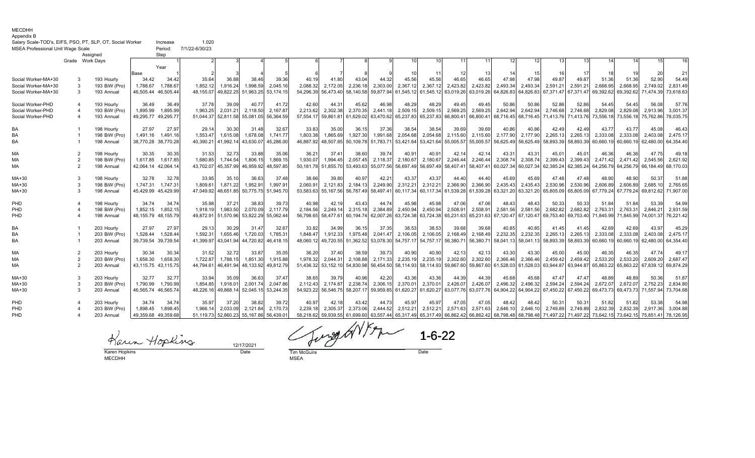MECDHH
Appendix B
Salary Scale-TOD's, EIFS, PSO, PT, SLP, OT, Social Worker — Increase 1.020
MSEA Professional Unit Wage Scale — Period: 7/1/22-6/30/23

| | Grade | Assigned Work Days | Step | 1 | 2 | 3 | 4 | 5 | 6 | 7 | 8 | 9 | 10 | 10 | 11 | 11 | 12 | 12 | 13 | 13 | 14 | 14 | 15 | 16 |
|---|---|---|---|---|---|---|---|---|---|---|---|---|---|---|---|---|---|---|---|---|---|---|---|---|
| | | | Year Base | 1 | 2 | 3 | 4 | 5 | 6 | 7 | 8 | 9 | 10 | 11 | 12 | 13 | 14 | 15 | 16 | 17 | 18 | 19 | 20 | 21 |
| Social Worker-MA+30 | 3 | 193 Hourly | 34.42 | 34.42 | 35.64 | 36.88 | 38.46 | 39.36 | 40.19 | 41.80 | 43.04 | 44.32 | 45.56 | 45.56 | 46.65 | 46.65 | 47.98 | 47.98 | 49.87 | 49.87 | 51.36 | 51.36 | 52.90 | 54.49 |
| Social Worker-MA+30 | 3 | 193 BiW (Pro) | 1,788.67 | 1,788.67 | 1,852.12 | 1,916.24 | 1,998.59 | 2,045.16 | 2,088.32 | 2,172.05 | 2,236.18 | 2,303.00 | 2,367.12 | 2,367.12 | 2,423.82 | 2,423.82 | 2,493.34 | 2,493.34 | 2,591.21 | 2,591.21 | 2,668.95 | 2,668.95 | 2,749.02 | 2,831.49 |
| Social Worker-MA+30 | 3 | 193 Annual | 46,505.44 | 46,505.44 | 48,155.07 | 49,822.25 | 51,963.25 | 53,174.15 | 54,296.39 | 56,473.40 | 58,140.58 | 59,877.94 | 61,545.12 | 61,545.12 | 63,019.26 | 63,019.26 | 64,826.83 | 64,826.83 | 67,371.47 | 67,371.47 | 69,392.62 | 69,392.62 | 71,474.39 | 73,618.63 |
| Social Worker-PHD | 4 | 193 Hourly | 36.49 | 36.49 | 37.78 | 39.09 | 40.77 | 41.72 | 42.60 | 44.31 | 45.62 | 46.98 | 48.29 | 48.29 | 49.45 | 49.45 | 50.86 | 50.86 | 52.86 | 52.86 | 54.45 | 54.45 | 56.08 | 57.76 |
| Social Worker-PHD | 4 | 193 BiW (Pro) | 1,895.99 | 1,895.99 | 1,963.25 | 2,031.21 | 2,118.50 | 2,167.87 | 2,213.62 | 2,302.38 | 2,370.35 | 2,441.18 | 2,509.15 | 2,509.15 | 2,569.25 | 2,569.25 | 2,642.94 | 2,642.94 | 2,746.68 | 2,746.68 | 2,829.08 | 2,829.08 | 2,913.96 | 3,001.37 |
| Social Worker-PHD | 4 | 193 Annual | 49,295.77 | 49,295.77 | 51,044.37 | 52,811.58 | 55,081.05 | 56,364.59 | 57,554.17 | 59,861.81 | 61,629.02 | 63,470.62 | 65,237.83 | 65,237.83 | 66,800.41 | 66,800.41 | 68,716.45 | 68,716.45 | 71,413.76 | 71,413.76 | 73,556.18 | 73,556.18 | 75,762.86 | 78,035.75 |
| BA | 1 | 198 Hourly | 27.97 | 27.97 | 29.14 | 30.30 | 31.48 | 32.67 | 33.83 | 35.00 | 36.15 | 37.36 | 38.54 | 38.54 | 39.69 | 39.69 | 40.86 | 40.86 | 42.49 | 42.49 | 43.77 | 43.77 | 45.08 | 46.43 |
| BA | 1 | 198 BiW (Pro) | 1,491.16 | 1,491.16 | 1,553.47 | 1,615.08 | 1,678.08 | 1,741.77 | 1,803.38 | 1,865.69 | 1,927.30 | 1,991.68 | 2,054.68 | 2,054.68 | 2,115.60 | 2,115.60 | 2,177.90 | 2,177.90 | 2,265.13 | 2,265.13 | 2,333.08 | 2,333.08 | 2,403.08 | 2,475.17 |
| BA | 1 | 198 Annual | 38,770.28 | 38,770.28 | 40,390.21 | 41,992.14 | 43,630.07 | 45,286.00 | 46,887.92 | 48,507.85 | 50,109.78 | 51,783.71 | 53,421.64 | 53,421.64 | 55,005.57 | 55,005.57 | 56,625.49 | 56,625.49 | 58,893.39 | 58,893.39 | 60,660.19 | 60,660.19 | 62,480.00 | 64,354.40 |
| MA | 2 | 198 Hourly | 30.35 | 30.35 | 31.53 | 32.73 | 33.88 | 35.06 | 36.21 | 37.41 | 38.60 | 39.74 | 40.91 | 40.91 | 42.14 | 42.14 | 43.31 | 43.31 | 45.01 | 45.01 | 46.36 | 46.36 | 47.75 | 49.18 |
| MA | 2 | 198 BiW (Pro) | 1,617.85 | 1,617.85 | 1,680.85 | 1,744.54 | 1,806.15 | 1,869.15 | 1,930.07 | 1,994.45 | 2,057.45 | 2,118.37 | 2,180.67 | 2,180.67 | 2,246.44 | 2,246.44 | 2,308.74 | 2,308.74 | 2,399.43 | 2,399.43 | 2,471.42 | 2,471.42 | 2,545.56 | 2,621.92 |
| MA | 2 | 198 Annual | 42,064.14 | 42,064.14 | 43,702.07 | 45,357.99 | 46,959.92 | 48,597.85 | 50,181.78 | 51,855.70 | 53,493.63 | 55,077.56 | 56,697.49 | 56,697.49 | 58,407.41 | 58,407.41 | 60,027.34 | 60,027.34 | 62,385.24 | 62,385.24 | 64,256.79 | 64,256.79 | 66,184.49 | 68,170.03 |
| MA+30 | 3 | 198 Hourly | 32.78 | 32.78 | 33.95 | 35.10 | 36.63 | 37.48 | 38.66 | 39.80 | 40.97 | 42.21 | 43.37 | 43.37 | 44.40 | 44.40 | 45.69 | 45.69 | 47.48 | 47.48 | 48.90 | 48.90 | 50.37 | 51.88 |
| MA+30 | 3 | 198 BiW (Pro) | 1,747.31 | 1,747.31 | 1,809.61 | 1,871.22 | 1,952.91 | 1,997.91 | 2,060.91 | 2,121.83 | 2,184.13 | 2,249.90 | 2,312.21 | 2,312.21 | 2,366.90 | 2,366.90 | 2,435.43 | 2,435.43 | 2,530.96 | 2,530.96 | 2,606.89 | 2,606.89 | 2,685.10 | 2,765.65 |
| MA+30 | 3 | 198 Annual | 45,429.99 | 45,429.99 | 47,049.92 | 48,651.85 | 50,775.75 | 51,945.70 | 53,583.63 | 55,167.56 | 56,787.49 | 58,497.41 | 60,117.34 | 60,117.34 | 61,539.28 | 61,539.28 | 63,321.20 | 63,321.20 | 65,805.09 | 65,805.09 | 67,779.24 | 67,779.24 | 69,812.62 | 71,907.00 |
| PHD | 4 | 198 Hourly | 34.74 | 34.74 | 35.98 | 37.21 | 38.83 | 39.73 | 40.98 | 42.19 | 43.43 | 44.74 | 45.98 | 45.98 | 47.06 | 47.06 | 48.43 | 48.43 | 50.33 | 50.33 | 51.84 | 51.84 | 53.39 | 54.99 |
| PHD | 4 | 198 BiW (Pro) | 1,852.15 | 1,852.15 | 1,918.19 | 1,983.50 | 2,070.09 | 2,117.79 | 2,184.56 | 2,249.14 | 2,315.18 | 2,384.89 | 2,450.94 | 2,450.94 | 2,508.91 | 2,508.91 | 2,581.56 | 2,581.56 | 2,682.82 | 2,682.82 | 2,763.31 | 2,763.31 | 2,846.21 | 2,931.59 |
| PHD | 4 | 198 Annual | 48,155.79 | 48,155.79 | 49,872.91 | 51,570.96 | 53,822.29 | 55,062.44 | 56,798.65 | 58,477.61 | 60,194.74 | 62,007.26 | 63,724.38 | 63,724.38 | 65,231.63 | 65,231.63 | 67,120.47 | 67,120.47 | 69,753.40 | 69,753.40 | 71,845.99 | 71,845.99 | 74,001.37 | 76,221.42 |
| BA | 1 | 203 Hourly | 27.97 | 27.97 | 29.13 | 30.29 | 31.47 | 32.67 | 33.82 | 34.99 | 36.15 | 37.35 | 38.53 | 38.53 | 39.68 | 39.68 | 40.85 | 40.85 | 41.45 | 41.45 | 42.69 | 42.69 | 43.97 | 45.29 |
| BA | 1 | 203 BiW (Pro) | 1,528.44 | 1,528.44 | 1,592.31 | 1,655.46 | 1,720.03 | 1,785.31 | 1,848.47 | 1,912.33 | 1,975.48 | 2,041.47 | 2,106.05 | 2,106.05 | 2,168.49 | 2,168.49 | 2,232.35 | 2,232.35 | 2,265.13 | 2,265.13 | 2,333.08 | 2,333.08 | 2,403.08 | 2,475.17 |
| BA | 1 | 203 Annual | 39,739.54 | 39,739.54 | 41,399.97 | 43,041.94 | 44,720.82 | 46,418.15 | 48,060.12 | 49,720.55 | 51,362.52 | 53,078.30 | 54,757.17 | 54,757.17 | 56,380.71 | 56,380.71 | 58,041.13 | 58,041.13 | 58,893.39 | 58,893.39 | 60,660.19 | 60,660.19 | 62,480.00 | 64,354.40 |
| MA | 2 | 203 Hourly | 30.34 | 30.34 | 31.52 | 32.72 | 33.87 | 35.05 | 36.20 | 37.40 | 38.59 | 39.73 | 40.90 | 40.90 | 42.13 | 42.13 | 43.30 | 43.30 | 45.00 | 45.00 | 46.35 | 46.35 | 47.74 | 49.17 |
| MA | 2 | 203 BiW (Pro) | 1,658.30 | 1,658.30 | 1,722.87 | 1,788.15 | 1,851.30 | 1,915.88 | 1,978.32 | 2,044.31 | 2,108.88 | 2,171.33 | 2,235.19 | 2,235.19 | 2,302.60 | 2,302.60 | 2,366.46 | 2,366.46 | 2,459.42 | 2,459.42 | 2,533.20 | 2,533.20 | 2,609.20 | 2,687.47 |
| MA | 2 | 203 Annual | 43,115.75 | 43,115.75 | 44,794.61 | 46,491.94 | 48,133.92 | 49,812.79 | 51,436.32 | 53,152.10 | 54,830.98 | 56,454.50 | 58,114.93 | 58,114.93 | 59,867.60 | 59,867.60 | 61,528.03 | 61,528.03 | 63,944.87 | 63,944.87 | 65,863.22 | 65,863.22 | 67,839.12 | 69,874.29 |
| MA+30 | 3 | 203 Hourly | 32.77 | 32.77 | 33.94 | 35.09 | 36.63 | 37.47 | 38.65 | 39.79 | 40.96 | 42.20 | 43.36 | 43.36 | 44.39 | 44.39 | 45.68 | 45.68 | 47.47 | 47.47 | 48.89 | 48.89 | 50.36 | 51.87 |
| MA+30 | 3 | 203 BiW (Pro) | 1,790.99 | 1,790.99 | 1,854.85 | 1,918.01 | 2,001.74 | 2,047.86 | 2,112.43 | 2,174.87 | 2,238.74 | 2,306.15 | 2,370.01 | 2,370.01 | 2,426.07 | 2,426.07 | 2,496.32 | 2,496.32 | 2,594.24 | 2,594.24 | 2,672.07 | 2,672.07 | 2,752.23 | 2,834.80 |
| MA+30 | 3 | 203 Annual | 46,565.74 | 46,565.74 | 48,226.16 | 49,868.14 | 52,045.15 | 53,244.35 | 54,923.22 | 56,546.75 | 58,207.17 | 59,959.85 | 61,620.27 | 61,620.27 | 63,077.76 | 63,077.76 | 64,904.22 | 64,904.22 | 67,450.22 | 67,450.22 | 69,473.73 | 69,473.73 | 71,557.94 | 73,704.68 |
| PHD | 4 | 203 Hourly | 34.74 | 34.74 | 35.97 | 37.20 | 38.82 | 39.72 | 40.97 | 42.18 | 43.42 | 44.73 | 45.97 | 45.97 | 47.05 | 47.05 | 48.42 | 48.42 | 50.31 | 50.31 | 51.82 | 51.82 | 53.38 | 54.98 |
| PHD | 4 | 203 BiW (Pro) | 1,898.45 | 1,898.45 | 1,966.14 | 2,033.09 | 2,121.84 | 2,170.73 | 2,239.18 | 2,305.37 | 2,373.06 | 2,444.52 | 2,512.21 | 2,512.21 | 2,571.63 | 2,571.63 | 2,646.10 | 2,646.10 | 2,749.89 | 2,749.89 | 2,832.39 | 2,832.39 | 2,917.36 | 3,004.88 |
| PHD | 4 | 203 Annual | 49,359.68 | 49,359.68 | 51,119.73 | 52,860.23 | 55,167.86 | 56,439.01 | 58,218.62 | 59,939.55 | 61,699.60 | 63,557.44 | 65,317.49 | 65,317.49 | 66,862.42 | 66,862.42 | 68,798.48 | 68,798.48 | 71,497.22 | 71,497.22 | 73,642.15 | 73,642.15 | 75,851.41 | 78,126.95 |

Karen Hopkins — 12/17/2021
Karen Hopkins, MECDHH — Date

Tim McGuire — 1-6-22
Tim McGuire, MSEA — Date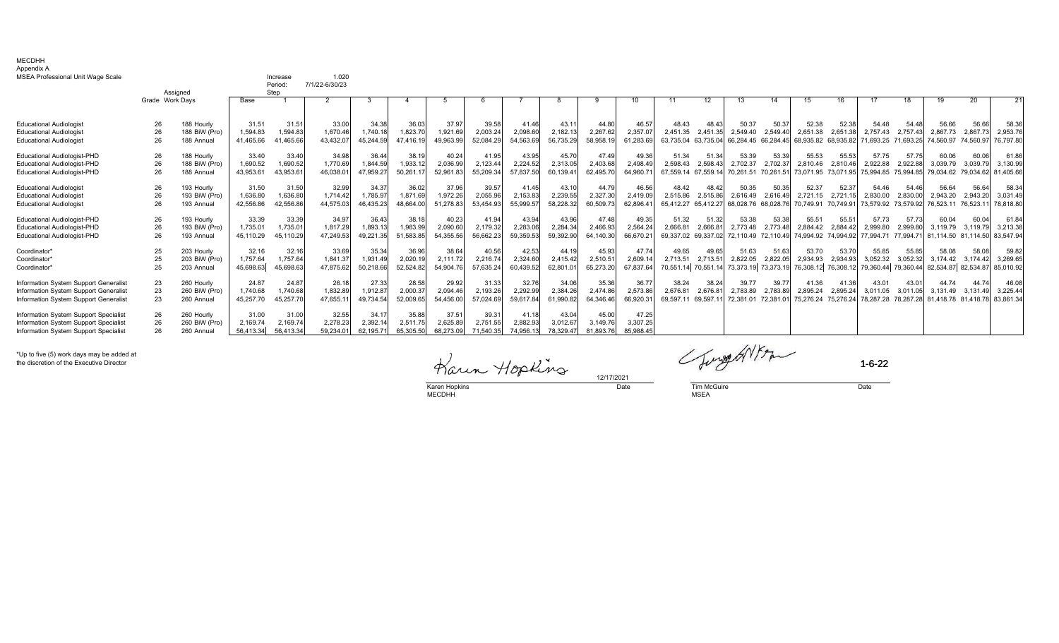MECDHH
Appendix A
MSEA Professional Unit Wage Scale

Increase Period: 1.020 7/1/22-6/30/23

| | Grade | Assigned Work Days | Base | 1 | 2 | 3 | 4 | 5 | 6 | 7 | 8 | 9 | 10 | 11 | 12 | 13 | 14 | 15 | 16 | 17 | 18 | 19 | 20 | 21 |
|---|---|---|---|---|---|---|---|---|---|---|---|---|---|---|---|---|---|---|---|---|---|---|---|---|
| Educational Audiologist | 26 | 188 Hourly | 31.51 | 31.51 | 33.00 | 34.38 | 36.03 | 37.97 | 39.58 | 41.46 | 43.11 | 44.80 | 46.57 | 48.43 | 48.43 | 50.37 | 50.37 | 52.38 | 52.38 | 54.48 | 54.48 | 56.66 | 56.66 | 58.36 |
| Educational Audiologist | 26 | 188 BiW (Pro) | 1,594.83 | 1,594.83 | 1,670.46 | 1,740.18 | 1,823.70 | 1,921.69 | 2,003.24 | 2,098.60 | 2,182.13 | 2,267.62 | 2,357.07 | 2,451.35 | 2,451.35 | 2,549.40 | 2,549.40 | 2,651.38 | 2,651.38 | 2,757.43 | 2,757.43 | 2,867.73 | 2,867.73 | 2,953.76 |
| Educational Audiologist | 26 | 188 Annual | 41,465.66 | 41,465.66 | 43,432.07 | 45,244.59 | 47,416.19 | 49,963.99 | 52,084.29 | 54,563.69 | 56,735.29 | 58,958.19 | 61,283.69 | 63,735.04 | 63,735.04 | 66,284.45 | 66,284.45 | 68,935.82 | 68,935.82 | 71,693.25 | 71,693.25 | 74,560.97 | 74,560.97 | 76,797.80 |
| Educational Audiologist-PHD | 26 | 188 Hourly | 33.40 | 33.40 | 34.98 | 36.44 | 38.19 | 40.24 | 41.95 | 43.95 | 45.70 | 47.49 | 49.36 | 51.34 | 51.34 | 53.39 | 53.39 | 55.53 | 55.53 | 57.75 | 57.75 | 60.06 | 60.06 | 61.86 |
| Educational Audiologist-PHD | 26 | 188 BiW (Pro) | 1,690.52 | 1,690.52 | 1,770.69 | 1,844.59 | 1,933.12 | 2,036.99 | 2,123.44 | 2,224.52 | 2,313.05 | 2,403.68 | 2,498.49 | 2,598.43 | 2,598.43 | 2,702.37 | 2,702.37 | 2,810.46 | 2,810.46 | 2,922.88 | 2,922.88 | 3,039.79 | 3,039.79 | 3,130.99 |
| Educational Audiologist-PHD | 26 | 188 Annual | 43,953.61 | 43,953.61 | 46,038.01 | 47,959.27 | 50,261.17 | 52,961.83 | 55,209.34 | 57,837.50 | 60,139.41 | 62,495.70 | 64,960.71 | 67,559.14 | 67,559.14 | 70,261.51 | 70,261.51 | 73,071.95 | 73,071.95 | 75,994.85 | 75,994.85 | 79,034.62 | 79,034.62 | 81,405.66 |
| Educational Audiologist | 26 | 193 Hourly | 31.50 | 31.50 | 32.99 | 34.37 | 36.02 | 37.96 | 39.57 | 41.45 | 43.10 | 44.79 | 46.56 | 48.42 | 48.42 | 50.35 | 50.35 | 52.37 | 52.37 | 54.46 | 54.46 | 56.64 | 56.64 | 58.34 |
| Educational Audiologist | 26 | 193 BiW (Pro) | 1,636.80 | 1,636.80 | 1,714.42 | 1,785.97 | 1,871.69 | 1,972.26 | 2,055.96 | 2,153.83 | 2,239.55 | 2,327.30 | 2,419.09 | 2,515.86 | 2,515.86 | 2,616.49 | 2,616.49 | 2,721.15 | 2,721.15 | 2,830.00 | 2,830.00 | 2,943.20 | 2,943.20 | 3,031.49 |
| Educational Audiologist | 26 | 193 Annual | 42,556.86 | 42,556.86 | 44,575.03 | 46,435.23 | 48,664.00 | 51,278.83 | 53,454.93 | 55,999.57 | 58,228.32 | 60,509.73 | 62,896.41 | 65,412.27 | 65,412.27 | 68,028.76 | 68,028.76 | 70,749.91 | 70,749.91 | 73,579.92 | 73,579.92 | 76,523.11 | 76,523.11 | 78,818.80 |
| Educational Audiologist-PHD | 26 | 193 Hourly | 33.39 | 33.39 | 34.97 | 36.43 | 38.18 | 40.23 | 41.94 | 43.94 | 43.96 | 47.48 | 49.35 | 51.32 | 51.32 | 53.38 | 53.38 | 55.51 | 55.51 | 57.73 | 57.73 | 60.04 | 60.04 | 61.84 |
| Educational Audiologist-PHD | 26 | 193 BiW (Pro) | 1,735.01 | 1,735.01 | 1,817.29 | 1,893.13 | 1,983.99 | 2,090.60 | 2,179.32 | 2,283.06 | 2,284.34 | 2,466.93 | 2,564.24 | 2,666.81 | 2,666.81 | 2,773.48 | 2,773.48 | 2,884.42 | 2,884.42 | 2,999.80 | 2,999.80 | 3,119.79 | 3,119.79 | 3,213.38 |
| Educational Audiologist-PHD | 26 | 193 Annual | 45,110.29 | 45,110.29 | 47,249.53 | 49,221.35 | 51,583.85 | 54,355.56 | 56,662.23 | 59,359.53 | 59,392.90 | 64,140.30 | 66,670.21 | 69,337.02 | 69,337.02 | 72,110.49 | 72,110.49 | 74,994.92 | 74,994.92 | 77,994.71 | 77,994.71 | 81,114.50 | 81,114.50 | 83,547.94 |
| Coordinator* | 25 | 203 Hourly | 32.16 | 32.16 | 33.69 | 35.34 | 36.96 | 38.64 | 40.56 | 42.53 | 44.19 | 45.93 | 47.74 | 49.65 | 49.65 | 51.63 | 51.63 | 53.70 | 53.70 | 55.85 | 55.85 | 58.08 | 58.08 | 59.82 |
| Coordinator* | 25 | 203 BiW (Pro) | 1,757.64 | 1,757.64 | 1,841.37 | 1,931.49 | 2,020.19 | 2,111.72 | 2,216.74 | 2,324.60 | 2,415.42 | 2,510.51 | 2,609.14 | 2,713.51 | 2,713.51 | 2,822.05 | 2,822.05 | 2,934.93 | 2,934.93 | 3,052.32 | 3,052.32 | 3,174.42 | 3,174.42 | 3,269.65 |
| Coordinator* | 25 | 203 Annual | 45,698.63 | 45,698.63 | 47,875.62 | 50,218.66 | 52,524.82 | 54,904.76 | 57,635.24 | 60,439.52 | 62,801.01 | 65,273.20 | 67,837.64 | 70,551.14 | 70,551.14 | 73,373.19 | 73,373.19 | 76,308.12 | 76,308.12 | 79,360.44 | 79,360.44 | 82,534.87 | 82,534.87 | 85,010.92 |
| Information System Support Generalist | 23 | 260 Hourly | 24.87 | 24.87 | 26.18 | 27.33 | 28.58 | 29.92 | 31.33 | 32.76 | 34.06 | 35.36 | 36.77 | 38.24 | 38.24 | 39.77 | 39.77 | 41.36 | 41.36 | 43.01 | 43.01 | 44.74 | 44.74 | 46.08 |
| Information System Support Generalist | 23 | 260 BiW (Pro) | 1,740.68 | 1,740.68 | 1,832.89 | 1,912.87 | 2,000.37 | 2,094.46 | 2,193.26 | 2,292.99 | 2,384.26 | 2,474.86 | 2,573.86 | 2,676.81 | 2,676.81 | 2,783.89 | 2,783.89 | 2,895.24 | 2,895.24 | 3,011.05 | 3,011.05 | 3,131.49 | 3,131.49 | 3,225.44 |
| Information System Support Generalist | 23 | 260 Annual | 45,257.70 | 45,257.70 | 47,655.11 | 49,734.54 | 52,009.65 | 54,456.00 | 57,024.69 | 59,617.84 | 61,990.82 | 64,346.46 | 66,920.31 | 69,597.11 | 69,597.11 | 72,381.01 | 72,381.01 | 75,276.24 | 75,276.24 | 78,287.28 | 78,287.28 | 81,418.78 | 81,418.78 | 83,861.34 |
| Information System Support Specialist | 26 | 260 Hourly | 31.00 | 31.00 | 32.55 | 34.17 | 35.88 | 37.51 | 39.31 | 41.18 | 43.04 | 45.00 | 47.25 | | | | | | | | | | | |
| Information System Support Specialist | 26 | 260 BiW (Pro) | 2,169.74 | 2,169.74 | 2,278.23 | 2,392.14 | 2,511.75 | 2,625.89 | 2,751.55 | 2,882.93 | 3,012.67 | 3,149.76 | 3,307.25 | | | | | | | | | | | |
| Information System Support Specialist | 26 | 260 Annual | 56,413.34 | 56,413.34 | 59,234.01 | 62,195.71 | 65,305.50 | 68,273.09 | 71,540.35 | 74,956.13 | 78,329.47 | 81,893.76 | 85,988.45 | | | | | | | | | | | |

*Up to five (5) work days may be added at the discretion of the Executive Director

Karen Hopkins
MECDHH
12/17/2021
Date

Tim McGuire
MSEA
1-6-22
Date